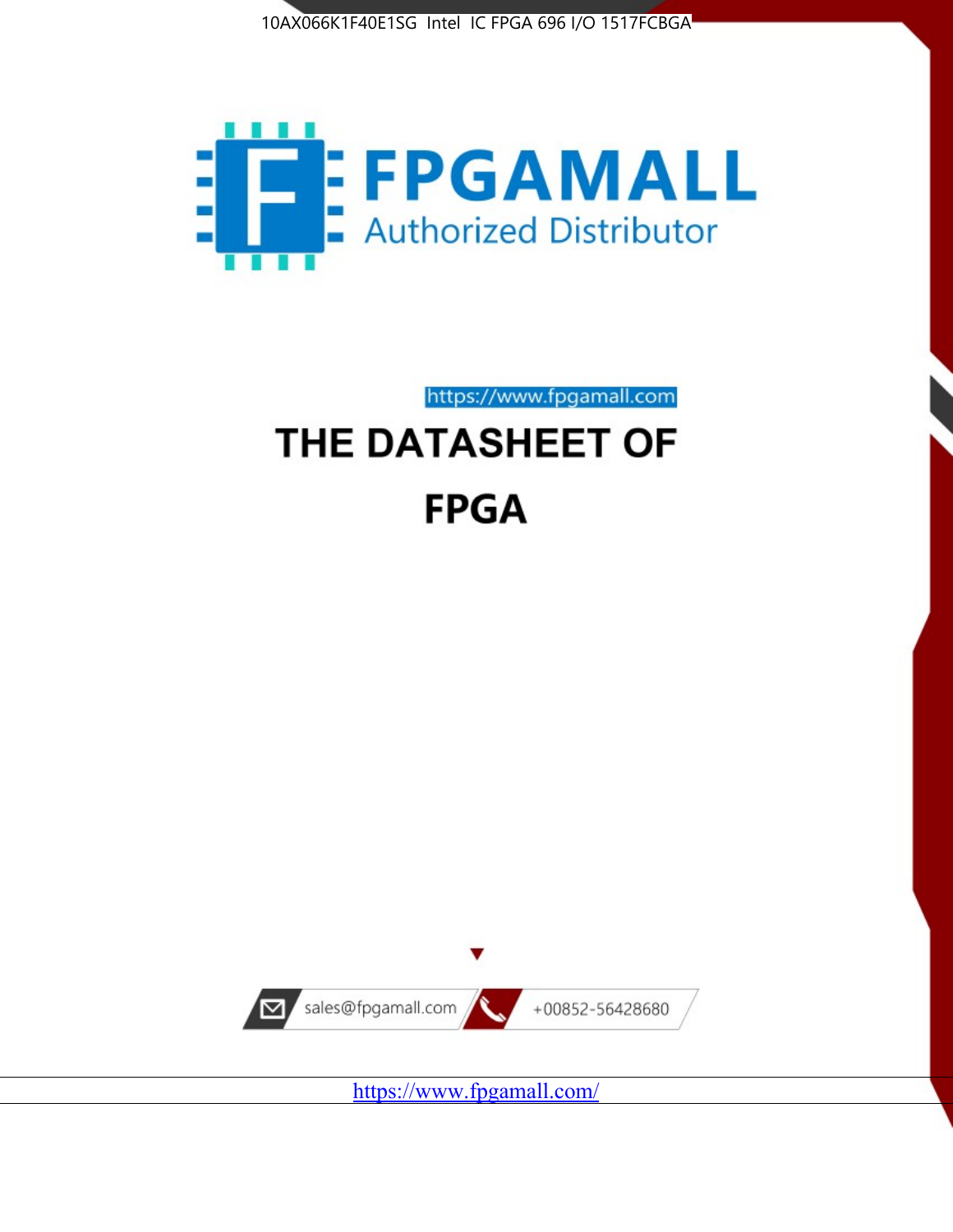10AX066K1F40E1SG Intel IC FPGA 696 I/O 1517FCBGA

**FPGAMALL**

Authorized Distributor

https://www.fpgamall.com

# THE DATASHEET OF

# FPGA

sales@fpgamall.com

+00852-56428680

https://www.fpgamall.com/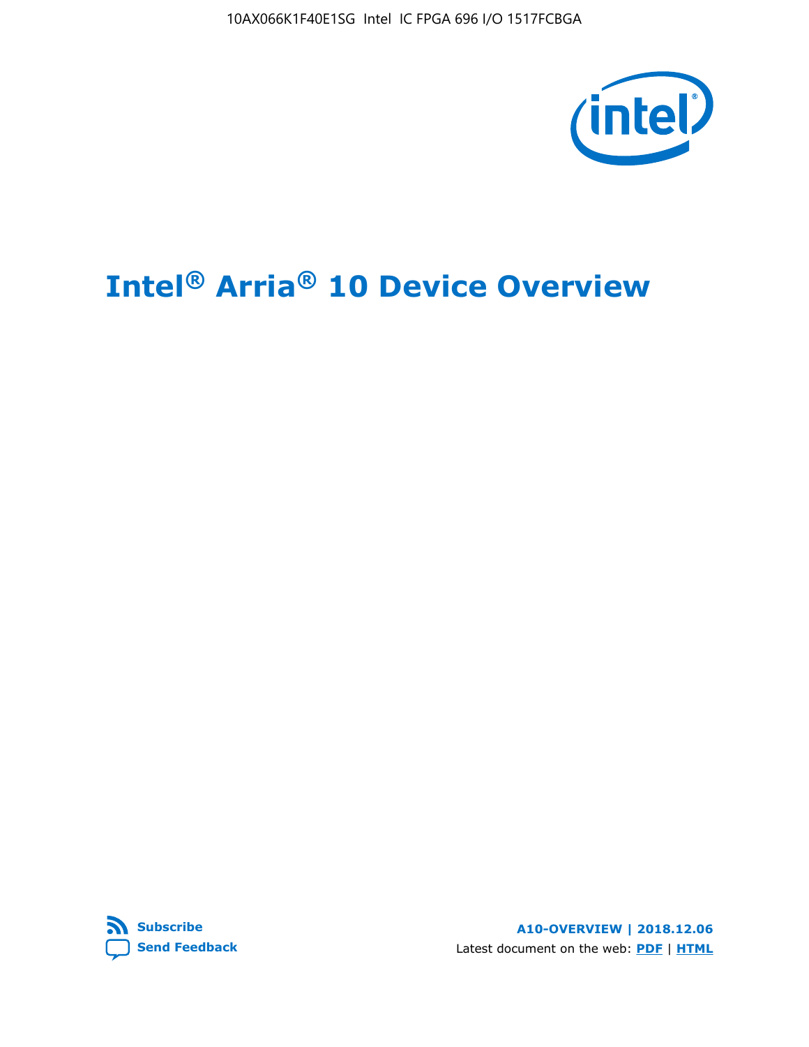10AX066K1F40E1SG Intel IC FPGA 696 I/O 1517FCBGA

# Intel® Arria® 10 Device Overview

Subscribe

Send Feedback

A10-OVERVIEW | 2018.12.06

Latest document on the web: PDF | HTML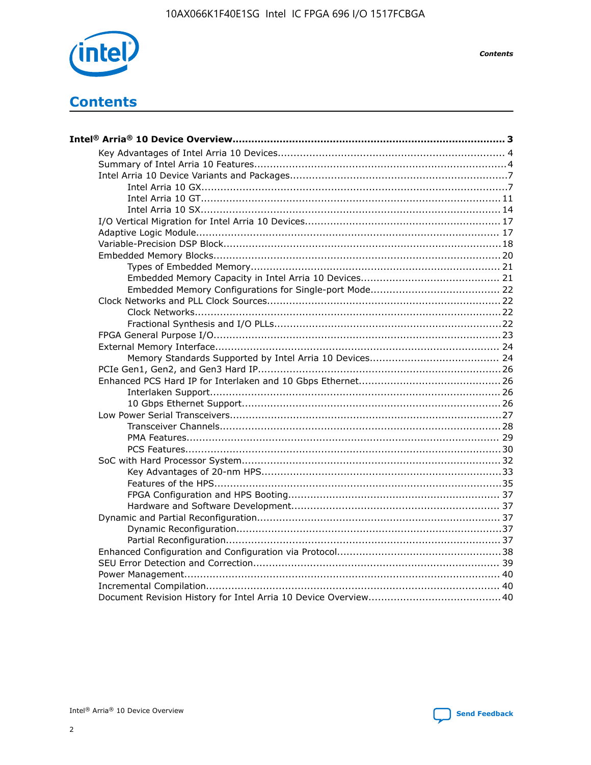# Contents

**Intel® Arria® 10 Device Overview....................................................................................... 3**

- Key Advantages of Intel Arria 10 Devices........................................................................ 4
- Summary of Intel Arria 10 Features................................................................................4
- Intel Arria 10 Device Variants and Packages.....................................................................7
  - Intel Arria 10 GX.................................................................................................7
  - Intel Arria 10 GT............................................................................................... 11
  - Intel Arria 10 SX............................................................................................... 14
- I/O Vertical Migration for Intel Arria 10 Devices.............................................................. 17
- Adaptive Logic Module................................................................................................ 17
- Variable-Precision DSP Block........................................................................................18
- Embedded Memory Blocks........................................................................................... 20
  - Types of Embedded Memory............................................................................... 21
  - Embedded Memory Capacity in Intel Arria 10 Devices............................................ 21
  - Embedded Memory Configurations for Single-port Mode......................................... 22
- Clock Networks and PLL Clock Sources.........................................................................22
  - Clock Networks.................................................................................................22
  - Fractional Synthesis and I/O PLLs........................................................................22
- FPGA General Purpose I/O.......................................................................................... 23
- External Memory Interface.......................................................................................... 24
  - Memory Standards Supported by Intel Arria 10 Devices......................................... 24
- PCIe Gen1, Gen2, and Gen3 Hard IP............................................................................. 26
- Enhanced PCS Hard IP for Interlaken and 10 Gbps Ethernet............................................. 26
  - Interlaken Support............................................................................................ 26
  - 10 Gbps Ethernet Support.................................................................................. 26
- Low Power Serial Transceivers......................................................................................27
  - Transceiver Channels......................................................................................... 28
  - PMA Features................................................................................................... 29
  - PCS Features.................................................................................................... 30
- SoC with Hard Processor System.................................................................................. 32
  - Key Advantages of 20-nm HPS............................................................................33
  - Features of the HPS...........................................................................................35
  - FPGA Configuration and HPS Booting................................................................... 37
  - Hardware and Software Development.................................................................. 37
- Dynamic and Partial Reconfiguration............................................................................. 37
  - Dynamic Reconfiguration....................................................................................37
  - Partial Reconfiguration....................................................................................... 37
- Enhanced Configuration and Configuration via Protocol....................................................38
- SEU Error Detection and Correction.............................................................................. 39
- Power Management.................................................................................................... 40
- Incremental Compilation............................................................................................. 40
- Document Revision History for Intel Arria 10 Device Overview.......................................... 40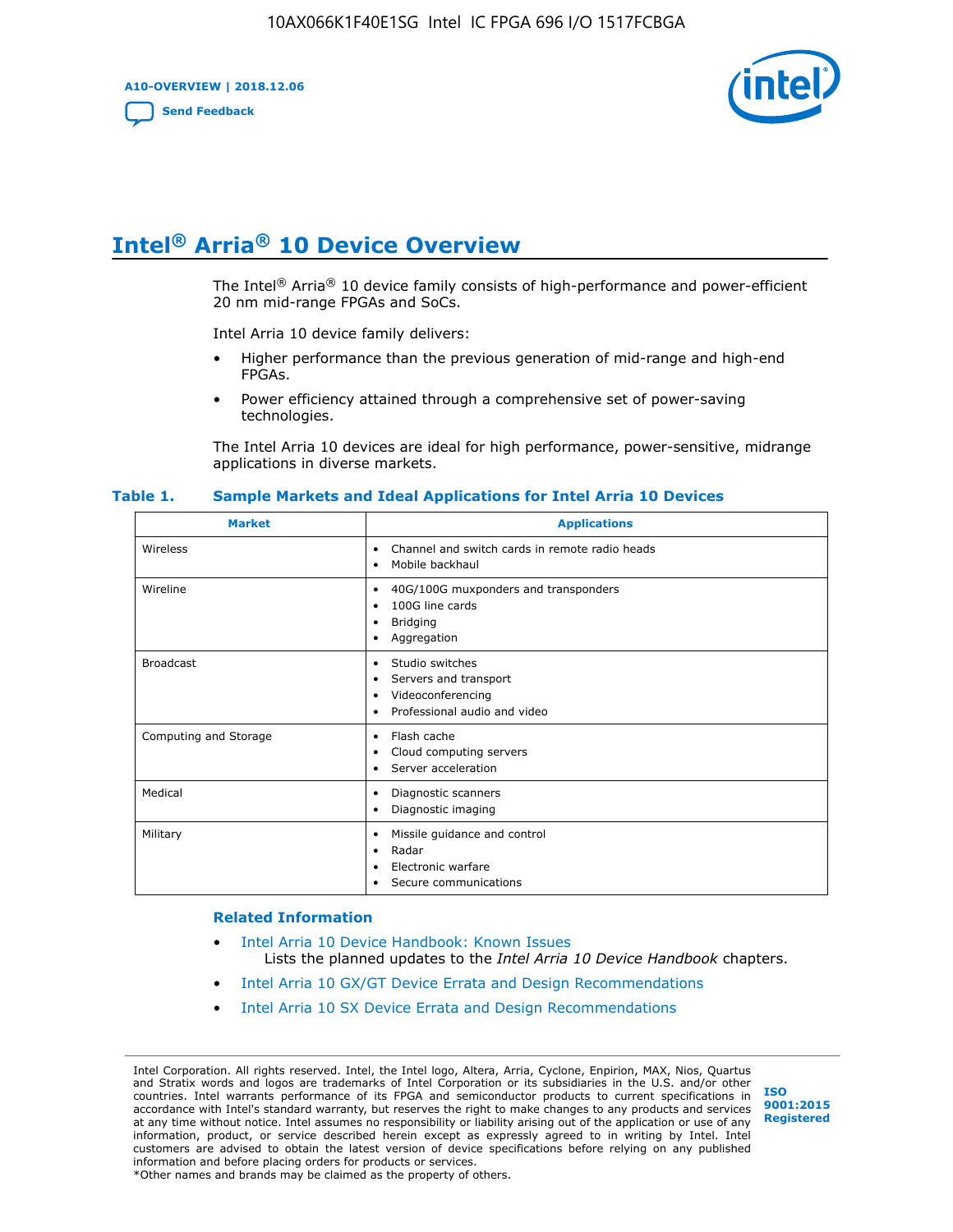# Intel® Arria® 10 Device Overview

The Intel® Arria® 10 device family consists of high-performance and power-efficient 20 nm mid-range FPGAs and SoCs.

Intel Arria 10 device family delivers:

- Higher performance than the previous generation of mid-range and high-end FPGAs.
- Power efficiency attained through a comprehensive set of power-saving technologies.

The Intel Arria 10 devices are ideal for high performance, power-sensitive, midrange applications in diverse markets.

**Table 1. Sample Markets and Ideal Applications for Intel Arria 10 Devices**

| Market | Applications |
|---|---|
| Wireless | • Channel and switch cards in remote radio heads<br>• Mobile backhaul |
| Wireline | • 40G/100G muxponders and transponders<br>• 100G line cards<br>• Bridging<br>• Aggregation |
| Broadcast | • Studio switches<br>• Servers and transport<br>• Videoconferencing<br>• Professional audio and video |
| Computing and Storage | • Flash cache<br>• Cloud computing servers<br>• Server acceleration |
| Medical | • Diagnostic scanners<br>• Diagnostic imaging |
| Military | • Missile guidance and control<br>• Radar<br>• Electronic warfare<br>• Secure communications |

**Related Information**

- Intel Arria 10 Device Handbook: Known Issues
  Lists the planned updates to the *Intel Arria 10 Device Handbook* chapters.
- Intel Arria 10 GX/GT Device Errata and Design Recommendations
- Intel Arria 10 SX Device Errata and Design Recommendations

Intel Corporation. All rights reserved. Intel, the Intel logo, Altera, Arria, Cyclone, Enpirion, MAX, Nios, Quartus and Stratix words and logos are trademarks of Intel Corporation or its subsidiaries in the U.S. and/or other countries. Intel warrants performance of its FPGA and semiconductor products to current specifications in accordance with Intel's standard warranty, but reserves the right to make changes to any products and services at any time without notice. Intel assumes no responsibility or liability arising out of the application or use of any information, product, or service described herein except as expressly agreed to in writing by Intel. Intel customers are advised to obtain the latest version of device specifications before relying on any published information and before placing orders for products or services.
*Other names and brands may be claimed as the property of others.

ISO 9001:2015 Registered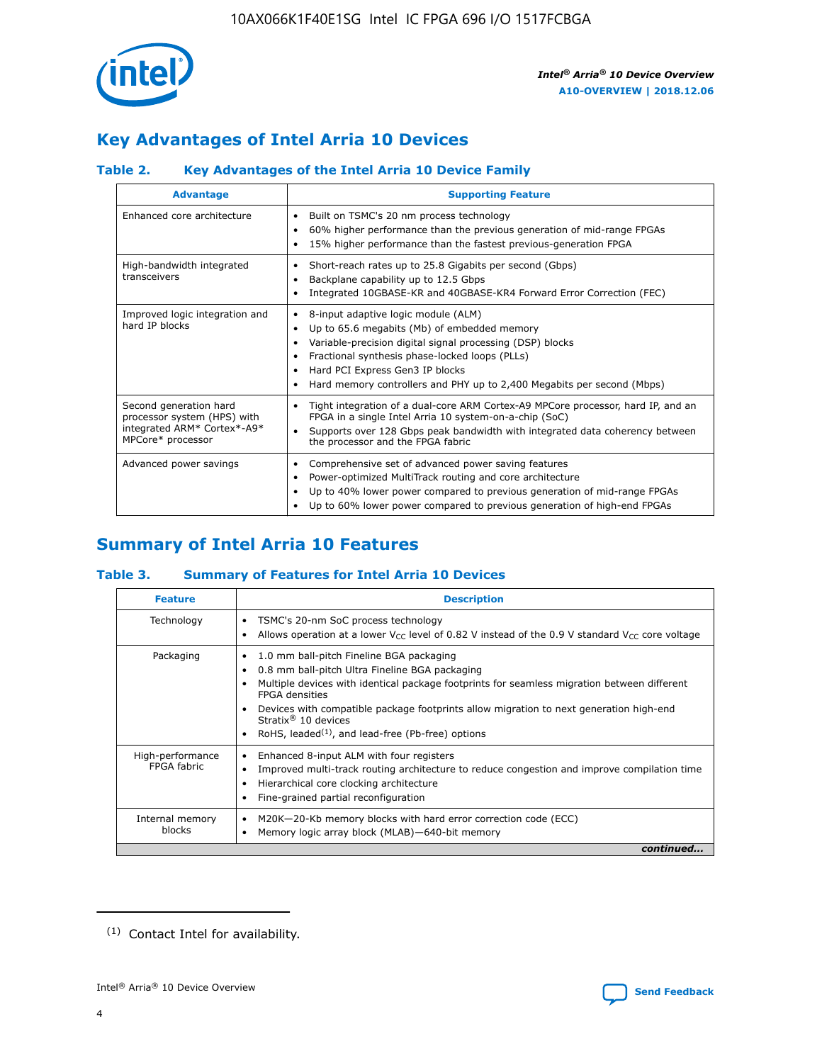## Key Advantages of Intel Arria 10 Devices

### Table 2. Key Advantages of the Intel Arria 10 Device Family

| Advantage | Supporting Feature |
| --- | --- |
| Enhanced core architecture | • Built on TSMC's 20 nm process technology<br>• 60% higher performance than the previous generation of mid-range FPGAs<br>• 15% higher performance than the fastest previous-generation FPGA |
| High-bandwidth integrated transceivers | • Short-reach rates up to 25.8 Gigabits per second (Gbps)<br>• Backplane capability up to 12.5 Gbps<br>• Integrated 10GBASE-KR and 40GBASE-KR4 Forward Error Correction (FEC) |
| Improved logic integration and hard IP blocks | • 8-input adaptive logic module (ALM)<br>• Up to 65.6 megabits (Mb) of embedded memory<br>• Variable-precision digital signal processing (DSP) blocks<br>• Fractional synthesis phase-locked loops (PLLs)<br>• Hard PCI Express Gen3 IP blocks<br>• Hard memory controllers and PHY up to 2,400 Megabits per second (Mbps) |
| Second generation hard processor system (HPS) with integrated ARM* Cortex*-A9* MPCore* processor | • Tight integration of a dual-core ARM Cortex-A9 MPCore processor, hard IP, and an FPGA in a single Intel Arria 10 system-on-a-chip (SoC)<br>• Supports over 128 Gbps peak bandwidth with integrated data coherency between the processor and the FPGA fabric |
| Advanced power savings | • Comprehensive set of advanced power saving features<br>• Power-optimized MultiTrack routing and core architecture<br>• Up to 40% lower power compared to previous generation of mid-range FPGAs<br>• Up to 60% lower power compared to previous generation of high-end FPGAs |

## Summary of Intel Arria 10 Features

### Table 3. Summary of Features for Intel Arria 10 Devices

| Feature | Description |
| --- | --- |
| Technology | • TSMC's 20-nm SoC process technology<br>• Allows operation at a lower $V_{CC}$ level of 0.82 V instead of the 0.9 V standard $V_{CC}$ core voltage |
| Packaging | • 1.0 mm ball-pitch Fineline BGA packaging<br>• 0.8 mm ball-pitch Ultra Fineline BGA packaging<br>• Multiple devices with identical package footprints for seamless migration between different FPGA densities<br>• Devices with compatible package footprints allow migration to next generation high-end Stratix® 10 devices<br>• RoHS, leaded[(1)], and lead-free (Pb-free) options |
| High-performance FPGA fabric | • Enhanced 8-input ALM with four registers<br>• Improved multi-track routing architecture to reduce congestion and improve compilation time<br>• Hierarchical core clocking architecture<br>• Fine-grained partial reconfiguration |
| Internal memory blocks | • M20K—20-Kb memory blocks with hard error correction code (ECC)<br>• Memory logic array block (MLAB)—640-bit memory |

*continued...*

(1) Contact Intel for availability.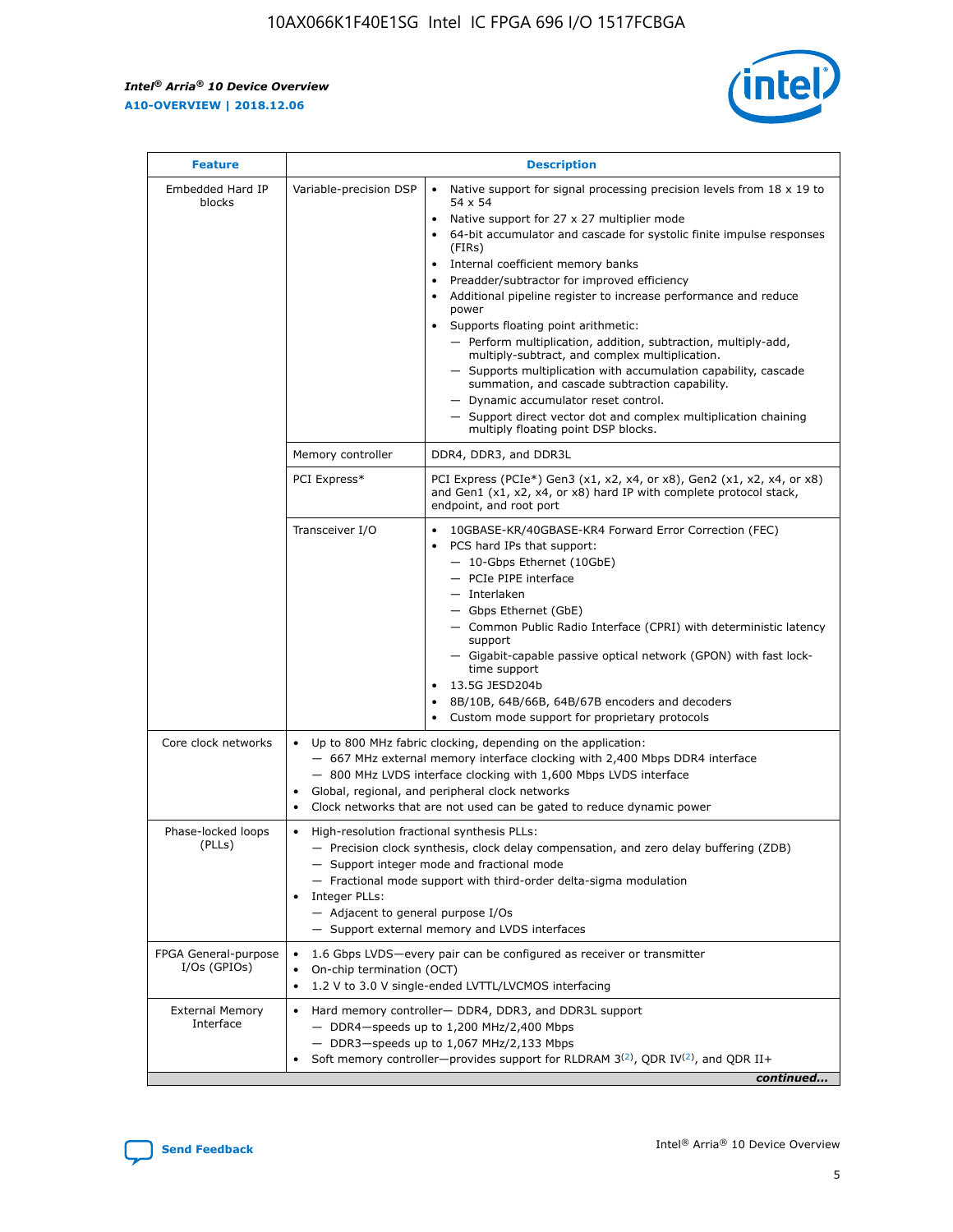| Feature | Description | |
|---|---|---|
| Embedded Hard IP blocks | Variable-precision DSP | • Native support for signal processing precision levels from 18 x 19 to 54 x 54<br>• Native support for 27 x 27 multiplier mode<br>• 64-bit accumulator and cascade for systolic finite impulse responses (FIRs)<br>• Internal coefficient memory banks<br>• Preadder/subtractor for improved efficiency<br>• Additional pipeline register to increase performance and reduce power<br>• Supports floating point arithmetic:<br>— Perform multiplication, addition, subtraction, multiply-add, multiply-subtract, and complex multiplication.<br>— Supports multiplication with accumulation capability, cascade summation, and cascade subtraction capability.<br>— Dynamic accumulator reset control.<br>— Support direct vector dot and complex multiplication chaining multiply floating point DSP blocks. |
| | Memory controller | DDR4, DDR3, and DDR3L |
| | PCI Express* | PCI Express (PCIe*) Gen3 (x1, x2, x4, or x8), Gen2 (x1, x2, x4, or x8) and Gen1 (x1, x2, x4, or x8) hard IP with complete protocol stack, endpoint, and root port |
| | Transceiver I/O | • 10GBASE-KR/40GBASE-KR4 Forward Error Correction (FEC)<br>• PCS hard IPs that support:<br>— 10-Gbps Ethernet (10GbE)<br>— PCIe PIPE interface<br>— Interlaken<br>— Gbps Ethernet (GbE)<br>— Common Public Radio Interface (CPRI) with deterministic latency support<br>— Gigabit-capable passive optical network (GPON) with fast lock-time support<br>• 13.5G JESD204b<br>• 8B/10B, 64B/66B, 64B/67B encoders and decoders<br>• Custom mode support for proprietary protocols |
| Core clock networks | • Up to 800 MHz fabric clocking, depending on the application:<br>— 667 MHz external memory interface clocking with 2,400 Mbps DDR4 interface<br>— 800 MHz LVDS interface clocking with 1,600 Mbps LVDS interface<br>• Global, regional, and peripheral clock networks<br>• Clock networks that are not used can be gated to reduce dynamic power | |
| Phase-locked loops (PLLs) | • High-resolution fractional synthesis PLLs:<br>— Precision clock synthesis, clock delay compensation, and zero delay buffering (ZDB)<br>— Support integer mode and fractional mode<br>— Fractional mode support with third-order delta-sigma modulation<br>• Integer PLLs:<br>— Adjacent to general purpose I/Os<br>— Support external memory and LVDS interfaces | |
| FPGA General-purpose I/Os (GPIOs) | • 1.6 Gbps LVDS—every pair can be configured as receiver or transmitter<br>• On-chip termination (OCT)<br>• 1.2 V to 3.0 V single-ended LVTTL/LVCMOS interfacing | |
| External Memory Interface | • Hard memory controller— DDR4, DDR3, and DDR3L support<br>— DDR4—speeds up to 1,200 MHz/2,400 Mbps<br>— DDR3—speeds up to 1,067 MHz/2,133 Mbps<br>• Soft memory controller—provides support for RLDRAM 3[(2)], QDR IV[(2)], and QDR II+ | |

*continued...*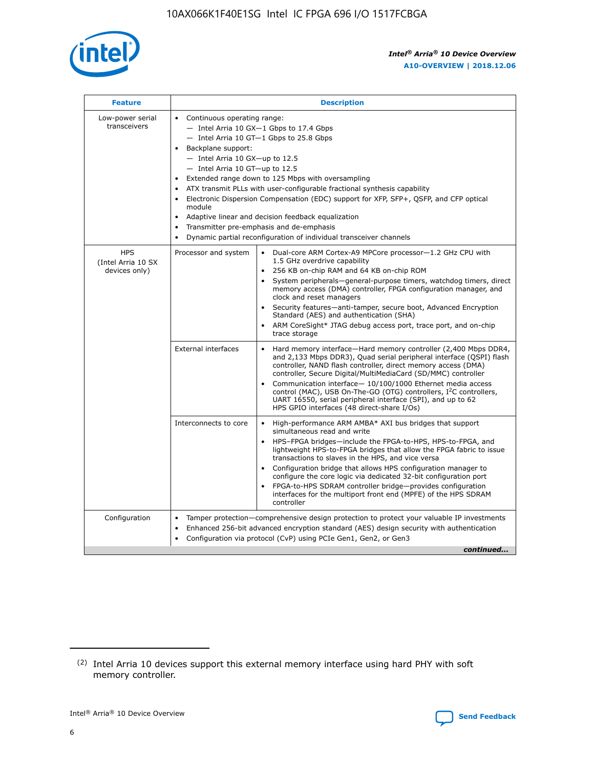| Feature | Description | |
|---|---|---|
| Low-power serial transceivers | • Continuous operating range:<br>— Intel Arria 10 GX—1 Gbps to 17.4 Gbps<br>— Intel Arria 10 GT—1 Gbps to 25.8 Gbps<br>• Backplane support:<br>— Intel Arria 10 GX—up to 12.5<br>— Intel Arria 10 GT—up to 12.5<br>• Extended range down to 125 Mbps with oversampling<br>• ATX transmit PLLs with user-configurable fractional synthesis capability<br>• Electronic Dispersion Compensation (EDC) support for XFP, SFP+, QSFP, and CFP optical module<br>• Adaptive linear and decision feedback equalization<br>• Transmitter pre-emphasis and de-emphasis<br>• Dynamic partial reconfiguration of individual transceiver channels | |
| HPS (Intel Arria 10 SX devices only) | Processor and system | • Dual-core ARM Cortex-A9 MPCore processor—1.2 GHz CPU with 1.5 GHz overdrive capability<br>• 256 KB on-chip RAM and 64 KB on-chip ROM<br>• System peripherals—general-purpose timers, watchdog timers, direct memory access (DMA) controller, FPGA configuration manager, and clock and reset managers<br>• Security features—anti-tamper, secure boot, Advanced Encryption Standard (AES) and authentication (SHA)<br>• ARM CoreSight* JTAG debug access port, trace port, and on-chip trace storage |
| | External interfaces | • Hard memory interface—Hard memory controller (2,400 Mbps DDR4, and 2,133 Mbps DDR3), Quad serial peripheral interface (QSPI) flash controller, NAND flash controller, direct memory access (DMA) controller, Secure Digital/MultiMediaCard (SD/MMC) controller<br>• Communication interface— 10/100/1000 Ethernet media access control (MAC), USB On-The-GO (OTG) controllers, I$^2$C controllers, UART 16550, serial peripheral interface (SPI), and up to 62 HPS GPIO interfaces (48 direct-share I/Os) |
| | Interconnects to core | • High-performance ARM AMBA* AXI bus bridges that support simultaneous read and write<br>• HPS–FPGA bridges—include the FPGA-to-HPS, HPS-to-FPGA, and lightweight HPS-to-FPGA bridges that allow the FPGA fabric to issue transactions to slaves in the HPS, and vice versa<br>• Configuration bridge that allows HPS configuration manager to configure the core logic via dedicated 32-bit configuration port<br>• FPGA-to-HPS SDRAM controller bridge—provides configuration interfaces for the multiport front end (MPFE) of the HPS SDRAM controller |
| Configuration | • Tamper protection—comprehensive design protection to protect your valuable IP investments<br>• Enhanced 256-bit advanced encryption standard (AES) design security with authentication<br>• Configuration via protocol (CvP) using PCIe Gen1, Gen2, or Gen3 | |

*continued...*

(2) Intel Arria 10 devices support this external memory interface using hard PHY with soft memory controller.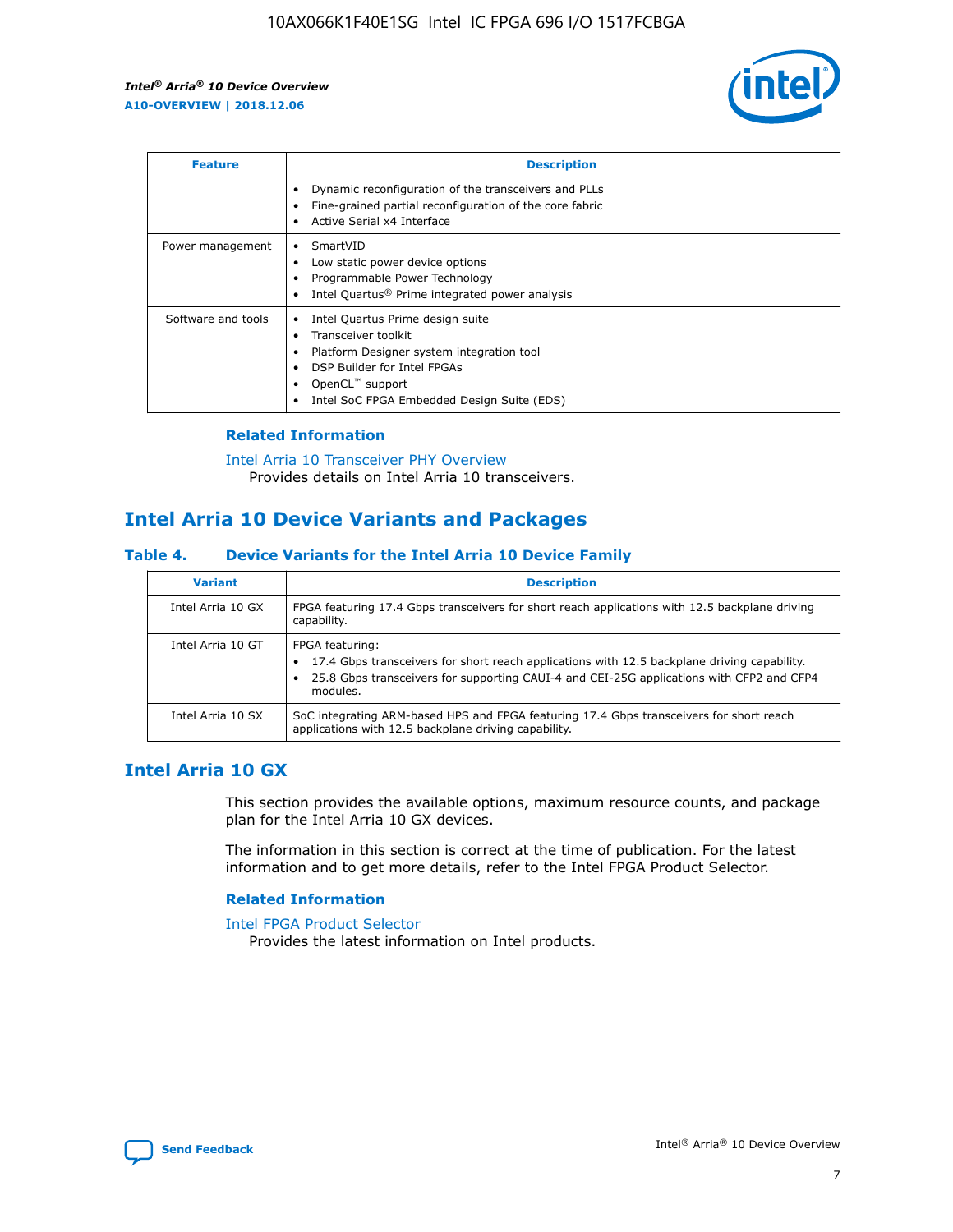| Feature | Description |
| --- | --- |
| | • Dynamic reconfiguration of the transceivers and PLLs<br>• Fine-grained partial reconfiguration of the core fabric<br>• Active Serial x4 Interface |
| Power management | • SmartVID<br>• Low static power device options<br>• Programmable Power Technology<br>• Intel Quartus® Prime integrated power analysis |
| Software and tools | • Intel Quartus Prime design suite<br>• Transceiver toolkit<br>• Platform Designer system integration tool<br>• DSP Builder for Intel FPGAs<br>• OpenCL™ support<br>• Intel SoC FPGA Embedded Design Suite (EDS) |

### Related Information

Intel Arria 10 Transceiver PHY Overview
Provides details on Intel Arria 10 transceivers.

## Intel Arria 10 Device Variants and Packages

### Table 4. Device Variants for the Intel Arria 10 Device Family

| Variant | Description |
| --- | --- |
| Intel Arria 10 GX | FPGA featuring 17.4 Gbps transceivers for short reach applications with 12.5 backplane driving capability. |
| Intel Arria 10 GT | FPGA featuring:<br>• 17.4 Gbps transceivers for short reach applications with 12.5 backplane driving capability.<br>• 25.8 Gbps transceivers for supporting CAUI-4 and CEI-25G applications with CFP2 and CFP4 modules. |
| Intel Arria 10 SX | SoC integrating ARM-based HPS and FPGA featuring 17.4 Gbps transceivers for short reach applications with 12.5 backplane driving capability. |

## Intel Arria 10 GX

This section provides the available options, maximum resource counts, and package plan for the Intel Arria 10 GX devices.

The information in this section is correct at the time of publication. For the latest information and to get more details, refer to the Intel FPGA Product Selector.

### Related Information

Intel FPGA Product Selector
Provides the latest information on Intel products.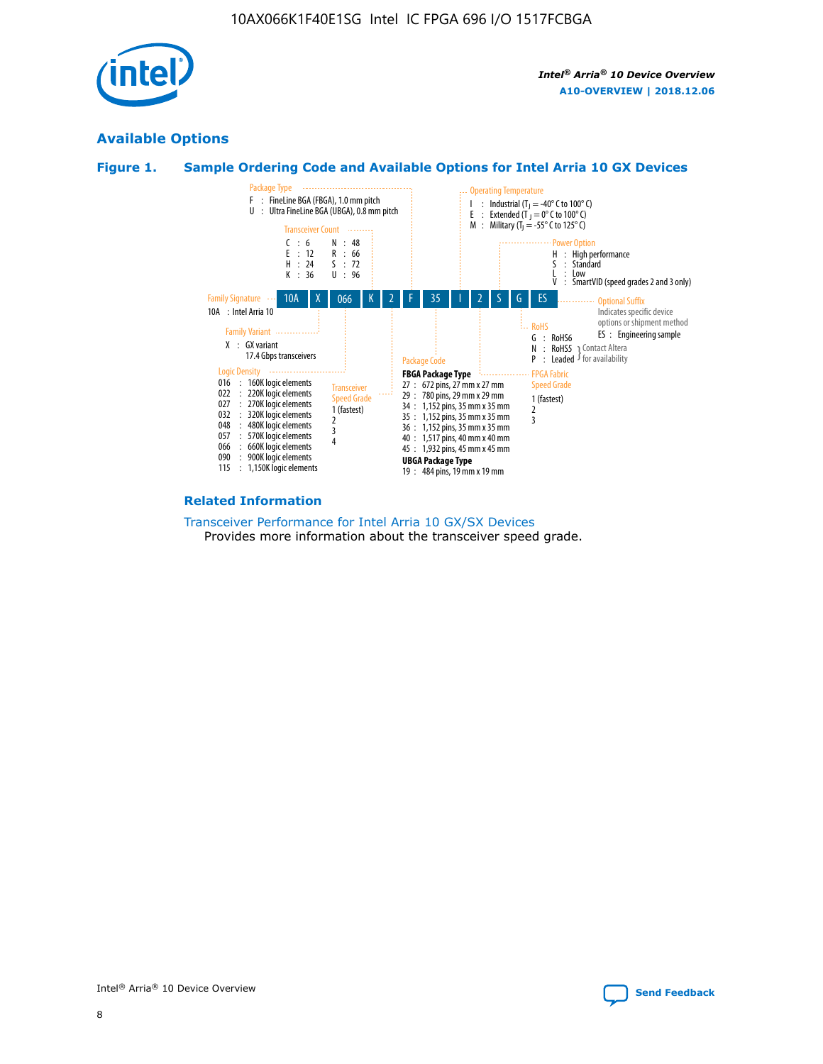## Available Options

### Figure 1. Sample Ordering Code and Available Options for Intel Arria 10 GX Devices

| 10A | X | 066 | K | 2 | F | 35 | I | 2 | S | G | ES |
|---|---|---|---|---|---|---|---|---|---|---|---|

**Family Signature**
- 10A : Intel Arria 10

**Family Variant**
- X : GX variant 17.4 Gbps transceivers

**Logic Density**
- 016 : 160K logic elements
- 022 : 220K logic elements
- 027 : 270K logic elements
- 032 : 320K logic elements
- 048 : 480K logic elements
- 057 : 570K logic elements
- 066 : 660K logic elements
- 090 : 900K logic elements
- 115 : 1,150K logic elements

**Transceiver Count**
- C : 6
- E : 12
- H : 24
- K : 36
- N : 48
- R : 66
- S : 72
- U : 96

**Transceiver Speed Grade**
- 1 (fastest)
- 2
- 3
- 4

**Package Type**
- F : FineLine BGA (FBGA), 1.0 mm pitch
- U : Ultra FineLine BGA (UBGA), 0.8 mm pitch

**Package Code**

**FBGA Package Type**
- 27 : 672 pins, 27 mm x 27 mm
- 29 : 780 pins, 29 mm x 29 mm
- 34 : 1,152 pins, 35 mm x 35 mm
- 35 : 1,152 pins, 35 mm x 35 mm
- 36 : 1,152 pins, 35 mm x 35 mm
- 40 : 1,517 pins, 40 mm x 40 mm
- 45 : 1,932 pins, 45 mm x 45 mm

**UBGA Package Type**
- 19 : 484 pins, 19 mm x 19 mm

**Operating Temperature**
- I : Industrial ($T_J$ = -40° C to 100° C)
- E : Extended ($T_J$ = 0° C to 100° C)
- M : Military ($T_J$ = -55° C to 125° C)

**FPGA Fabric Speed Grade**
- 1 (fastest)
- 2
- 3

**Power Option**
- H : High performance
- S : Standard
- L : Low
- V : SmartVID (speed grades 2 and 3 only)

**RoHS**
- G : RoHS6
- N : RoHS5 (Contact Altera for availability)
- P : Leaded (Contact Altera for availability)

**Optional Suffix**

Indicates specific device options or shipment method
- ES : Engineering sample

### Related Information

Transceiver Performance for Intel Arria 10 GX/SX Devices

Provides more information about the transceiver speed grade.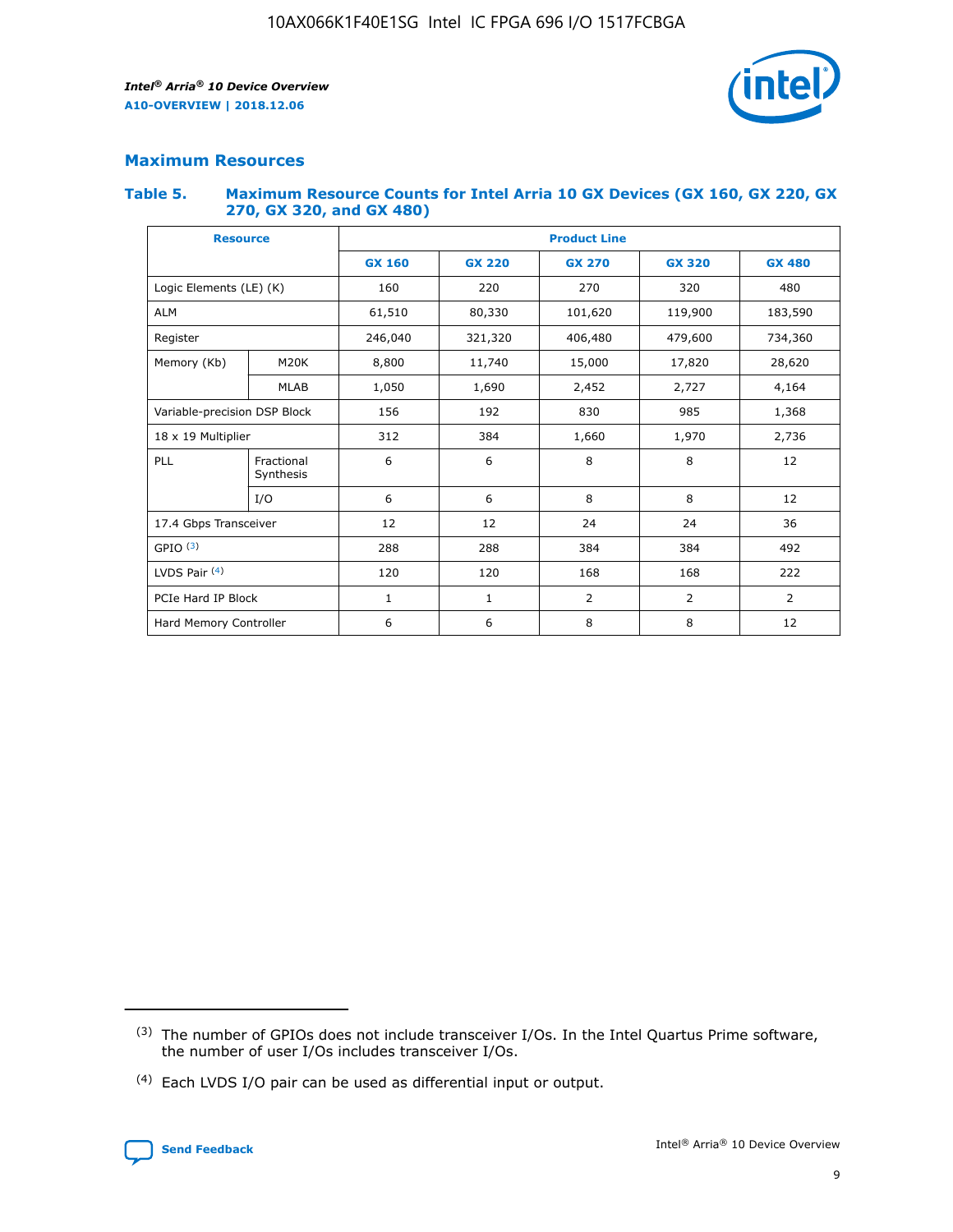## Maximum Resources

### Table 5. Maximum Resource Counts for Intel Arria 10 GX Devices (GX 160, GX 220, GX 270, GX 320, and GX 480)

| Resource | | Product Line | | | | |
|---|---|---|---|---|---|---|
| | | GX 160 | GX 220 | GX 270 | GX 320 | GX 480 |
| Logic Elements (LE) (K) | | 160 | 220 | 270 | 320 | 480 |
| ALM | | 61,510 | 80,330 | 101,620 | 119,900 | 183,590 |
| Register | | 246,040 | 321,320 | 406,480 | 479,600 | 734,360 |
| Memory (Kb) | M20K | 8,800 | 11,740 | 15,000 | 17,820 | 28,620 |
| | MLAB | 1,050 | 1,690 | 2,452 | 2,727 | 4,164 |
| Variable-precision DSP Block | | 156 | 192 | 830 | 985 | 1,368 |
| 18 x 19 Multiplier | | 312 | 384 | 1,660 | 1,970 | 2,736 |
| PLL | Fractional Synthesis | 6 | 6 | 8 | 8 | 12 |
| | I/O | 6 | 6 | 8 | 8 | 12 |
| 17.4 Gbps Transceiver | | 12 | 12 | 24 | 24 | 36 |
| GPIO [(3)] | | 288 | 288 | 384 | 384 | 492 |
| LVDS Pair [(4)] | | 120 | 120 | 168 | 168 | 222 |
| PCIe Hard IP Block | | 1 | 1 | 2 | 2 | 2 |
| Hard Memory Controller | | 6 | 6 | 8 | 8 | 12 |

(3) The number of GPIOs does not include transceiver I/Os. In the Intel Quartus Prime software, the number of user I/Os includes transceiver I/Os.

(4) Each LVDS I/O pair can be used as differential input or output.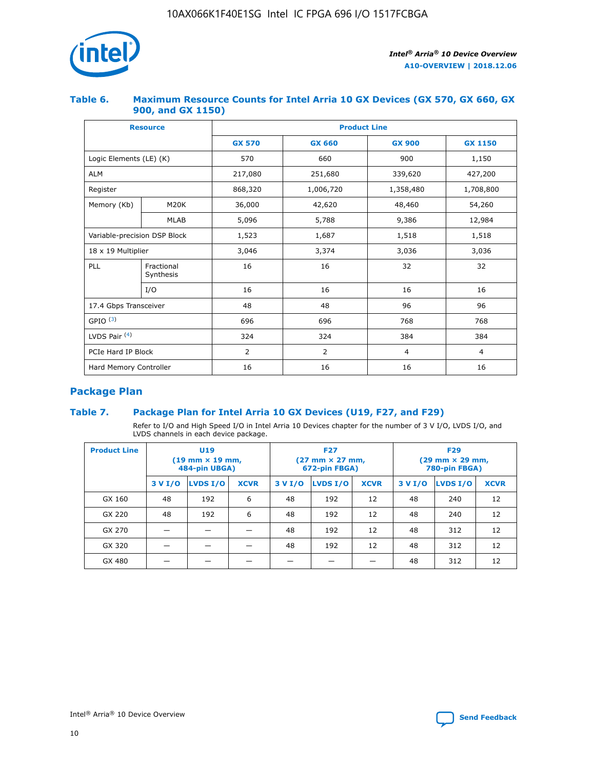### Table 6. Maximum Resource Counts for Intel Arria 10 GX Devices (GX 570, GX 660, GX 900, and GX 1150)

| Resource | | Product Line | | | |
|---|---|---|---|---|---|
| | | GX 570 | GX 660 | GX 900 | GX 1150 |
| Logic Elements (LE) (K) | | 570 | 660 | 900 | 1,150 |
| ALM | | 217,080 | 251,680 | 339,620 | 427,200 |
| Register | | 868,320 | 1,006,720 | 1,358,480 | 1,708,800 |
| Memory (Kb) | M20K | 36,000 | 42,620 | 48,460 | 54,260 |
| | MLAB | 5,096 | 5,788 | 9,386 | 12,984 |
| Variable-precision DSP Block | | 1,523 | 1,687 | 1,518 | 1,518 |
| 18 x 19 Multiplier | | 3,046 | 3,374 | 3,036 | 3,036 |
| PLL | Fractional Synthesis | 16 | 16 | 32 | 32 |
| | I/O | 16 | 16 | 16 | 16 |
| 17.4 Gbps Transceiver | | 48 | 48 | 96 | 96 |
| GPIO [3] | | 696 | 696 | 768 | 768 |
| LVDS Pair [4] | | 324 | 324 | 384 | 384 |
| PCIe Hard IP Block | | 2 | 2 | 4 | 4 |
| Hard Memory Controller | | 16 | 16 | 16 | 16 |

## Package Plan

### Table 7. Package Plan for Intel Arria 10 GX Devices (U19, F27, and F29)

Refer to I/O and High Speed I/O in Intel Arria 10 Devices chapter for the number of 3 V I/O, LVDS I/O, and LVDS channels in each device package.

| Product Line | U19 (19 mm × 19 mm, 484-pin UBGA) | | | F27 (27 mm × 27 mm, 672-pin FBGA) | | | F29 (29 mm × 29 mm, 780-pin FBGA) | | |
|---|---|---|---|---|---|---|---|---|---|
| | 3 V I/O | LVDS I/O | XCVR | 3 V I/O | LVDS I/O | XCVR | 3 V I/O | LVDS I/O | XCVR |
| GX 160 | 48 | 192 | 6 | 48 | 192 | 12 | 48 | 240 | 12 |
| GX 220 | 48 | 192 | 6 | 48 | 192 | 12 | 48 | 240 | 12 |
| GX 270 | — | — | — | 48 | 192 | 12 | 48 | 312 | 12 |
| GX 320 | — | — | — | 48 | 192 | 12 | 48 | 312 | 12 |
| GX 480 | — | — | — | — | — | — | 48 | 312 | 12 |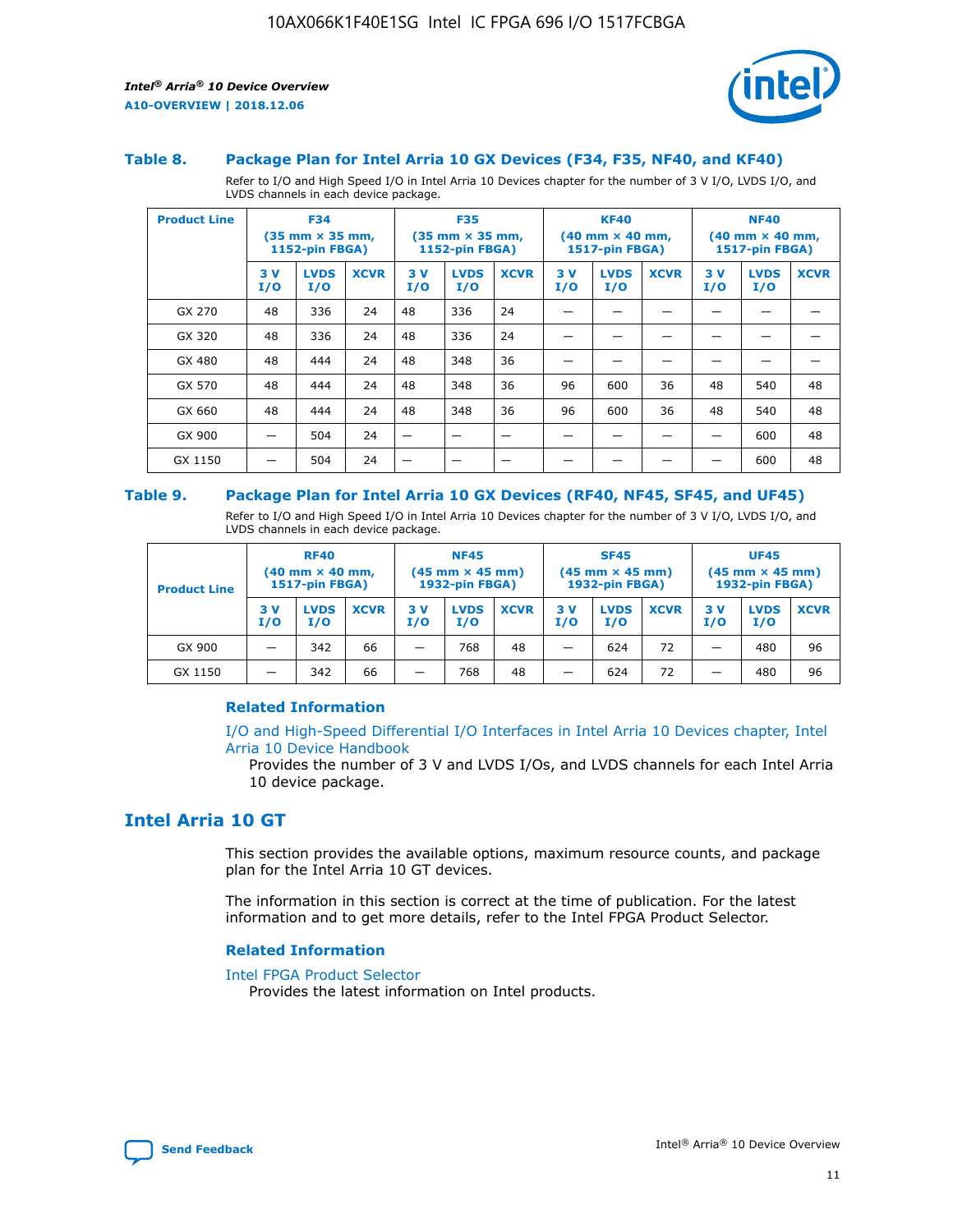### Table 8. Package Plan for Intel Arria 10 GX Devices (F34, F35, NF40, and KF40)

Refer to I/O and High Speed I/O in Intel Arria 10 Devices chapter for the number of 3 V I/O, LVDS I/O, and LVDS channels in each device package.

| Product Line | F34 (35 mm × 35 mm, 1152-pin FBGA) | | | F35 (35 mm × 35 mm, 1152-pin FBGA) | | | KF40 (40 mm × 40 mm, 1517-pin FBGA) | | | NF40 (40 mm × 40 mm, 1517-pin FBGA) | | |
|---|---|---|---|---|---|---|---|---|---|---|---|---|
| | 3 V I/O | LVDS I/O | XCVR | 3 V I/O | LVDS I/O | XCVR | 3 V I/O | LVDS I/O | XCVR | 3 V I/O | LVDS I/O | XCVR |
| GX 270 | 48 | 336 | 24 | 48 | 336 | 24 | — | — | — | — | — | — |
| GX 320 | 48 | 336 | 24 | 48 | 336 | 24 | — | — | — | — | — | — |
| GX 480 | 48 | 444 | 24 | 48 | 348 | 36 | — | — | — | — | — | — |
| GX 570 | 48 | 444 | 24 | 48 | 348 | 36 | 96 | 600 | 36 | 48 | 540 | 48 |
| GX 660 | 48 | 444 | 24 | 48 | 348 | 36 | 96 | 600 | 36 | 48 | 540 | 48 |
| GX 900 | — | 504 | 24 | — | — | — | — | — | — | — | 600 | 48 |
| GX 1150 | — | 504 | 24 | — | — | — | — | — | — | — | 600 | 48 |

### Table 9. Package Plan for Intel Arria 10 GX Devices (RF40, NF45, SF45, and UF45)

Refer to I/O and High Speed I/O in Intel Arria 10 Devices chapter for the number of 3 V I/O, LVDS I/O, and LVDS channels in each device package.

| Product Line | RF40 (40 mm × 40 mm, 1517-pin FBGA) | | | NF45 (45 mm × 45 mm) 1932-pin FBGA) | | | SF45 (45 mm × 45 mm) 1932-pin FBGA) | | | UF45 (45 mm × 45 mm) 1932-pin FBGA) | | |
|---|---|---|---|---|---|---|---|---|---|---|---|---|
| | 3 V I/O | LVDS I/O | XCVR | 3 V I/O | LVDS I/O | XCVR | 3 V I/O | LVDS I/O | XCVR | 3 V I/O | LVDS I/O | XCVR |
| GX 900 | — | 342 | 66 | — | 768 | 48 | — | 624 | 72 | — | 480 | 96 |
| GX 1150 | — | 342 | 66 | — | 768 | 48 | — | 624 | 72 | — | 480 | 96 |

#### Related Information

I/O and High-Speed Differential I/O Interfaces in Intel Arria 10 Devices chapter, Intel Arria 10 Device Handbook

Provides the number of 3 V and LVDS I/Os, and LVDS channels for each Intel Arria 10 device package.

## Intel Arria 10 GT

This section provides the available options, maximum resource counts, and package plan for the Intel Arria 10 GT devices.

The information in this section is correct at the time of publication. For the latest information and to get more details, refer to the Intel FPGA Product Selector.

#### Related Information

Intel FPGA Product Selector

Provides the latest information on Intel products.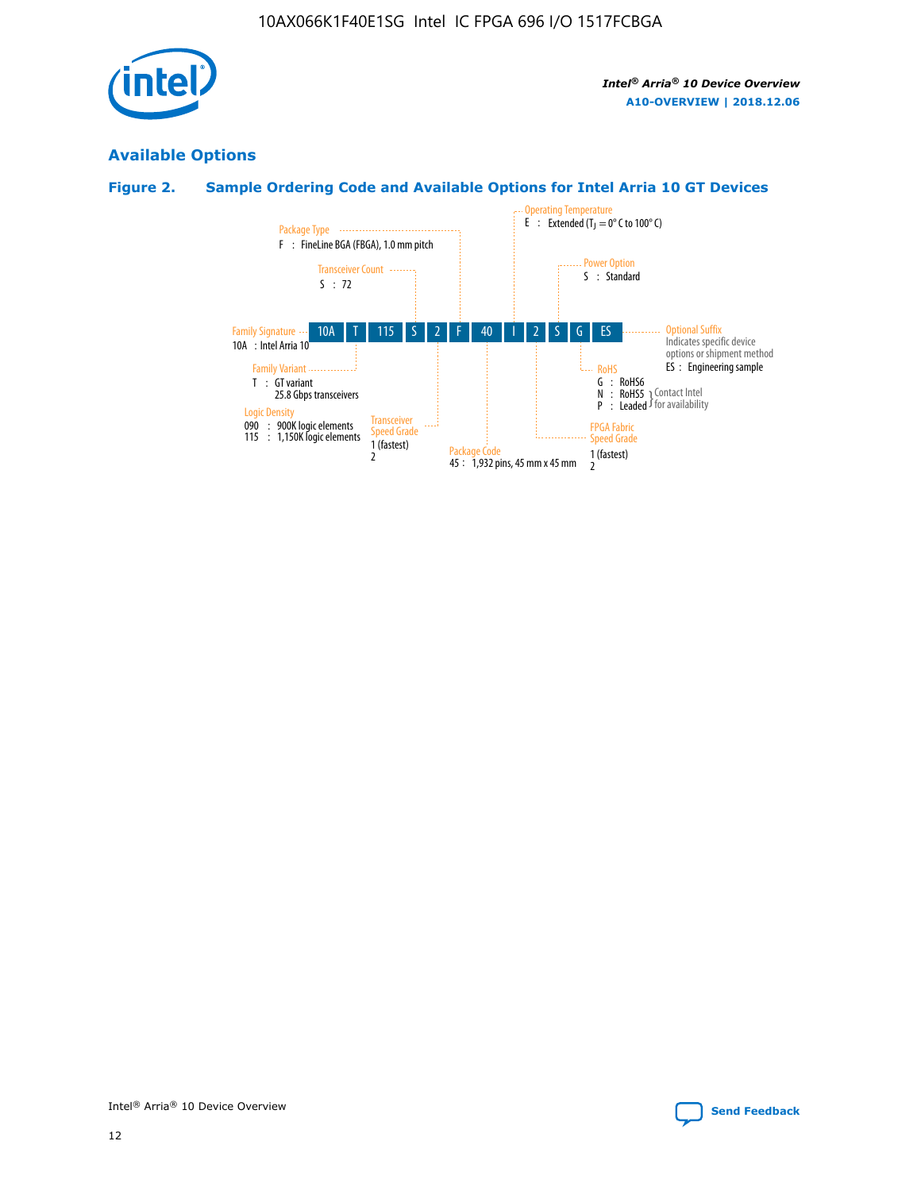## Available Options

### Figure 2. Sample Ordering Code and Available Options for Intel Arria 10 GT Devices

Sample ordering code: 10A T 115 S 2 F 40 I 2 S G ES

- **Family Signature**
  - 10A : Intel Arria 10
- **Family Variant**
  - T : GT variant 25.8 Gbps transceivers
- **Logic Density**
  - 090 : 900K logic elements
  - 115 : 1,150K logic elements
- **Transceiver Count**
  - S : 72
- **Transceiver Speed Grade**
  - 1 (fastest)
  - 2
- **Package Type**
  - F : FineLine BGA (FBGA), 1.0 mm pitch
- **Package Code**
  - 45 : 1,932 pins, 45 mm x 45 mm
- **Operating Temperature**
  - E : Extended ($T_J$ = 0° C to 100° C)
- **FPGA Fabric Speed Grade**
  - 1 (fastest)
  - 2
- **Power Option**
  - S : Standard
- **RoHS**
  - G : RoHS6
  - N : RoHS5 (Contact Intel for availability)
  - P : Leaded (Contact Intel for availability)
- **Optional Suffix**
  - Indicates specific device options or shipment method
  - ES : Engineering sample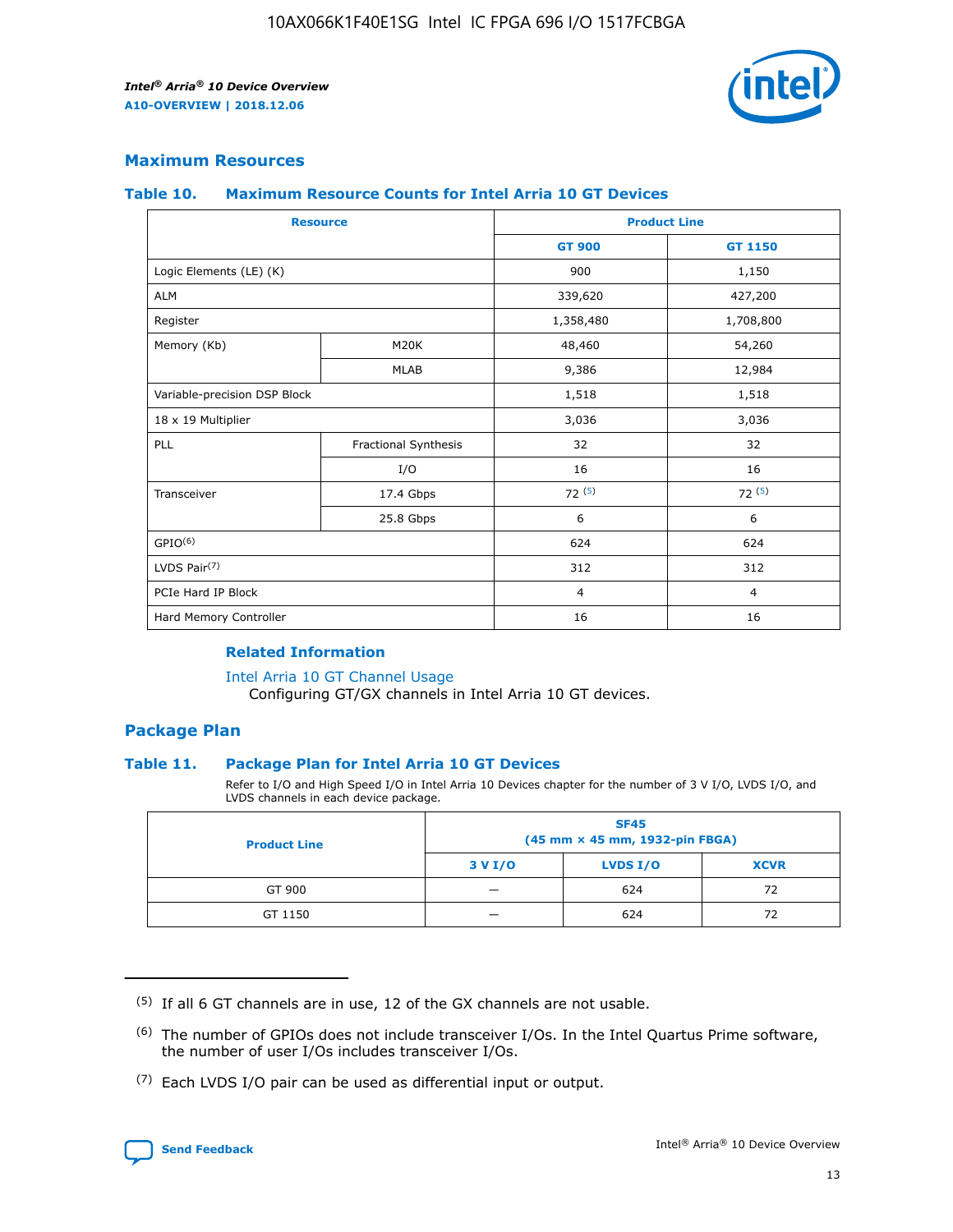## Maximum Resources

### Table 10. Maximum Resource Counts for Intel Arria 10 GT Devices

| Resource | | Product Line | |
|---|---|---|---|
| | | GT 900 | GT 1150 |
| Logic Elements (LE) (K) | | 900 | 1,150 |
| ALM | | 339,620 | 427,200 |
| Register | | 1,358,480 | 1,708,800 |
| Memory (Kb) | M20K | 48,460 | 54,260 |
| | MLAB | 9,386 | 12,984 |
| Variable-precision DSP Block | | 1,518 | 1,518 |
| 18 x 19 Multiplier | | 3,036 | 3,036 |
| PLL | Fractional Synthesis | 32 | 32 |
| | I/O | 16 | 16 |
| Transceiver | 17.4 Gbps | 72 [5] | 72 [5] |
| | 25.8 Gbps | 6 | 6 |
| GPIO[6] | | 624 | 624 |
| LVDS Pair[7] | | 312 | 312 |
| PCIe Hard IP Block | | 4 | 4 |
| Hard Memory Controller | | 16 | 16 |

#### Related Information

Intel Arria 10 GT Channel Usage
Configuring GT/GX channels in Intel Arria 10 GT devices.

## Package Plan

### Table 11. Package Plan for Intel Arria 10 GT Devices

Refer to I/O and High Speed I/O in Intel Arria 10 Devices chapter for the number of 3 V I/O, LVDS I/O, and LVDS channels in each device package.

| Product Line | SF45 (45 mm × 45 mm, 1932-pin FBGA) | | |
|---|---|---|---|
| | 3 V I/O | LVDS I/O | XCVR |
| GT 900 | — | 624 | 72 |
| GT 1150 | — | 624 | 72 |

(5) If all 6 GT channels are in use, 12 of the GX channels are not usable.

(6) The number of GPIOs does not include transceiver I/Os. In the Intel Quartus Prime software, the number of user I/Os includes transceiver I/Os.

(7) Each LVDS I/O pair can be used as differential input or output.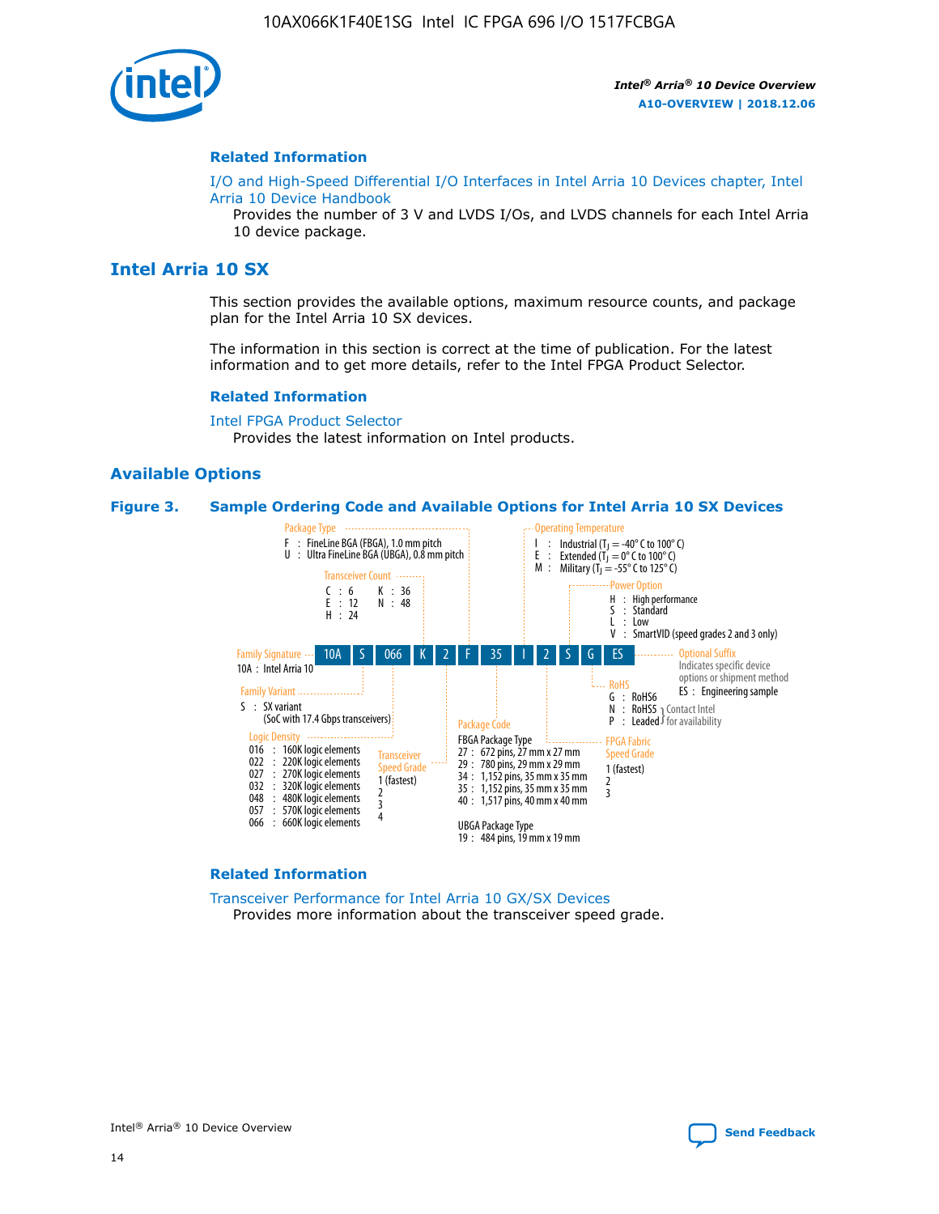## Related Information

I/O and High-Speed Differential I/O Interfaces in Intel Arria 10 Devices chapter, Intel Arria 10 Device Handbook

Provides the number of 3 V and LVDS I/Os, and LVDS channels for each Intel Arria 10 device package.

# Intel Arria 10 SX

This section provides the available options, maximum resource counts, and package plan for the Intel Arria 10 SX devices.

The information in this section is correct at the time of publication. For the latest information and to get more details, refer to the Intel FPGA Product Selector.

## Related Information

Intel FPGA Product Selector

Provides the latest information on Intel products.

## Available Options

**Figure 3. Sample Ordering Code and Available Options for Intel Arria 10 SX Devices**

Sample ordering code: 10A S 066 K 2 F 35 I 2 S G ES

- **Family Signature**
  - 10A : Intel Arria 10
- **Family Variant**
  - S : SX variant (SoC with 17.4 Gbps transceivers)
- **Logic Density**
  - 016 : 160K logic elements
  - 022 : 220K logic elements
  - 027 : 270K logic elements
  - 032 : 320K logic elements
  - 048 : 480K logic elements
  - 057 : 570K logic elements
  - 066 : 660K logic elements
- **Transceiver Count**
  - C : 6
  - E : 12
  - H : 24
  - K : 36
  - N : 48
- **Transceiver Speed Grade**
  - 1 (fastest)
  - 2
  - 3
  - 4
- **Package Type**
  - F : FineLine BGA (FBGA), 1.0 mm pitch
  - U : Ultra FineLine BGA (UBGA), 0.8 mm pitch
- **Package Code**
  - FBGA Package Type
    - 27 : 672 pins, 27 mm x 27 mm
    - 29 : 780 pins, 29 mm x 29 mm
    - 34 : 1,152 pins, 35 mm x 35 mm
    - 35 : 1,152 pins, 35 mm x 35 mm
    - 40 : 1,517 pins, 40 mm x 40 mm
  - UBGA Package Type
    - 19 : 484 pins, 19 mm x 19 mm
- **Operating Temperature**
  - I : Industrial ($T_J$ = -40° C to 100° C)
  - E : Extended ($T_J$ = 0° C to 100° C)
  - M : Military ($T_J$ = -55° C to 125° C)
- **FPGA Fabric Speed Grade**
  - 1 (fastest)
  - 2
  - 3
- **Power Option**
  - H : High performance
  - S : Standard
  - L : Low
  - V : SmartVID (speed grades 2 and 3 only)
- **RoHS**
  - G : RoHS6
  - N : RoHS5 (Contact Intel for availability)
  - P : Leaded (Contact Intel for availability)
- **Optional Suffix**
  - Indicates specific device options or shipment method
  - ES : Engineering sample

## Related Information

Transceiver Performance for Intel Arria 10 GX/SX Devices

Provides more information about the transceiver speed grade.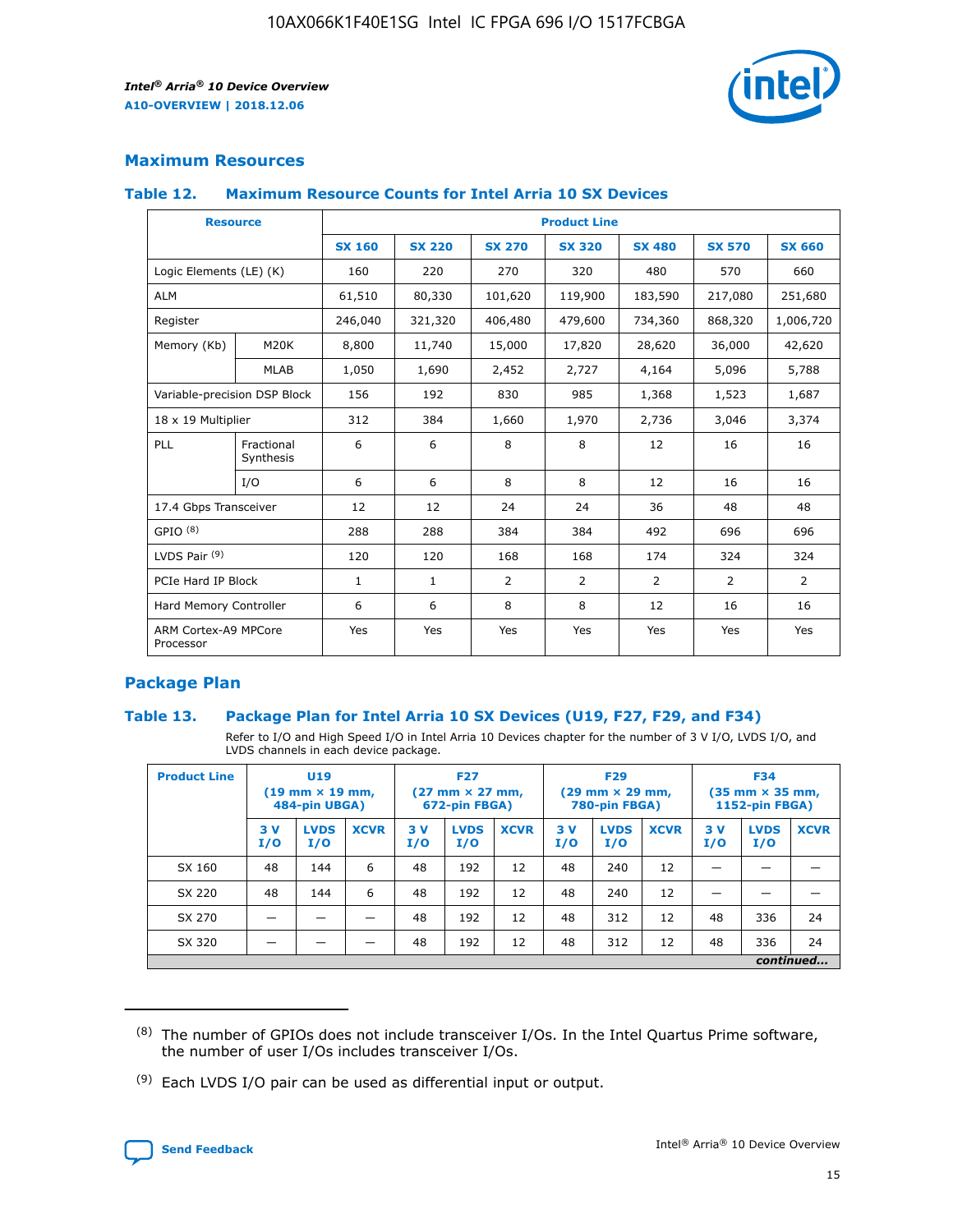## Maximum Resources

### Table 12. Maximum Resource Counts for Intel Arria 10 SX Devices

| Resource | | Product Line | | | | | | |
|---|---|---|---|---|---|---|---|---|
| | | SX 160 | SX 220 | SX 270 | SX 320 | SX 480 | SX 570 | SX 660 |
| Logic Elements (LE) (K) | | 160 | 220 | 270 | 320 | 480 | 570 | 660 |
| ALM | | 61,510 | 80,330 | 101,620 | 119,900 | 183,590 | 217,080 | 251,680 |
| Register | | 246,040 | 321,320 | 406,480 | 479,600 | 734,360 | 868,320 | 1,006,720 |
| Memory (Kb) | M20K | 8,800 | 11,740 | 15,000 | 17,820 | 28,620 | 36,000 | 42,620 |
| | MLAB | 1,050 | 1,690 | 2,452 | 2,727 | 4,164 | 5,096 | 5,788 |
| Variable-precision DSP Block | | 156 | 192 | 830 | 985 | 1,368 | 1,523 | 1,687 |
| 18 x 19 Multiplier | | 312 | 384 | 1,660 | 1,970 | 2,736 | 3,046 | 3,374 |
| PLL | Fractional Synthesis | 6 | 6 | 8 | 8 | 12 | 16 | 16 |
| | I/O | 6 | 6 | 8 | 8 | 12 | 16 | 16 |
| 17.4 Gbps Transceiver | | 12 | 12 | 24 | 24 | 36 | 48 | 48 |
| GPIO [8] | | 288 | 288 | 384 | 384 | 492 | 696 | 696 |
| LVDS Pair [9] | | 120 | 120 | 168 | 168 | 174 | 324 | 324 |
| PCIe Hard IP Block | | 1 | 1 | 2 | 2 | 2 | 2 | 2 |
| Hard Memory Controller | | 6 | 6 | 8 | 8 | 12 | 16 | 16 |
| ARM Cortex-A9 MPCore Processor | | Yes | Yes | Yes | Yes | Yes | Yes | Yes |

## Package Plan

### Table 13. Package Plan for Intel Arria 10 SX Devices (U19, F27, F29, and F34)

Refer to I/O and High Speed I/O in Intel Arria 10 Devices chapter for the number of 3 V I/O, LVDS I/O, and LVDS channels in each device package.

| Product Line | U19 (19 mm × 19 mm, 484-pin UBGA) | | | F27 (27 mm × 27 mm, 672-pin FBGA) | | | F29 (29 mm × 29 mm, 780-pin FBGA) | | | F34 (35 mm × 35 mm, 1152-pin FBGA) | | |
|---|---|---|---|---|---|---|---|---|---|---|---|---|
| | 3 V I/O | LVDS I/O | XCVR | 3 V I/O | LVDS I/O | XCVR | 3 V I/O | LVDS I/O | XCVR | 3 V I/O | LVDS I/O | XCVR |
| SX 160 | 48 | 144 | 6 | 48 | 192 | 12 | 48 | 240 | 12 | — | — | — |
| SX 220 | 48 | 144 | 6 | 48 | 192 | 12 | 48 | 240 | 12 | — | — | — |
| SX 270 | — | — | — | 48 | 192 | 12 | 48 | 312 | 12 | 48 | 336 | 24 |
| SX 320 | — | — | — | 48 | 192 | 12 | 48 | 312 | 12 | 48 | 336 | 24 |

*continued...*

(8) The number of GPIOs does not include transceiver I/Os. In the Intel Quartus Prime software, the number of user I/Os includes transceiver I/Os.

(9) Each LVDS I/O pair can be used as differential input or output.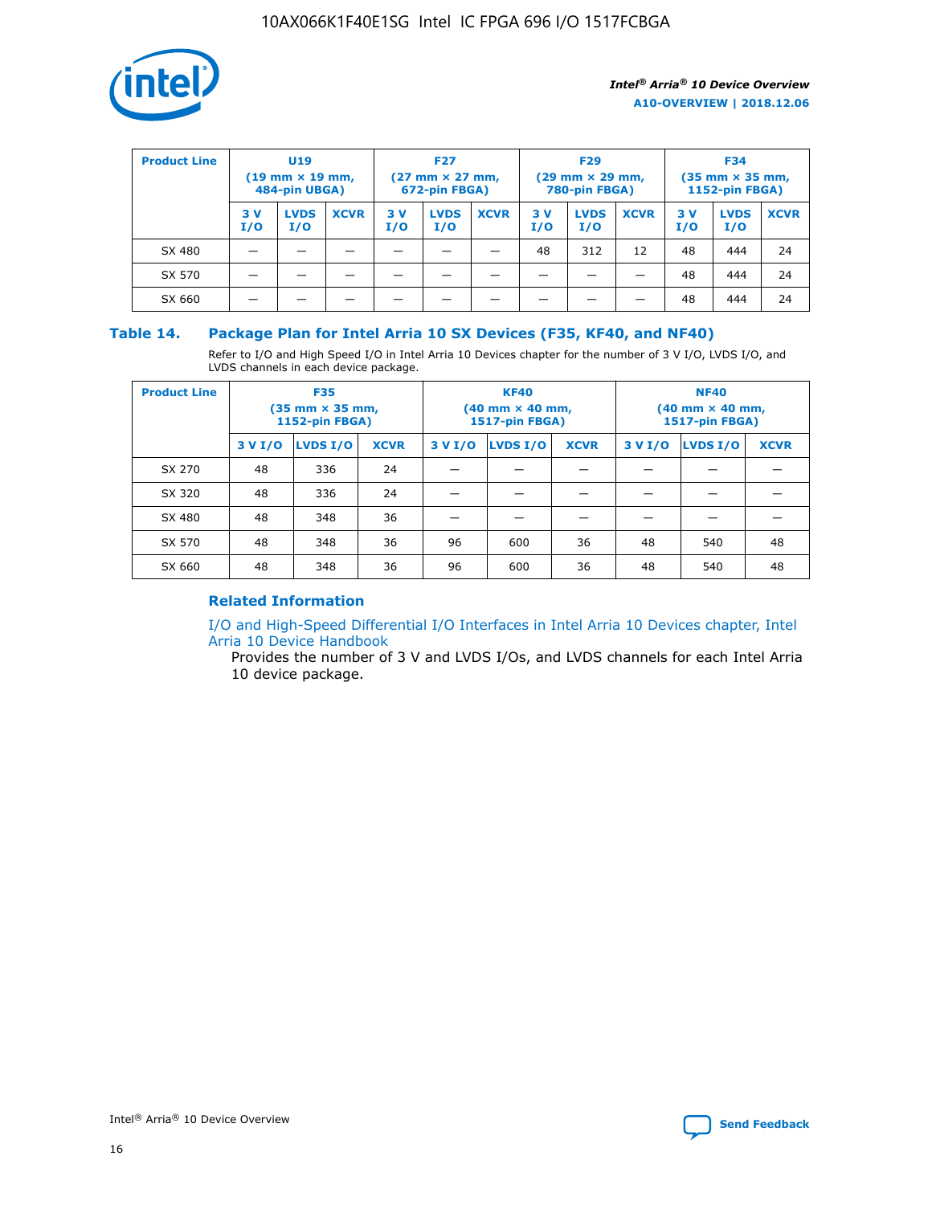| Product Line | U19 (19 mm × 19 mm, 484-pin UBGA) | | | F27 (27 mm × 27 mm, 672-pin FBGA) | | | F29 (29 mm × 29 mm, 780-pin FBGA) | | | F34 (35 mm × 35 mm, 1152-pin FBGA) | | |
|---|---|---|---|---|---|---|---|---|---|---|---|---|
| | 3 V I/O | LVDS I/O | XCVR | 3 V I/O | LVDS I/O | XCVR | 3 V I/O | LVDS I/O | XCVR | 3 V I/O | LVDS I/O | XCVR |
| SX 480 | — | — | — | — | — | — | 48 | 312 | 12 | 48 | 444 | 24 |
| SX 570 | — | — | — | — | — | — | — | — | — | 48 | 444 | 24 |
| SX 660 | — | — | — | — | — | — | — | — | — | 48 | 444 | 24 |

## Table 14. Package Plan for Intel Arria 10 SX Devices (F35, KF40, and NF40)

Refer to I/O and High Speed I/O in Intel Arria 10 Devices chapter for the number of 3 V I/O, LVDS I/O, and LVDS channels in each device package.

| Product Line | F35 (35 mm × 35 mm, 1152-pin FBGA) | | | KF40 (40 mm × 40 mm, 1517-pin FBGA) | | | NF40 (40 mm × 40 mm, 1517-pin FBGA) | | |
|---|---|---|---|---|---|---|---|---|---|
| | 3 V I/O | LVDS I/O | XCVR | 3 V I/O | LVDS I/O | XCVR | 3 V I/O | LVDS I/O | XCVR |
| SX 270 | 48 | 336 | 24 | — | — | — | — | — | — |
| SX 320 | 48 | 336 | 24 | — | — | — | — | — | — |
| SX 480 | 48 | 348 | 36 | — | — | — | — | — | — |
| SX 570 | 48 | 348 | 36 | 96 | 600 | 36 | 48 | 540 | 48 |
| SX 660 | 48 | 348 | 36 | 96 | 600 | 36 | 48 | 540 | 48 |

### Related Information

I/O and High-Speed Differential I/O Interfaces in Intel Arria 10 Devices chapter, Intel Arria 10 Device Handbook

Provides the number of 3 V and LVDS I/Os, and LVDS channels for each Intel Arria 10 device package.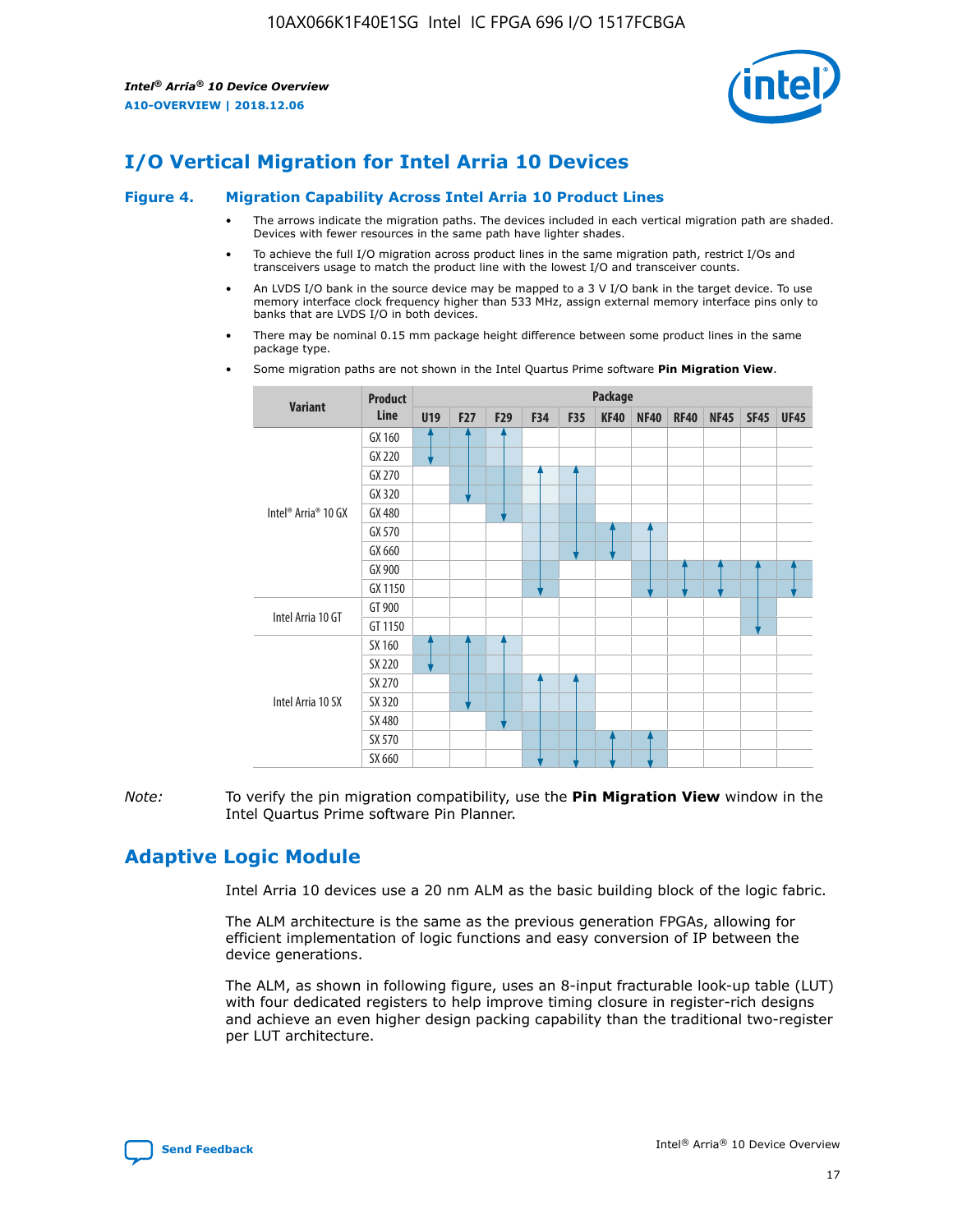# I/O Vertical Migration for Intel Arria 10 Devices

## Figure 4. Migration Capability Across Intel Arria 10 Product Lines

- The arrows indicate the migration paths. The devices included in each vertical migration path are shaded. Devices with fewer resources in the same path have lighter shades.
- To achieve the full I/O migration across product lines in the same migration path, restrict I/Os and transceivers usage to match the product line with the lowest I/O and transceiver counts.
- An LVDS I/O bank in the source device may be mapped to a 3 V I/O bank in the target device. To use memory interface clock frequency higher than 533 MHz, assign external memory interface pins only to banks that are LVDS I/O in both devices.
- There may be nominal 0.15 mm package height difference between some product lines in the same package type.
- Some migration paths are not shown in the Intel Quartus Prime software **Pin Migration View**.

| Variant | Product Line | Package | | | | | | | | | | |
|---|---|---|---|---|---|---|---|---|---|---|---|---|
| | | U19 | F27 | F29 | F34 | F35 | KF40 | NF40 | RF40 | NF45 | SF45 | UF45 |
| Intel® Arria® 10 GX | GX 160 | | | | | | | | | | | |
| | GX 220 | | | | | | | | | | | |
| | GX 270 | | | | | | | | | | | |
| | GX 320 | | | | | | | | | | | |
| | GX 480 | | | | | | | | | | | |
| | GX 570 | | | | | | | | | | | |
| | GX 660 | | | | | | | | | | | |
| | GX 900 | | | | | | | | | | | |
| | GX 1150 | | | | | | | | | | | |
| Intel Arria 10 GT | GT 900 | | | | | | | | | | | |
| | GT 1150 | | | | | | | | | | | |
| Intel Arria 10 SX | SX 160 | | | | | | | | | | | |
| | SX 220 | | | | | | | | | | | |
| | SX 270 | | | | | | | | | | | |
| | SX 320 | | | | | | | | | | | |
| | SX 480 | | | | | | | | | | | |
| | SX 570 | | | | | | | | | | | |
| | SX 660 | | | | | | | | | | | |

*Note:* To verify the pin migration compatibility, use the **Pin Migration View** window in the Intel Quartus Prime software Pin Planner.

# Adaptive Logic Module

Intel Arria 10 devices use a 20 nm ALM as the basic building block of the logic fabric.

The ALM architecture is the same as the previous generation FPGAs, allowing for efficient implementation of logic functions and easy conversion of IP between the device generations.

The ALM, as shown in following figure, uses an 8-input fracturable look-up table (LUT) with four dedicated registers to help improve timing closure in register-rich designs and achieve an even higher design packing capability than the traditional two-register per LUT architecture.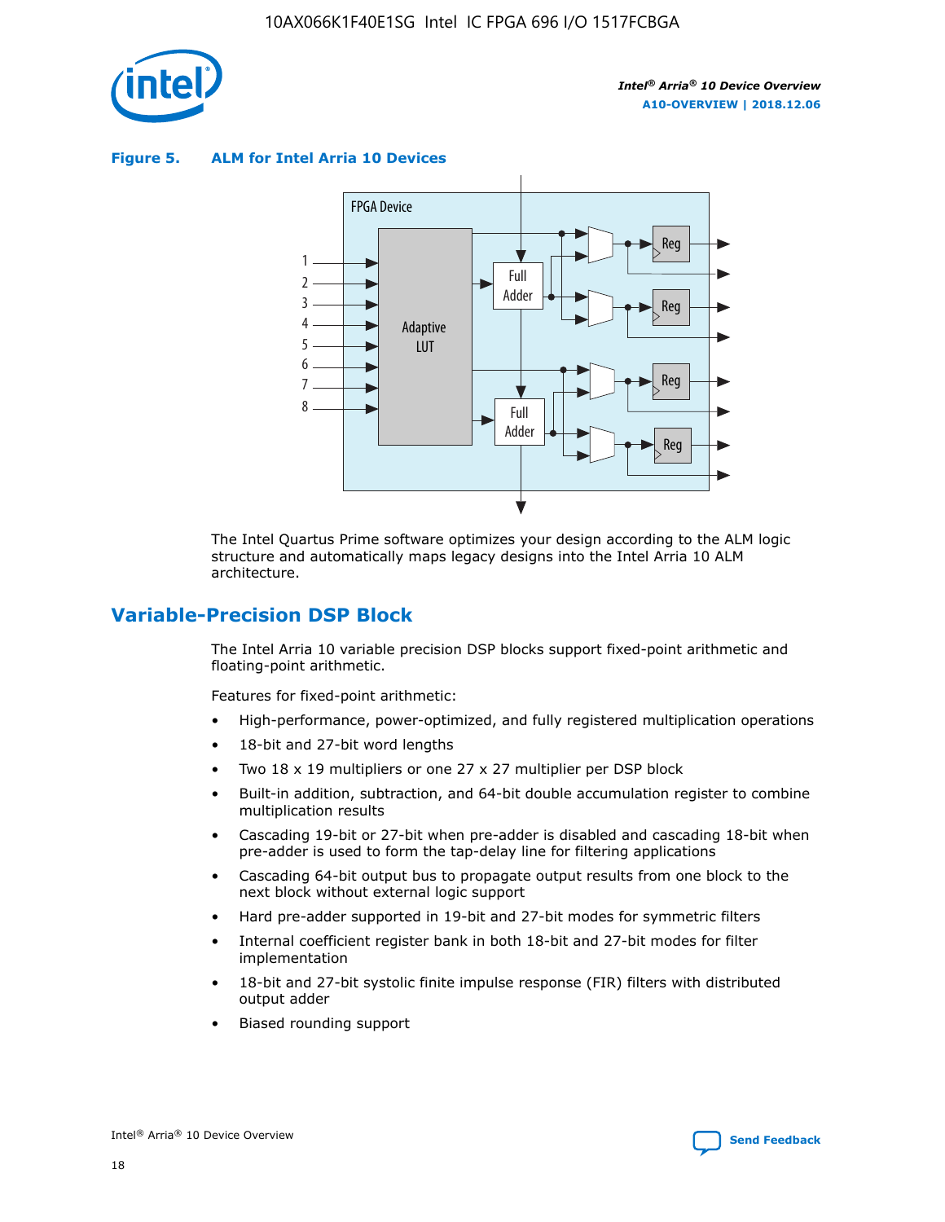**Figure 5. ALM for Intel Arria 10 Devices**

The Intel Quartus Prime software optimizes your design according to the ALM logic structure and automatically maps legacy designs into the Intel Arria 10 ALM architecture.

## Variable-Precision DSP Block

The Intel Arria 10 variable precision DSP blocks support fixed-point arithmetic and floating-point arithmetic.

Features for fixed-point arithmetic:

- High-performance, power-optimized, and fully registered multiplication operations
- 18-bit and 27-bit word lengths
- Two 18 x 19 multipliers or one 27 x 27 multiplier per DSP block
- Built-in addition, subtraction, and 64-bit double accumulation register to combine multiplication results
- Cascading 19-bit or 27-bit when pre-adder is disabled and cascading 18-bit when pre-adder is used to form the tap-delay line for filtering applications
- Cascading 64-bit output bus to propagate output results from one block to the next block without external logic support
- Hard pre-adder supported in 19-bit and 27-bit modes for symmetric filters
- Internal coefficient register bank in both 18-bit and 27-bit modes for filter implementation
- 18-bit and 27-bit systolic finite impulse response (FIR) filters with distributed output adder
- Biased rounding support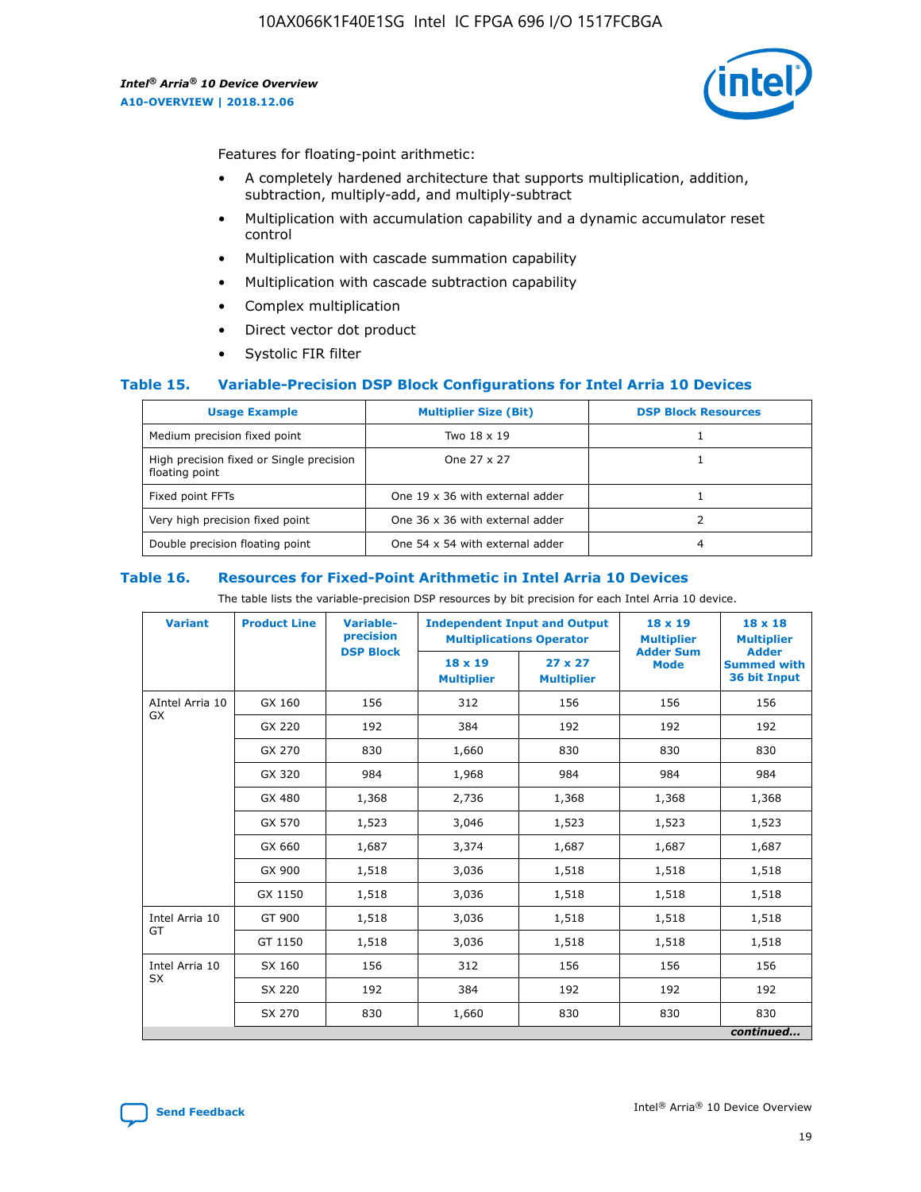Features for floating-point arithmetic:

- A completely hardened architecture that supports multiplication, addition, subtraction, multiply-add, and multiply-subtract
- Multiplication with accumulation capability and a dynamic accumulator reset control
- Multiplication with cascade summation capability
- Multiplication with cascade subtraction capability
- Complex multiplication
- Direct vector dot product
- Systolic FIR filter

### Table 15. Variable-Precision DSP Block Configurations for Intel Arria 10 Devices

| Usage Example | Multiplier Size (Bit) | DSP Block Resources |
|---|---|---|
| Medium precision fixed point | Two 18 x 19 | 1 |
| High precision fixed or Single precision floating point | One 27 x 27 | 1 |
| Fixed point FFTs | One 19 x 36 with external adder | 1 |
| Very high precision fixed point | One 36 x 36 with external adder | 2 |
| Double precision floating point | One 54 x 54 with external adder | 4 |

### Table 16. Resources for Fixed-Point Arithmetic in Intel Arria 10 Devices

The table lists the variable-precision DSP resources by bit precision for each Intel Arria 10 device.

| Variant | Product Line | Variable-precision DSP Block | Independent Input and Output Multiplications Operator | | 18 x 19 Multiplier Adder Sum Mode | 18 x 18 Multiplier Adder Summed with 36 bit Input |
|---|---|---|---|---|---|---|
| | | | 18 x 19 Multiplier | 27 x 27 Multiplier | | |
| AIntel Arria 10 GX | GX 160 | 156 | 312 | 156 | 156 | 156 |
| | GX 220 | 192 | 384 | 192 | 192 | 192 |
| | GX 270 | 830 | 1,660 | 830 | 830 | 830 |
| | GX 320 | 984 | 1,968 | 984 | 984 | 984 |
| | GX 480 | 1,368 | 2,736 | 1,368 | 1,368 | 1,368 |
| | GX 570 | 1,523 | 3,046 | 1,523 | 1,523 | 1,523 |
| | GX 660 | 1,687 | 3,374 | 1,687 | 1,687 | 1,687 |
| | GX 900 | 1,518 | 3,036 | 1,518 | 1,518 | 1,518 |
| | GX 1150 | 1,518 | 3,036 | 1,518 | 1,518 | 1,518 |
| Intel Arria 10 GT | GT 900 | 1,518 | 3,036 | 1,518 | 1,518 | 1,518 |
| | GT 1150 | 1,518 | 3,036 | 1,518 | 1,518 | 1,518 |
| Intel Arria 10 SX | SX 160 | 156 | 312 | 156 | 156 | 156 |
| | SX 220 | 192 | 384 | 192 | 192 | 192 |
| | SX 270 | 830 | 1,660 | 830 | 830 | 830 |

*continued...*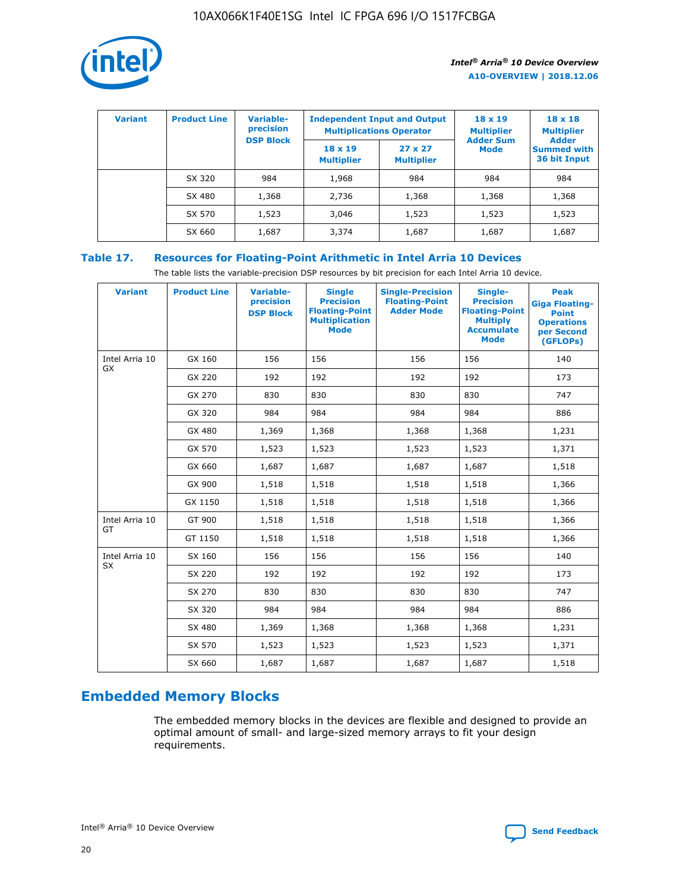| Variant | Product Line | Variable-precision DSP Block | Independent Input and Output Multiplications Operator | | 18 x 19 Multiplier Adder Sum Mode | 18 x 18 Multiplier Adder Summed with 36 bit Input |
|---|---|---|---|---|---|---|
| | | | 18 x 19 Multiplier | 27 x 27 Multiplier | | |
| | SX 320 | 984 | 1,968 | 984 | 984 | 984 |
| | SX 480 | 1,368 | 2,736 | 1,368 | 1,368 | 1,368 |
| | SX 570 | 1,523 | 3,046 | 1,523 | 1,523 | 1,523 |
| | SX 660 | 1,687 | 3,374 | 1,687 | 1,687 | 1,687 |

**Table 17. Resources for Floating-Point Arithmetic in Intel Arria 10 Devices**

The table lists the variable-precision DSP resources by bit precision for each Intel Arria 10 device.

| Variant | Product Line | Variable-precision DSP Block | Single Precision Floating-Point Multiplication Mode | Single-Precision Floating-Point Adder Mode | Single-Precision Floating-Point Multiply Accumulate Mode | Peak Giga Floating-Point Operations per Second (GFLOPs) |
|---|---|---|---|---|---|---|
| Intel Arria 10 GX | GX 160 | 156 | 156 | 156 | 156 | 140 |
| | GX 220 | 192 | 192 | 192 | 192 | 173 |
| | GX 270 | 830 | 830 | 830 | 830 | 747 |
| | GX 320 | 984 | 984 | 984 | 984 | 886 |
| | GX 480 | 1,369 | 1,368 | 1,368 | 1,368 | 1,231 |
| | GX 570 | 1,523 | 1,523 | 1,523 | 1,523 | 1,371 |
| | GX 660 | 1,687 | 1,687 | 1,687 | 1,687 | 1,518 |
| | GX 900 | 1,518 | 1,518 | 1,518 | 1,518 | 1,366 |
| | GX 1150 | 1,518 | 1,518 | 1,518 | 1,518 | 1,366 |
| Intel Arria 10 GT | GT 900 | 1,518 | 1,518 | 1,518 | 1,518 | 1,366 |
| | GT 1150 | 1,518 | 1,518 | 1,518 | 1,518 | 1,366 |
| Intel Arria 10 SX | SX 160 | 156 | 156 | 156 | 156 | 140 |
| | SX 220 | 192 | 192 | 192 | 192 | 173 |
| | SX 270 | 830 | 830 | 830 | 830 | 747 |
| | SX 320 | 984 | 984 | 984 | 984 | 886 |
| | SX 480 | 1,369 | 1,368 | 1,368 | 1,368 | 1,231 |
| | SX 570 | 1,523 | 1,523 | 1,523 | 1,523 | 1,371 |
| | SX 660 | 1,687 | 1,687 | 1,687 | 1,687 | 1,518 |

## Embedded Memory Blocks

The embedded memory blocks in the devices are flexible and designed to provide an optimal amount of small- and large-sized memory arrays to fit your design requirements.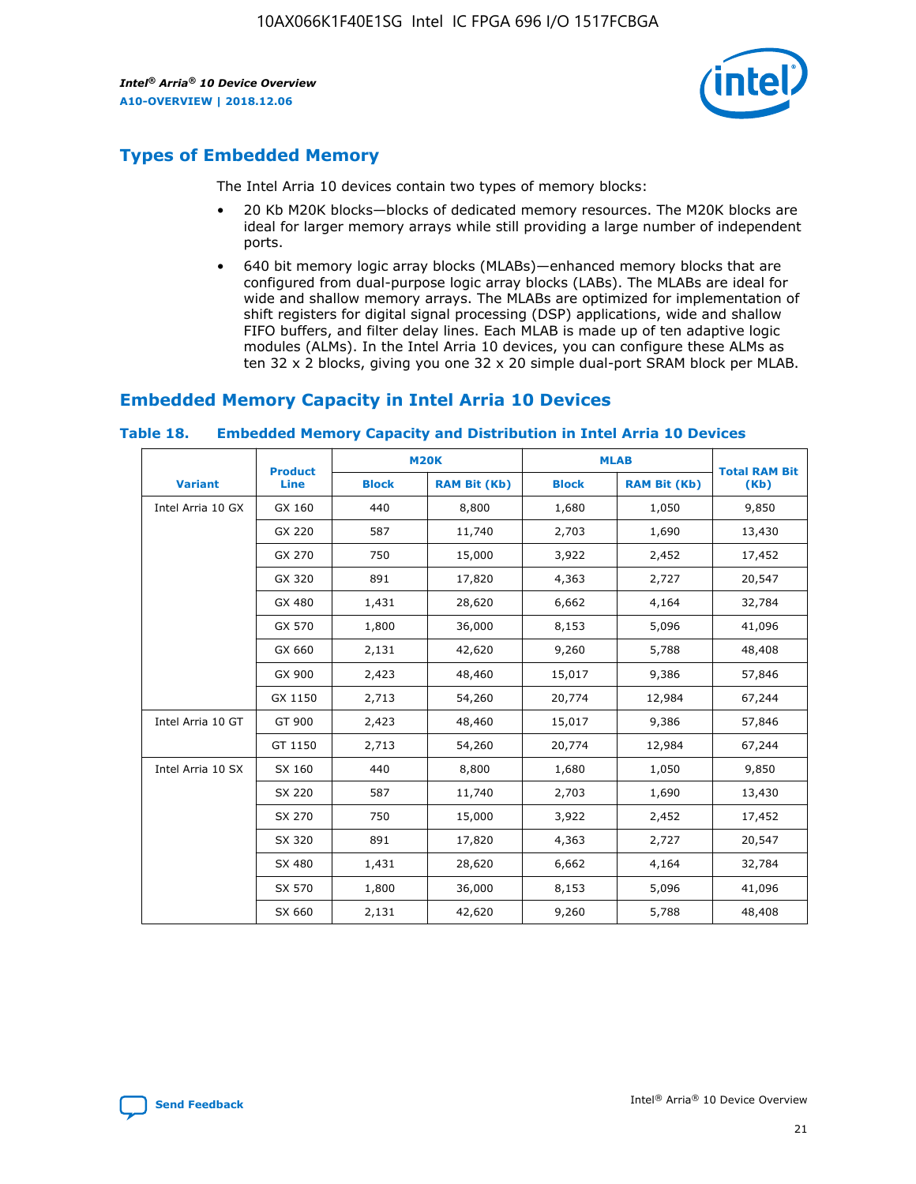## Types of Embedded Memory

The Intel Arria 10 devices contain two types of memory blocks:

- 20 Kb M20K blocks—blocks of dedicated memory resources. The M20K blocks are ideal for larger memory arrays while still providing a large number of independent ports.
- 640 bit memory logic array blocks (MLABs)—enhanced memory blocks that are configured from dual-purpose logic array blocks (LABs). The MLABs are ideal for wide and shallow memory arrays. The MLABs are optimized for implementation of shift registers for digital signal processing (DSP) applications, wide and shallow FIFO buffers, and filter delay lines. Each MLAB is made up of ten adaptive logic modules (ALMs). In the Intel Arria 10 devices, you can configure these ALMs as ten 32 x 2 blocks, giving you one 32 x 20 simple dual-port SRAM block per MLAB.

## Embedded Memory Capacity in Intel Arria 10 Devices

**Table 18. Embedded Memory Capacity and Distribution in Intel Arria 10 Devices**

| Variant | Product Line | M20K | | MLAB | | Total RAM Bit (Kb) |
|---|---|---|---|---|---|---|
| | | Block | RAM Bit (Kb) | Block | RAM Bit (Kb) | |
| Intel Arria 10 GX | GX 160 | 440 | 8,800 | 1,680 | 1,050 | 9,850 |
| | GX 220 | 587 | 11,740 | 2,703 | 1,690 | 13,430 |
| | GX 270 | 750 | 15,000 | 3,922 | 2,452 | 17,452 |
| | GX 320 | 891 | 17,820 | 4,363 | 2,727 | 20,547 |
| | GX 480 | 1,431 | 28,620 | 6,662 | 4,164 | 32,784 |
| | GX 570 | 1,800 | 36,000 | 8,153 | 5,096 | 41,096 |
| | GX 660 | 2,131 | 42,620 | 9,260 | 5,788 | 48,408 |
| | GX 900 | 2,423 | 48,460 | 15,017 | 9,386 | 57,846 |
| | GX 1150 | 2,713 | 54,260 | 20,774 | 12,984 | 67,244 |
| Intel Arria 10 GT | GT 900 | 2,423 | 48,460 | 15,017 | 9,386 | 57,846 |
| | GT 1150 | 2,713 | 54,260 | 20,774 | 12,984 | 67,244 |
| Intel Arria 10 SX | SX 160 | 440 | 8,800 | 1,680 | 1,050 | 9,850 |
| | SX 220 | 587 | 11,740 | 2,703 | 1,690 | 13,430 |
| | SX 270 | 750 | 15,000 | 3,922 | 2,452 | 17,452 |
| | SX 320 | 891 | 17,820 | 4,363 | 2,727 | 20,547 |
| | SX 480 | 1,431 | 28,620 | 6,662 | 4,164 | 32,784 |
| | SX 570 | 1,800 | 36,000 | 8,153 | 5,096 | 41,096 |
| | SX 660 | 2,131 | 42,620 | 9,260 | 5,788 | 48,408 |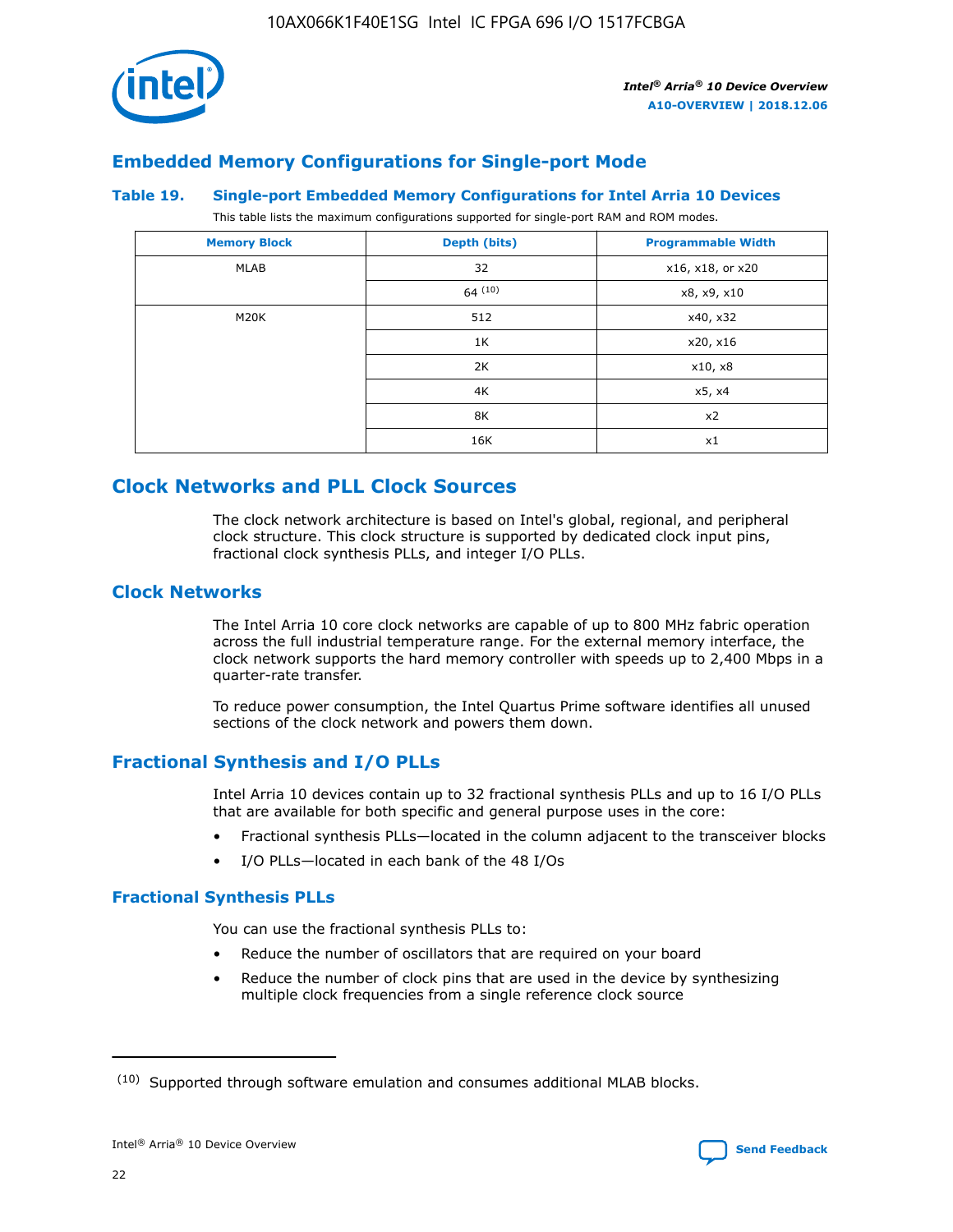## Embedded Memory Configurations for Single-port Mode

**Table 19. Single-port Embedded Memory Configurations for Intel Arria 10 Devices**

This table lists the maximum configurations supported for single-port RAM and ROM modes.

| Memory Block | Depth (bits) | Programmable Width |
|---|---|---|
| MLAB | 32 | x16, x18, or x20 |
| | 64 (10) | x8, x9, x10 |
| M20K | 512 | x40, x32 |
| | 1K | x20, x16 |
| | 2K | x10, x8 |
| | 4K | x5, x4 |
| | 8K | x2 |
| | 16K | x1 |

## Clock Networks and PLL Clock Sources

The clock network architecture is based on Intel's global, regional, and peripheral clock structure. This clock structure is supported by dedicated clock input pins, fractional clock synthesis PLLs, and integer I/O PLLs.

### Clock Networks

The Intel Arria 10 core clock networks are capable of up to 800 MHz fabric operation across the full industrial temperature range. For the external memory interface, the clock network supports the hard memory controller with speeds up to 2,400 Mbps in a quarter-rate transfer.

To reduce power consumption, the Intel Quartus Prime software identifies all unused sections of the clock network and powers them down.

### Fractional Synthesis and I/O PLLs

Intel Arria 10 devices contain up to 32 fractional synthesis PLLs and up to 16 I/O PLLs that are available for both specific and general purpose uses in the core:

- Fractional synthesis PLLs—located in the column adjacent to the transceiver blocks
- I/O PLLs—located in each bank of the 48 I/Os

#### Fractional Synthesis PLLs

You can use the fractional synthesis PLLs to:

- Reduce the number of oscillators that are required on your board
- Reduce the number of clock pins that are used in the device by synthesizing multiple clock frequencies from a single reference clock source

(10) Supported through software emulation and consumes additional MLAB blocks.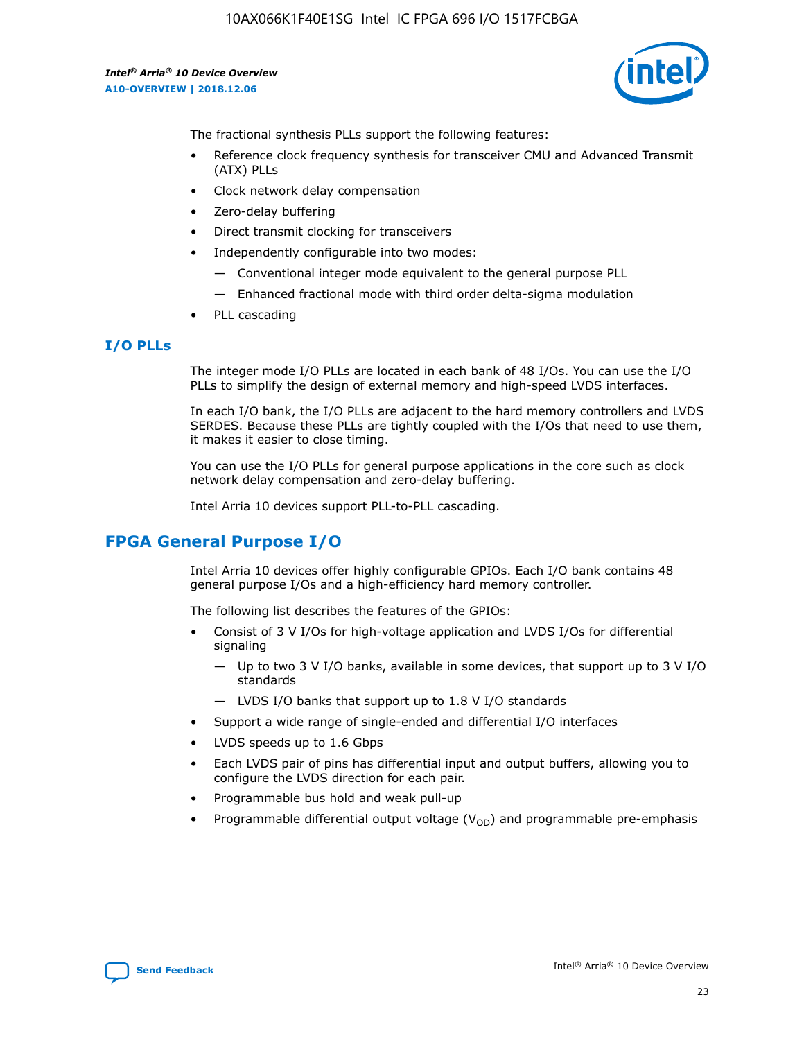The fractional synthesis PLLs support the following features:

- Reference clock frequency synthesis for transceiver CMU and Advanced Transmit (ATX) PLLs
- Clock network delay compensation
- Zero-delay buffering
- Direct transmit clocking for transceivers
- Independently configurable into two modes:
  - Conventional integer mode equivalent to the general purpose PLL
  - Enhanced fractional mode with third order delta-sigma modulation
- PLL cascading

### I/O PLLs

The integer mode I/O PLLs are located in each bank of 48 I/Os. You can use the I/O PLLs to simplify the design of external memory and high-speed LVDS interfaces.

In each I/O bank, the I/O PLLs are adjacent to the hard memory controllers and LVDS SERDES. Because these PLLs are tightly coupled with the I/Os that need to use them, it makes it easier to close timing.

You can use the I/O PLLs for general purpose applications in the core such as clock network delay compensation and zero-delay buffering.

Intel Arria 10 devices support PLL-to-PLL cascading.

## FPGA General Purpose I/O

Intel Arria 10 devices offer highly configurable GPIOs. Each I/O bank contains 48 general purpose I/Os and a high-efficiency hard memory controller.

The following list describes the features of the GPIOs:

- Consist of 3 V I/Os for high-voltage application and LVDS I/Os for differential signaling
  - Up to two 3 V I/O banks, available in some devices, that support up to 3 V I/O standards
  - LVDS I/O banks that support up to 1.8 V I/O standards
- Support a wide range of single-ended and differential I/O interfaces
- LVDS speeds up to 1.6 Gbps
- Each LVDS pair of pins has differential input and output buffers, allowing you to configure the LVDS direction for each pair.
- Programmable bus hold and weak pull-up
- Programmable differential output voltage ($V_{OD}$) and programmable pre-emphasis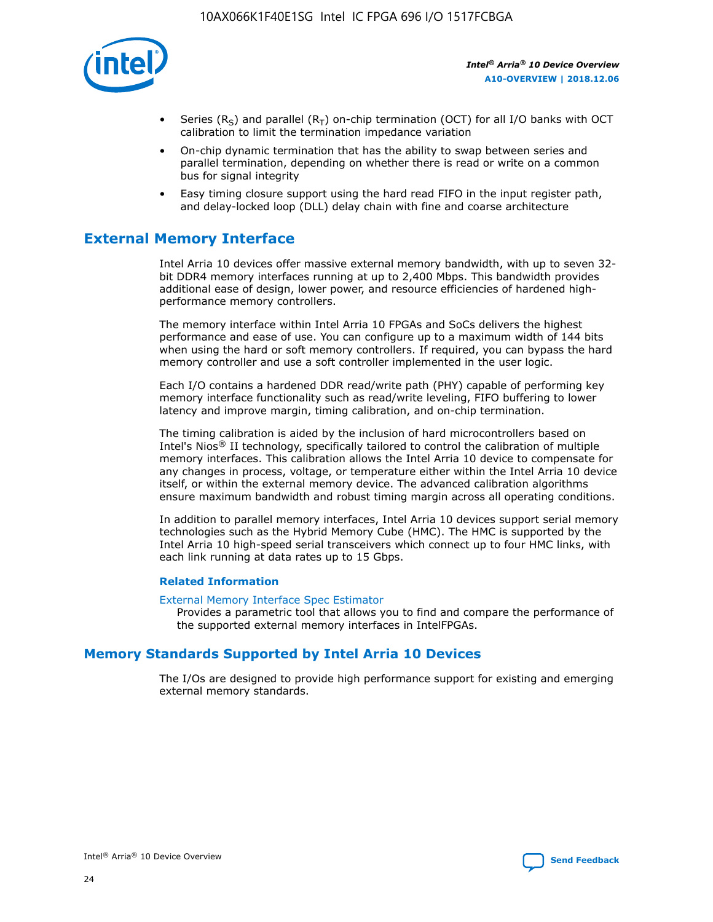- Series ($R_S$) and parallel ($R_T$) on-chip termination (OCT) for all I/O banks with OCT calibration to limit the termination impedance variation
- On-chip dynamic termination that has the ability to swap between series and parallel termination, depending on whether there is read or write on a common bus for signal integrity
- Easy timing closure support using the hard read FIFO in the input register path, and delay-locked loop (DLL) delay chain with fine and coarse architecture

## External Memory Interface

Intel Arria 10 devices offer massive external memory bandwidth, with up to seven 32-bit DDR4 memory interfaces running at up to 2,400 Mbps. This bandwidth provides additional ease of design, lower power, and resource efficiencies of hardened high-performance memory controllers.

The memory interface within Intel Arria 10 FPGAs and SoCs delivers the highest performance and ease of use. You can configure up to a maximum width of 144 bits when using the hard or soft memory controllers. If required, you can bypass the hard memory controller and use a soft controller implemented in the user logic.

Each I/O contains a hardened DDR read/write path (PHY) capable of performing key memory interface functionality such as read/write leveling, FIFO buffering to lower latency and improve margin, timing calibration, and on-chip termination.

The timing calibration is aided by the inclusion of hard microcontrollers based on Intel's Nios® II technology, specifically tailored to control the calibration of multiple memory interfaces. This calibration allows the Intel Arria 10 device to compensate for any changes in process, voltage, or temperature either within the Intel Arria 10 device itself, or within the external memory device. The advanced calibration algorithms ensure maximum bandwidth and robust timing margin across all operating conditions.

In addition to parallel memory interfaces, Intel Arria 10 devices support serial memory technologies such as the Hybrid Memory Cube (HMC). The HMC is supported by the Intel Arria 10 high-speed serial transceivers which connect up to four HMC links, with each link running at data rates up to 15 Gbps.

### Related Information

External Memory Interface Spec Estimator
Provides a parametric tool that allows you to find and compare the performance of the supported external memory interfaces in IntelFPGAs.

## Memory Standards Supported by Intel Arria 10 Devices

The I/Os are designed to provide high performance support for existing and emerging external memory standards.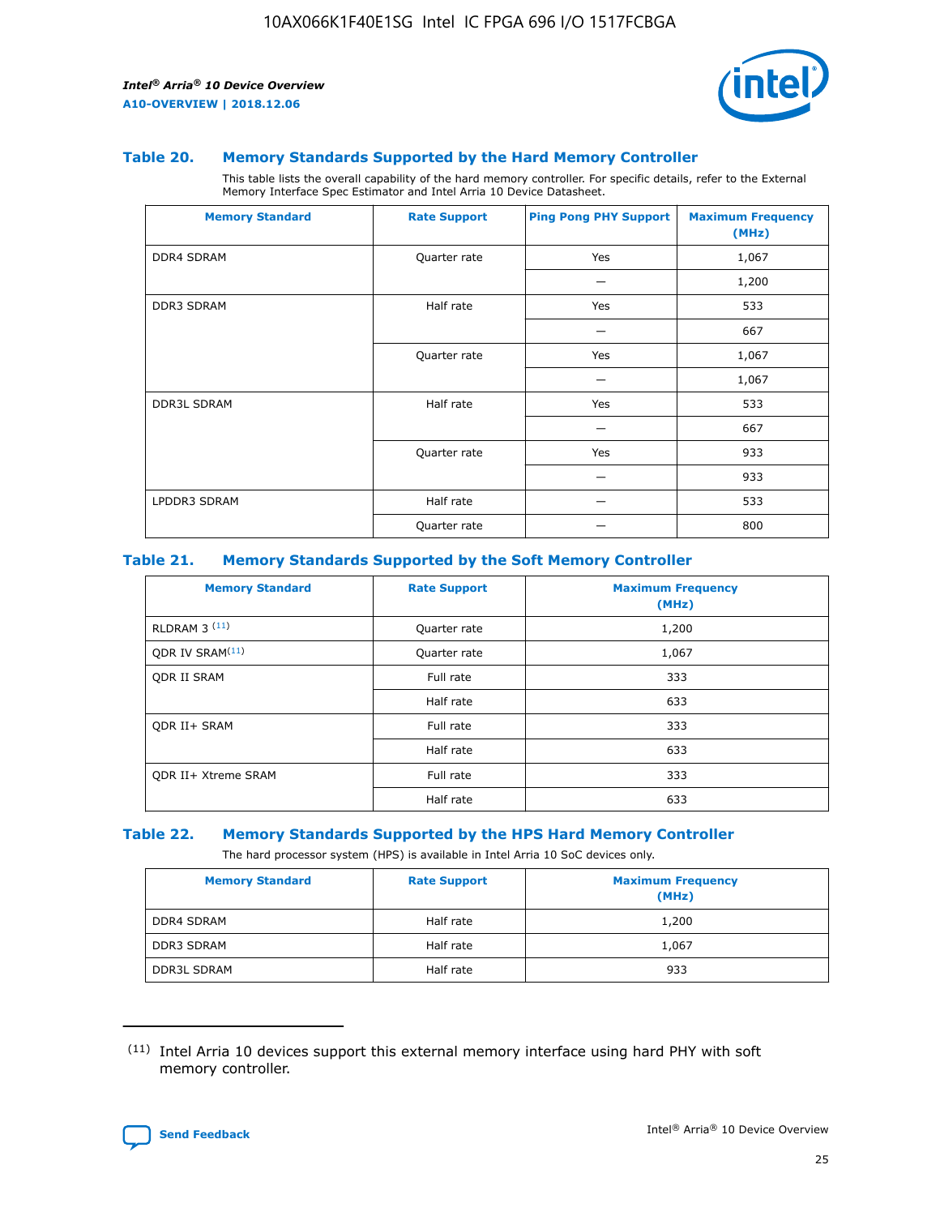### Table 20. Memory Standards Supported by the Hard Memory Controller

This table lists the overall capability of the hard memory controller. For specific details, refer to the External Memory Interface Spec Estimator and Intel Arria 10 Device Datasheet.

| Memory Standard | Rate Support | Ping Pong PHY Support | Maximum Frequency (MHz) |
|---|---|---|---|
| DDR4 SDRAM | Quarter rate | Yes | 1,067 |
| | | — | 1,200 |
| DDR3 SDRAM | Half rate | Yes | 533 |
| | | — | 667 |
| | Quarter rate | Yes | 1,067 |
| | | — | 1,067 |
| DDR3L SDRAM | Half rate | Yes | 533 |
| | | — | 667 |
| | Quarter rate | Yes | 933 |
| | | — | 933 |
| LPDDR3 SDRAM | Half rate | — | 533 |
| | Quarter rate | — | 800 |

### Table 21. Memory Standards Supported by the Soft Memory Controller

| Memory Standard | Rate Support | Maximum Frequency (MHz) |
|---|---|---|
| RLDRAM 3 [11] | Quarter rate | 1,200 |
| QDR IV SRAM[11] | Quarter rate | 1,067 |
| QDR II SRAM | Full rate | 333 |
| | Half rate | 633 |
| QDR II+ SRAM | Full rate | 333 |
| | Half rate | 633 |
| QDR II+ Xtreme SRAM | Full rate | 333 |
| | Half rate | 633 |

### Table 22. Memory Standards Supported by the HPS Hard Memory Controller

The hard processor system (HPS) is available in Intel Arria 10 SoC devices only.

| Memory Standard | Rate Support | Maximum Frequency (MHz) |
|---|---|---|
| DDR4 SDRAM | Half rate | 1,200 |
| DDR3 SDRAM | Half rate | 1,067 |
| DDR3L SDRAM | Half rate | 933 |

(11) Intel Arria 10 devices support this external memory interface using hard PHY with soft memory controller.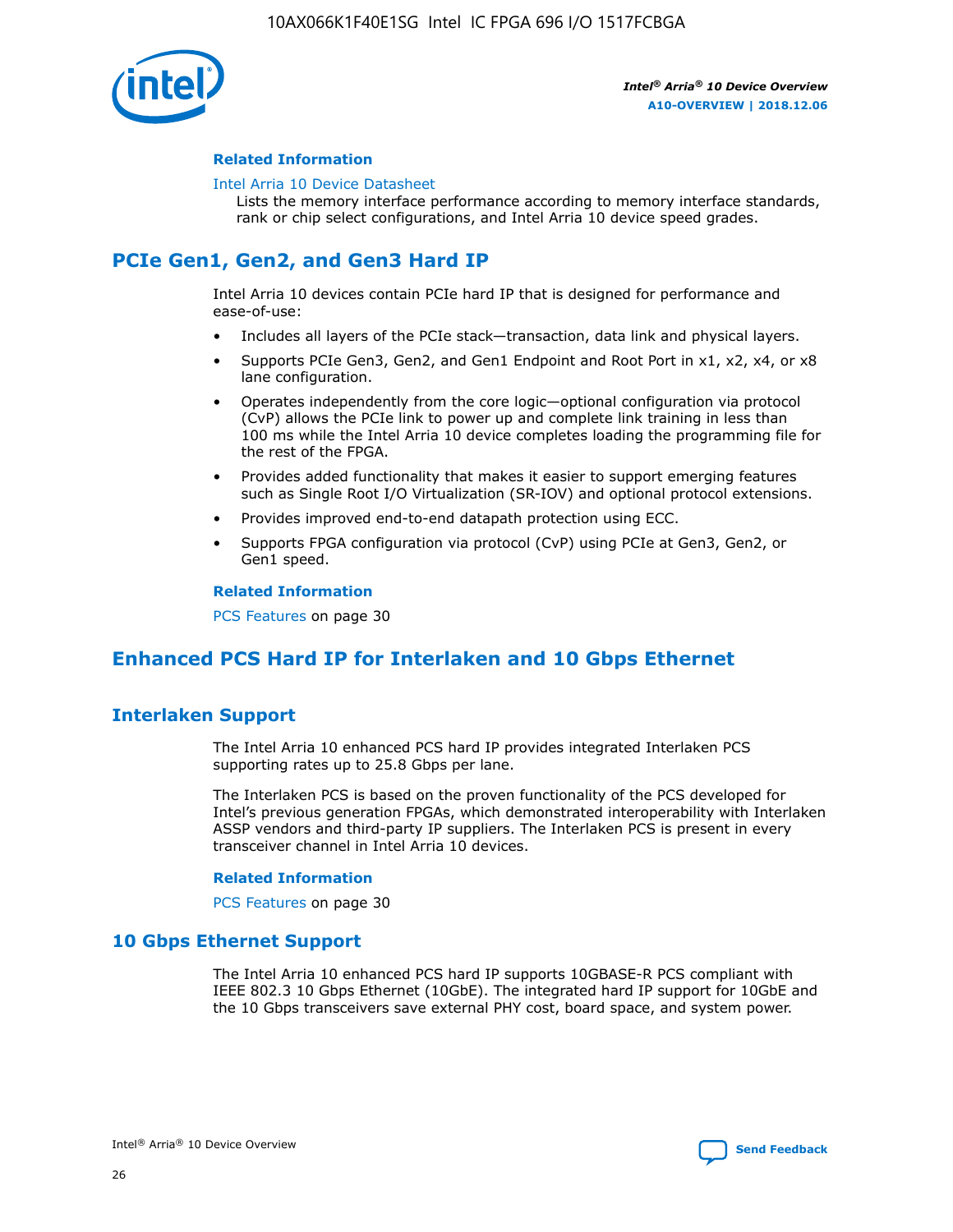#### Related Information

Intel Arria 10 Device Datasheet
Lists the memory interface performance according to memory interface standards, rank or chip select configurations, and Intel Arria 10 device speed grades.

## PCIe Gen1, Gen2, and Gen3 Hard IP

Intel Arria 10 devices contain PCIe hard IP that is designed for performance and ease-of-use:

- Includes all layers of the PCIe stack—transaction, data link and physical layers.
- Supports PCIe Gen3, Gen2, and Gen1 Endpoint and Root Port in x1, x2, x4, or x8 lane configuration.
- Operates independently from the core logic—optional configuration via protocol (CvP) allows the PCIe link to power up and complete link training in less than 100 ms while the Intel Arria 10 device completes loading the programming file for the rest of the FPGA.
- Provides added functionality that makes it easier to support emerging features such as Single Root I/O Virtualization (SR-IOV) and optional protocol extensions.
- Provides improved end-to-end datapath protection using ECC.
- Supports FPGA configuration via protocol (CvP) using PCIe at Gen3, Gen2, or Gen1 speed.

#### Related Information

PCS Features on page 30

## Enhanced PCS Hard IP for Interlaken and 10 Gbps Ethernet

### Interlaken Support

The Intel Arria 10 enhanced PCS hard IP provides integrated Interlaken PCS supporting rates up to 25.8 Gbps per lane.

The Interlaken PCS is based on the proven functionality of the PCS developed for Intel's previous generation FPGAs, which demonstrated interoperability with Interlaken ASSP vendors and third-party IP suppliers. The Interlaken PCS is present in every transceiver channel in Intel Arria 10 devices.

#### Related Information

PCS Features on page 30

### 10 Gbps Ethernet Support

The Intel Arria 10 enhanced PCS hard IP supports 10GBASE-R PCS compliant with IEEE 802.3 10 Gbps Ethernet (10GbE). The integrated hard IP support for 10GbE and the 10 Gbps transceivers save external PHY cost, board space, and system power.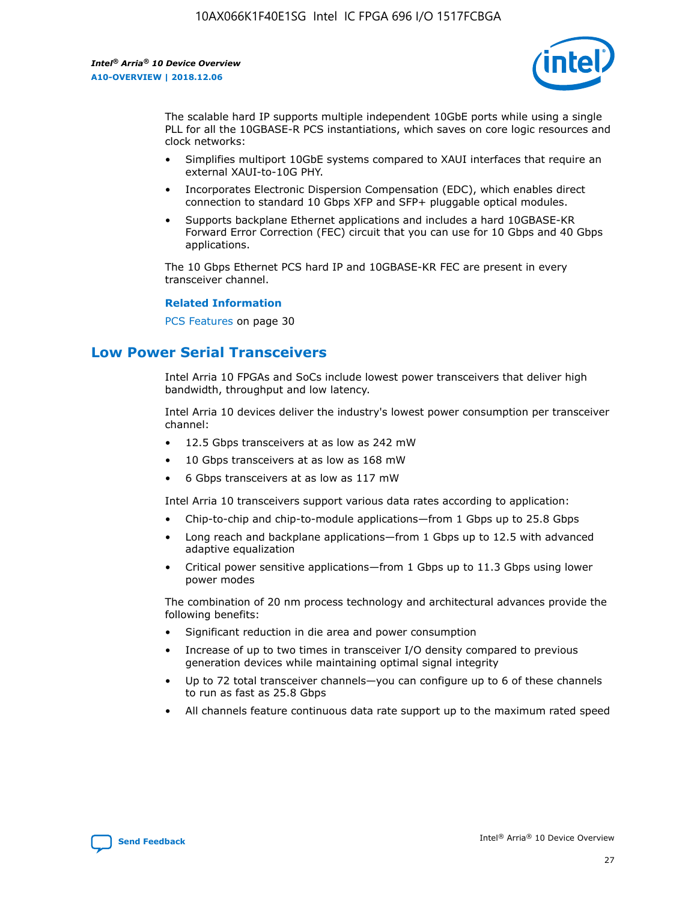The scalable hard IP supports multiple independent 10GbE ports while using a single PLL for all the 10GBASE-R PCS instantiations, which saves on core logic resources and clock networks:

- Simplifies multiport 10GbE systems compared to XAUI interfaces that require an external XAUI-to-10G PHY.
- Incorporates Electronic Dispersion Compensation (EDC), which enables direct connection to standard 10 Gbps XFP and SFP+ pluggable optical modules.
- Supports backplane Ethernet applications and includes a hard 10GBASE-KR Forward Error Correction (FEC) circuit that you can use for 10 Gbps and 40 Gbps applications.

The 10 Gbps Ethernet PCS hard IP and 10GBASE-KR FEC are present in every transceiver channel.

**Related Information**

PCS Features on page 30

## Low Power Serial Transceivers

Intel Arria 10 FPGAs and SoCs include lowest power transceivers that deliver high bandwidth, throughput and low latency.

Intel Arria 10 devices deliver the industry's lowest power consumption per transceiver channel:

- 12.5 Gbps transceivers at as low as 242 mW
- 10 Gbps transceivers at as low as 168 mW
- 6 Gbps transceivers at as low as 117 mW

Intel Arria 10 transceivers support various data rates according to application:

- Chip-to-chip and chip-to-module applications—from 1 Gbps up to 25.8 Gbps
- Long reach and backplane applications—from 1 Gbps up to 12.5 with advanced adaptive equalization
- Critical power sensitive applications—from 1 Gbps up to 11.3 Gbps using lower power modes

The combination of 20 nm process technology and architectural advances provide the following benefits:

- Significant reduction in die area and power consumption
- Increase of up to two times in transceiver I/O density compared to previous generation devices while maintaining optimal signal integrity
- Up to 72 total transceiver channels—you can configure up to 6 of these channels to run as fast as 25.8 Gbps
- All channels feature continuous data rate support up to the maximum rated speed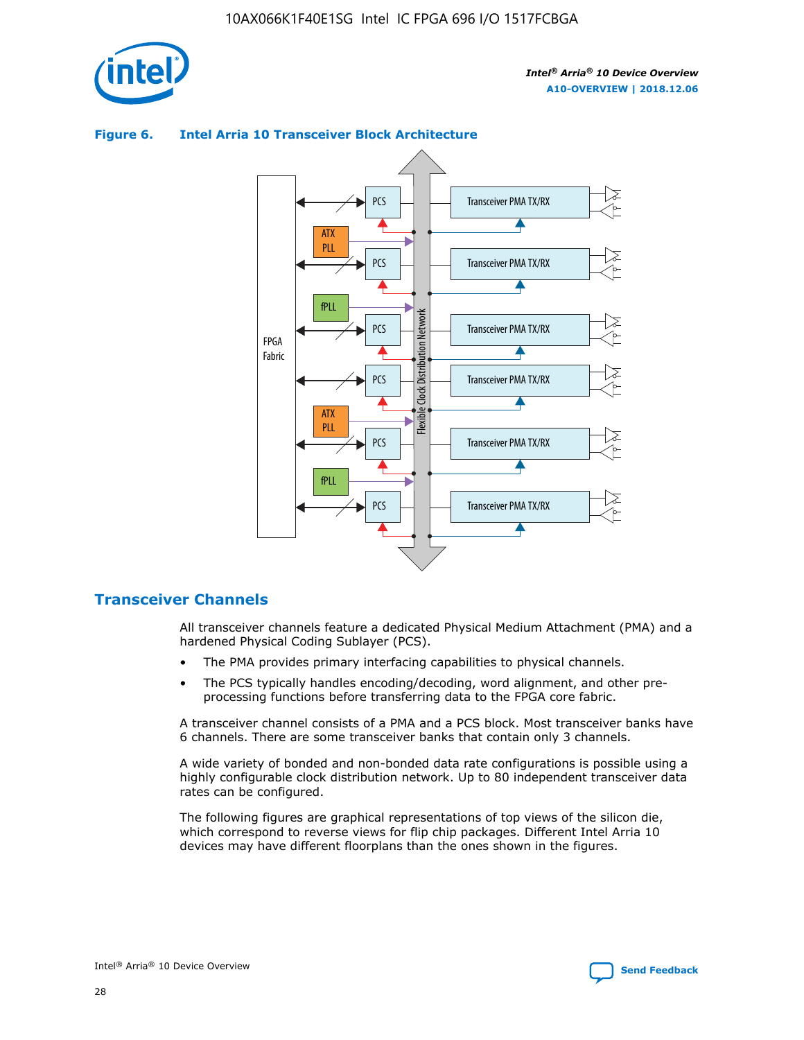**Figure 6. Intel Arria 10 Transceiver Block Architecture**

## Transceiver Channels

All transceiver channels feature a dedicated Physical Medium Attachment (PMA) and a hardened Physical Coding Sublayer (PCS).

- The PMA provides primary interfacing capabilities to physical channels.
- The PCS typically handles encoding/decoding, word alignment, and other pre-processing functions before transferring data to the FPGA core fabric.

A transceiver channel consists of a PMA and a PCS block. Most transceiver banks have 6 channels. There are some transceiver banks that contain only 3 channels.

A wide variety of bonded and non-bonded data rate configurations is possible using a highly configurable clock distribution network. Up to 80 independent transceiver data rates can be configured.

The following figures are graphical representations of top views of the silicon die, which correspond to reverse views for flip chip packages. Different Intel Arria 10 devices may have different floorplans than the ones shown in the figures.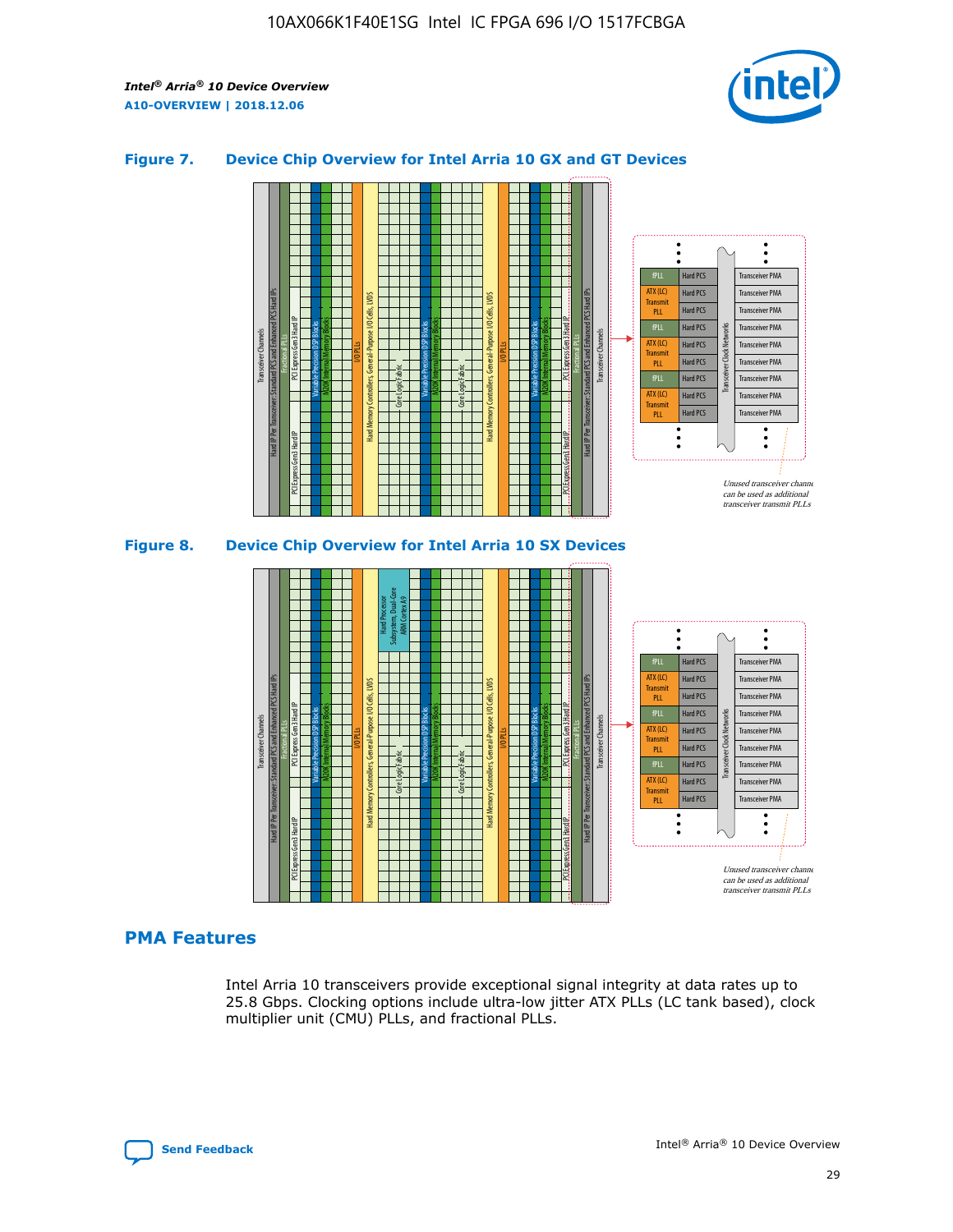### Figure 7. Device Chip Overview for Intel Arria 10 GX and GT Devices

### Figure 8. Device Chip Overview for Intel Arria 10 SX Devices

## PMA Features

Intel Arria 10 transceivers provide exceptional signal integrity at data rates up to 25.8 Gbps. Clocking options include ultra-low jitter ATX PLLs (LC tank based), clock multiplier unit (CMU) PLLs, and fractional PLLs.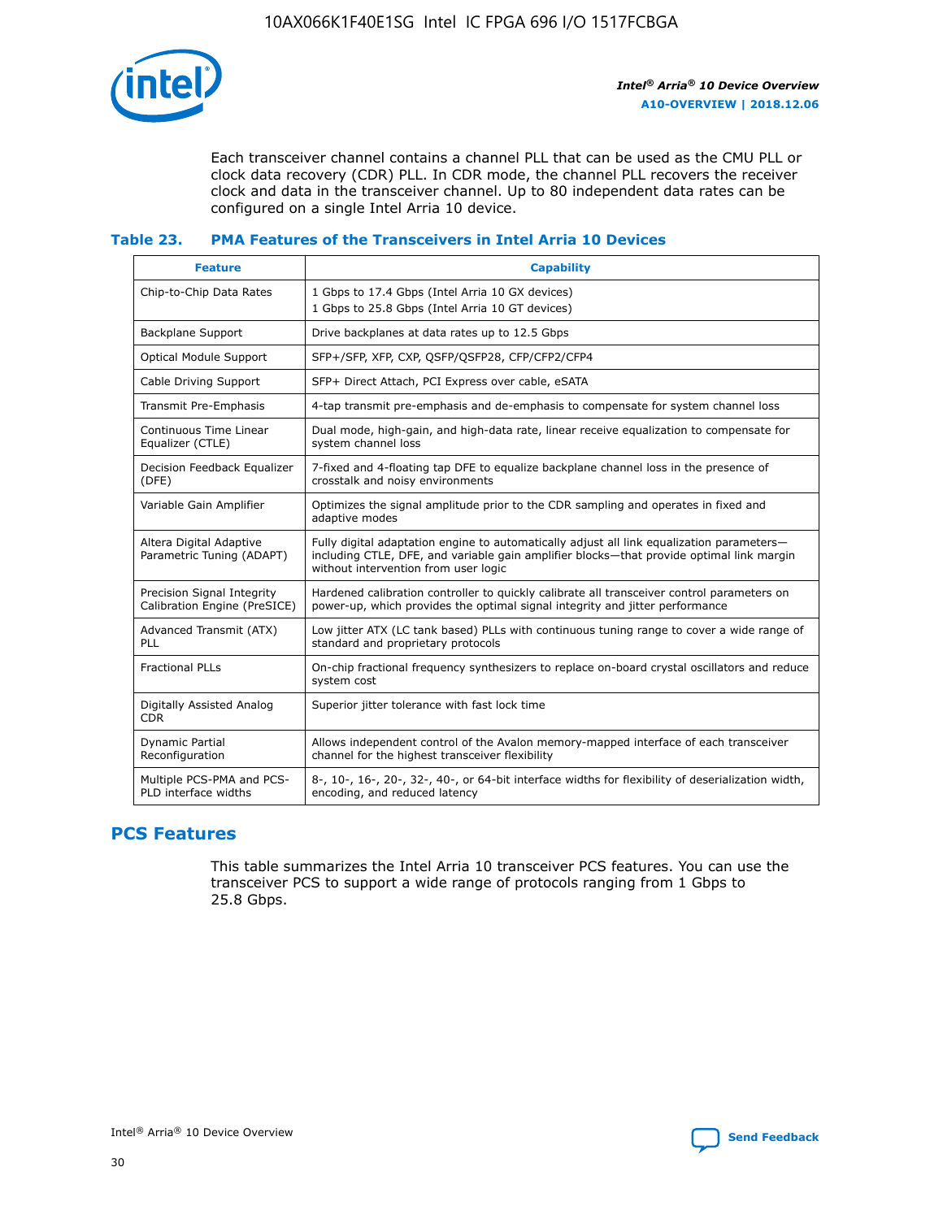Each transceiver channel contains a channel PLL that can be used as the CMU PLL or clock data recovery (CDR) PLL. In CDR mode, the channel PLL recovers the receiver clock and data in the transceiver channel. Up to 80 independent data rates can be configured on a single Intel Arria 10 device.

### Table 23. PMA Features of the Transceivers in Intel Arria 10 Devices

| Feature | Capability |
| --- | --- |
| Chip-to-Chip Data Rates | 1 Gbps to 17.4 Gbps (Intel Arria 10 GX devices)<br>1 Gbps to 25.8 Gbps (Intel Arria 10 GT devices) |
| Backplane Support | Drive backplanes at data rates up to 12.5 Gbps |
| Optical Module Support | SFP+/SFP, XFP, CXP, QSFP/QSFP28, CFP/CFP2/CFP4 |
| Cable Driving Support | SFP+ Direct Attach, PCI Express over cable, eSATA |
| Transmit Pre-Emphasis | 4-tap transmit pre-emphasis and de-emphasis to compensate for system channel loss |
| Continuous Time Linear Equalizer (CTLE) | Dual mode, high-gain, and high-data rate, linear receive equalization to compensate for system channel loss |
| Decision Feedback Equalizer (DFE) | 7-fixed and 4-floating tap DFE to equalize backplane channel loss in the presence of crosstalk and noisy environments |
| Variable Gain Amplifier | Optimizes the signal amplitude prior to the CDR sampling and operates in fixed and adaptive modes |
| Altera Digital Adaptive Parametric Tuning (ADAPT) | Fully digital adaptation engine to automatically adjust all link equalization parameters—including CTLE, DFE, and variable gain amplifier blocks—that provide optimal link margin without intervention from user logic |
| Precision Signal Integrity Calibration Engine (PreSICE) | Hardened calibration controller to quickly calibrate all transceiver control parameters on power-up, which provides the optimal signal integrity and jitter performance |
| Advanced Transmit (ATX) PLL | Low jitter ATX (LC tank based) PLLs with continuous tuning range to cover a wide range of standard and proprietary protocols |
| Fractional PLLs | On-chip fractional frequency synthesizers to replace on-board crystal oscillators and reduce system cost |
| Digitally Assisted Analog CDR | Superior jitter tolerance with fast lock time |
| Dynamic Partial Reconfiguration | Allows independent control of the Avalon memory-mapped interface of each transceiver channel for the highest transceiver flexibility |
| Multiple PCS-PMA and PCS-PLD interface widths | 8-, 10-, 16-, 20-, 32-, 40-, or 64-bit interface widths for flexibility of deserialization width, encoding, and reduced latency |

## PCS Features

This table summarizes the Intel Arria 10 transceiver PCS features. You can use the transceiver PCS to support a wide range of protocols ranging from 1 Gbps to 25.8 Gbps.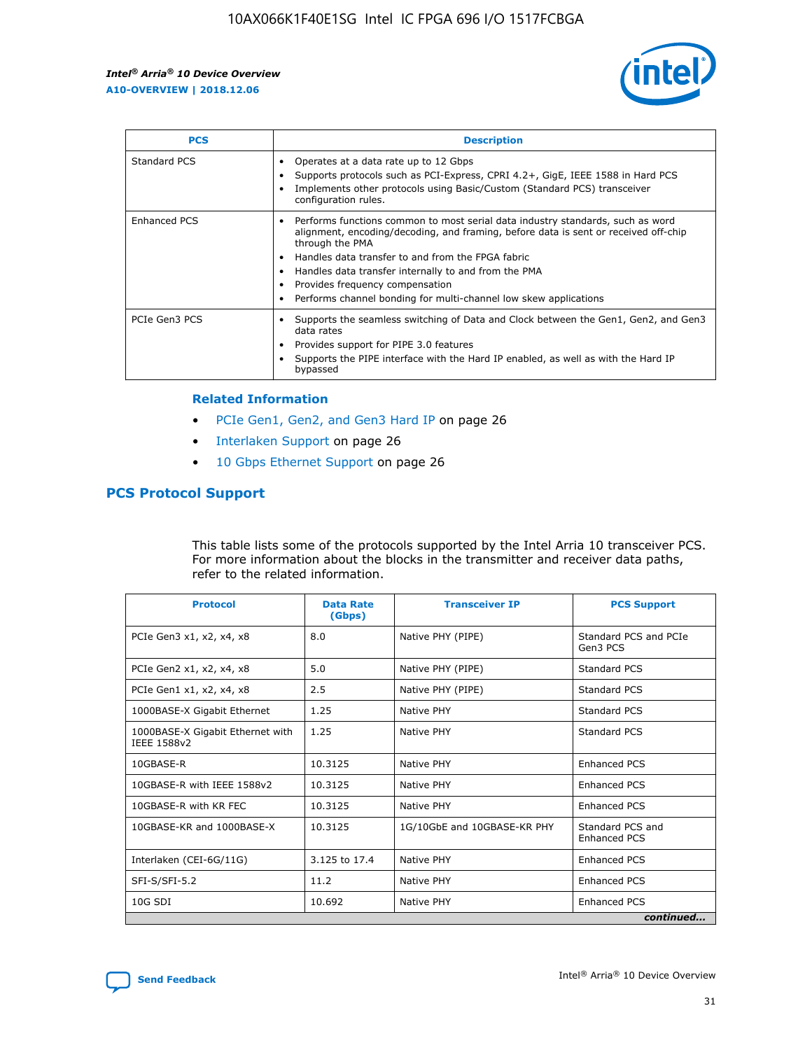| PCS | Description |
| --- | --- |
| Standard PCS | • Operates at a data rate up to 12 Gbps<br>• Supports protocols such as PCI-Express, CPRI 4.2+, GigE, IEEE 1588 in Hard PCS<br>• Implements other protocols using Basic/Custom (Standard PCS) transceiver configuration rules. |
| Enhanced PCS | • Performs functions common to most serial data industry standards, such as word alignment, encoding/decoding, and framing, before data is sent or received off-chip through the PMA<br>• Handles data transfer to and from the FPGA fabric<br>• Handles data transfer internally to and from the PMA<br>• Provides frequency compensation<br>• Performs channel bonding for multi-channel low skew applications |
| PCIe Gen3 PCS | • Supports the seamless switching of Data and Clock between the Gen1, Gen2, and Gen3 data rates<br>• Provides support for PIPE 3.0 features<br>• Supports the PIPE interface with the Hard IP enabled, as well as with the Hard IP bypassed |

**Related Information**

- PCIe Gen1, Gen2, and Gen3 Hard IP on page 26
- Interlaken Support on page 26
- 10 Gbps Ethernet Support on page 26

## PCS Protocol Support

This table lists some of the protocols supported by the Intel Arria 10 transceiver PCS. For more information about the blocks in the transmitter and receiver data paths, refer to the related information.

| Protocol | Data Rate (Gbps) | Transceiver IP | PCS Support |
| --- | --- | --- | --- |
| PCIe Gen3 x1, x2, x4, x8 | 8.0 | Native PHY (PIPE) | Standard PCS and PCIe Gen3 PCS |
| PCIe Gen2 x1, x2, x4, x8 | 5.0 | Native PHY (PIPE) | Standard PCS |
| PCIe Gen1 x1, x2, x4, x8 | 2.5 | Native PHY (PIPE) | Standard PCS |
| 1000BASE-X Gigabit Ethernet | 1.25 | Native PHY | Standard PCS |
| 1000BASE-X Gigabit Ethernet with IEEE 1588v2 | 1.25 | Native PHY | Standard PCS |
| 10GBASE-R | 10.3125 | Native PHY | Enhanced PCS |
| 10GBASE-R with IEEE 1588v2 | 10.3125 | Native PHY | Enhanced PCS |
| 10GBASE-R with KR FEC | 10.3125 | Native PHY | Enhanced PCS |
| 10GBASE-KR and 1000BASE-X | 10.3125 | 1G/10GbE and 10GBASE-KR PHY | Standard PCS and Enhanced PCS |
| Interlaken (CEI-6G/11G) | 3.125 to 17.4 | Native PHY | Enhanced PCS |
| SFI-S/SFI-5.2 | 11.2 | Native PHY | Enhanced PCS |
| 10G SDI | 10.692 | Native PHY | Enhanced PCS |

*continued...*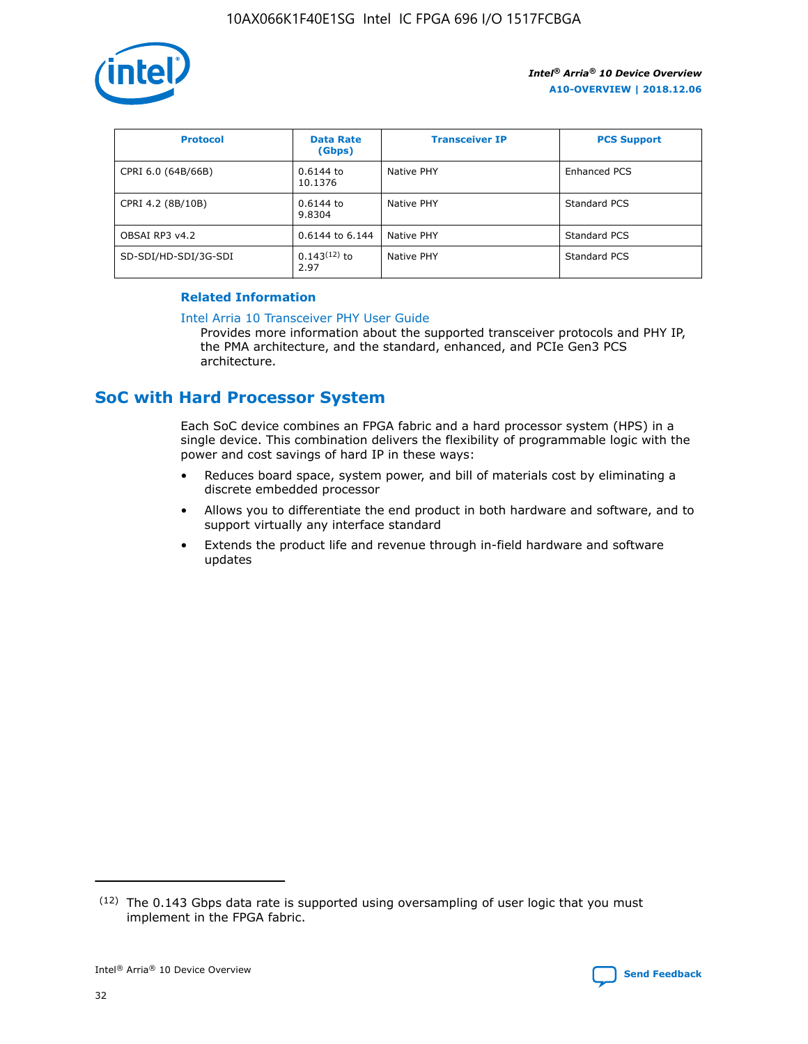| Protocol | Data Rate (Gbps) | Transceiver IP | PCS Support |
|---|---|---|---|
| CPRI 6.0 (64B/66B) | 0.6144 to 10.1376 | Native PHY | Enhanced PCS |
| CPRI 4.2 (8B/10B) | 0.6144 to 9.8304 | Native PHY | Standard PCS |
| OBSAI RP3 v4.2 | 0.6144 to 6.144 | Native PHY | Standard PCS |
| SD-SDI/HD-SDI/3G-SDI | 0.143[12] to 2.97 | Native PHY | Standard PCS |

**Related Information**

Intel Arria 10 Transceiver PHY User Guide

Provides more information about the supported transceiver protocols and PHY IP, the PMA architecture, and the standard, enhanced, and PCIe Gen3 PCS architecture.

## SoC with Hard Processor System

Each SoC device combines an FPGA fabric and a hard processor system (HPS) in a single device. This combination delivers the flexibility of programmable logic with the power and cost savings of hard IP in these ways:

- Reduces board space, system power, and bill of materials cost by eliminating a discrete embedded processor
- Allows you to differentiate the end product in both hardware and software, and to support virtually any interface standard
- Extends the product life and revenue through in-field hardware and software updates

[12] The 0.143 Gbps data rate is supported using oversampling of user logic that you must implement in the FPGA fabric.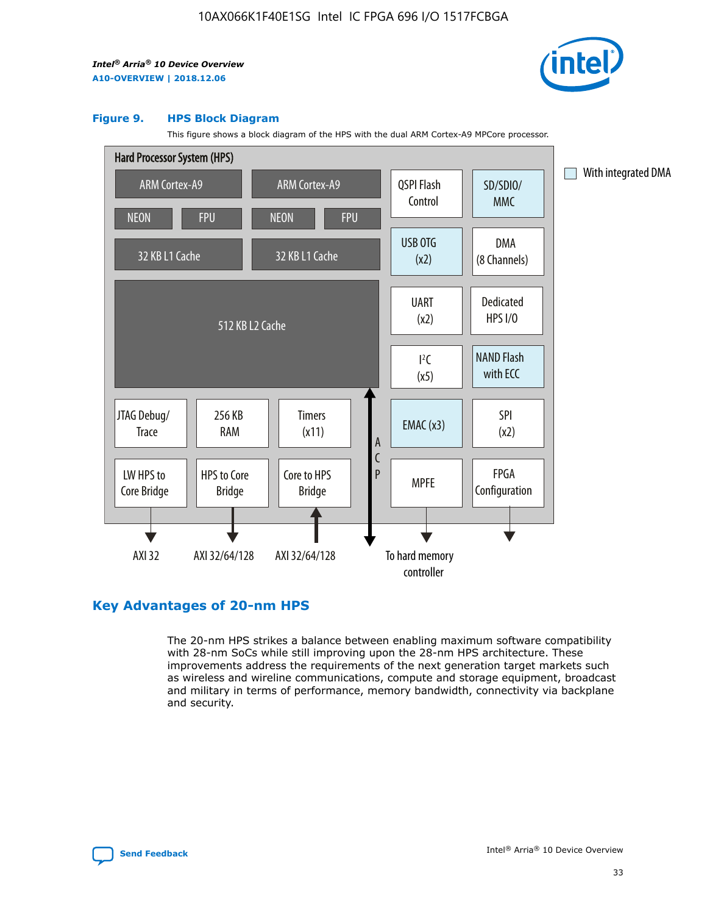**Figure 9. HPS Block Diagram**

This figure shows a block diagram of the HPS with the dual ARM Cortex-A9 MPCore processor.

Hard Processor System (HPS)

- ARM Cortex-A9 (NEON, FPU, 32 KB L1 Cache)
- ARM Cortex-A9 (NEON, FPU, 32 KB L1 Cache)
- 512 KB L2 Cache
- QSPI Flash Control
- SD/SDIO/MMC
- USB OTG (x2)
- DMA (8 Channels)
- UART (x2)
- Dedicated HPS I/O
- $I^2C$ (x5)
- NAND Flash with ECC
- JTAG Debug/Trace
- 256 KB RAM
- Timers (x11)
- EMAC (x3)
- SPI (x2)
- LW HPS to Core Bridge → AXI 32
- HPS to Core Bridge → AXI 32/64/128
- Core to HPS Bridge ← AXI 32/64/128
- ACP
- MPFE → To hard memory controller
- FPGA Configuration

With integrated DMA: SD/SDIO/MMC, USB OTG (x2), NAND Flash with ECC, EMAC (x3)

## Key Advantages of 20-nm HPS

The 20-nm HPS strikes a balance between enabling maximum software compatibility with 28-nm SoCs while still improving upon the 28-nm HPS architecture. These improvements address the requirements of the next generation target markets such as wireless and wireline communications, compute and storage equipment, broadcast and military in terms of performance, memory bandwidth, connectivity via backplane and security.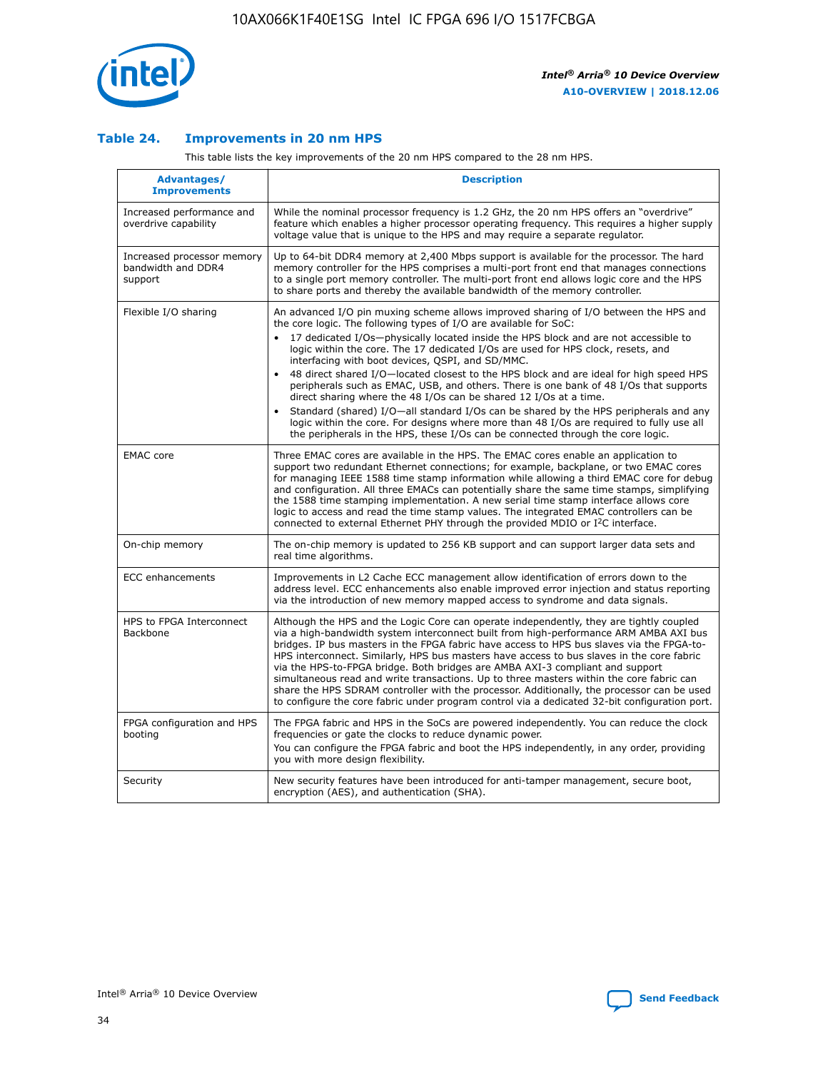### Table 24. Improvements in 20 nm HPS

This table lists the key improvements of the 20 nm HPS compared to the 28 nm HPS.

| Advantages/ Improvements | Description |
|---|---|
| Increased performance and overdrive capability | While the nominal processor frequency is 1.2 GHz, the 20 nm HPS offers an "overdrive" feature which enables a higher processor operating frequency. This requires a higher supply voltage value that is unique to the HPS and may require a separate regulator. |
| Increased processor memory bandwidth and DDR4 support | Up to 64-bit DDR4 memory at 2,400 Mbps support is available for the processor. The hard memory controller for the HPS comprises a multi-port front end that manages connections to a single port memory controller. The multi-port front end allows logic core and the HPS to share ports and thereby the available bandwidth of the memory controller. |
| Flexible I/O sharing | An advanced I/O pin muxing scheme allows improved sharing of I/O between the HPS and the core logic. The following types of I/O are available for SoC:<br>• 17 dedicated I/Os—physically located inside the HPS block and are not accessible to logic within the core. The 17 dedicated I/Os are used for HPS clock, resets, and interfacing with boot devices, QSPI, and SD/MMC.<br>• 48 direct shared I/O—located closest to the HPS block and are ideal for high speed HPS peripherals such as EMAC, USB, and others. There is one bank of 48 I/Os that supports direct sharing where the 48 I/Os can be shared 12 I/Os at a time.<br>• Standard (shared) I/O—all standard I/Os can be shared by the HPS peripherals and any logic within the core. For designs where more than 48 I/Os are required to fully use all the peripherals in the HPS, these I/Os can be connected through the core logic. |
| EMAC core | Three EMAC cores are available in the HPS. The EMAC cores enable an application to support two redundant Ethernet connections; for example, backplane, or two EMAC cores for managing IEEE 1588 time stamp information while allowing a third EMAC core for debug and configuration. All three EMACs can potentially share the same time stamps, simplifying the 1588 time stamping implementation. A new serial time stamp interface allows core logic to access and read the time stamp values. The integrated EMAC controllers can be connected to external Ethernet PHY through the provided MDIO or I$^2$C interface. |
| On-chip memory | The on-chip memory is updated to 256 KB support and can support larger data sets and real time algorithms. |
| ECC enhancements | Improvements in L2 Cache ECC management allow identification of errors down to the address level. ECC enhancements also enable improved error injection and status reporting via the introduction of new memory mapped access to syndrome and data signals. |
| HPS to FPGA Interconnect Backbone | Although the HPS and the Logic Core can operate independently, they are tightly coupled via a high-bandwidth system interconnect built from high-performance ARM AMBA AXI bus bridges. IP bus masters in the FPGA fabric have access to HPS bus slaves via the FPGA-to-HPS interconnect. Similarly, HPS bus masters have access to bus slaves in the core fabric via the HPS-to-FPGA bridge. Both bridges are AMBA AXI-3 compliant and support simultaneous read and write transactions. Up to three masters within the core fabric can share the HPS SDRAM controller with the processor. Additionally, the processor can be used to configure the core fabric under program control via a dedicated 32-bit configuration port. |
| FPGA configuration and HPS booting | The FPGA fabric and HPS in the SoCs are powered independently. You can reduce the clock frequencies or gate the clocks to reduce dynamic power.<br>You can configure the FPGA fabric and boot the HPS independently, in any order, providing you with more design flexibility. |
| Security | New security features have been introduced for anti-tamper management, secure boot, encryption (AES), and authentication (SHA). |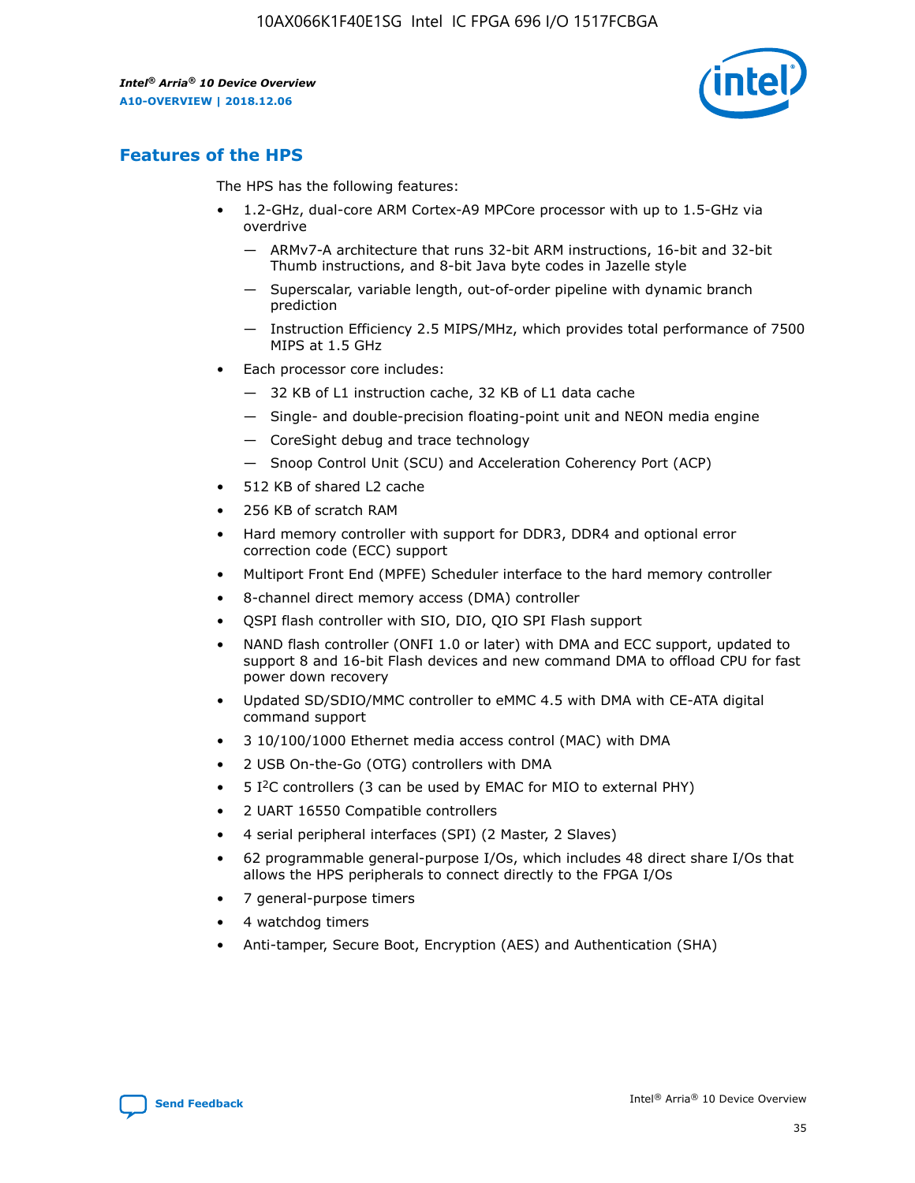## Features of the HPS

The HPS has the following features:

- 1.2-GHz, dual-core ARM Cortex-A9 MPCore processor with up to 1.5-GHz via overdrive
  - — ARMv7-A architecture that runs 32-bit ARM instructions, 16-bit and 32-bit Thumb instructions, and 8-bit Java byte codes in Jazelle style
  - — Superscalar, variable length, out-of-order pipeline with dynamic branch prediction
  - — Instruction Efficiency 2.5 MIPS/MHz, which provides total performance of 7500 MIPS at 1.5 GHz
- Each processor core includes:
  - — 32 KB of L1 instruction cache, 32 KB of L1 data cache
  - — Single- and double-precision floating-point unit and NEON media engine
  - — CoreSight debug and trace technology
  - — Snoop Control Unit (SCU) and Acceleration Coherency Port (ACP)
- 512 KB of shared L2 cache
- 256 KB of scratch RAM
- Hard memory controller with support for DDR3, DDR4 and optional error correction code (ECC) support
- Multiport Front End (MPFE) Scheduler interface to the hard memory controller
- 8-channel direct memory access (DMA) controller
- QSPI flash controller with SIO, DIO, QIO SPI Flash support
- NAND flash controller (ONFI 1.0 or later) with DMA and ECC support, updated to support 8 and 16-bit Flash devices and new command DMA to offload CPU for fast power down recovery
- Updated SD/SDIO/MMC controller to eMMC 4.5 with DMA with CE-ATA digital command support
- 3 10/100/1000 Ethernet media access control (MAC) with DMA
- 2 USB On-the-Go (OTG) controllers with DMA
- 5 I²C controllers (3 can be used by EMAC for MIO to external PHY)
- 2 UART 16550 Compatible controllers
- 4 serial peripheral interfaces (SPI) (2 Master, 2 Slaves)
- 62 programmable general-purpose I/Os, which includes 48 direct share I/Os that allows the HPS peripherals to connect directly to the FPGA I/Os
- 7 general-purpose timers
- 4 watchdog timers
- Anti-tamper, Secure Boot, Encryption (AES) and Authentication (SHA)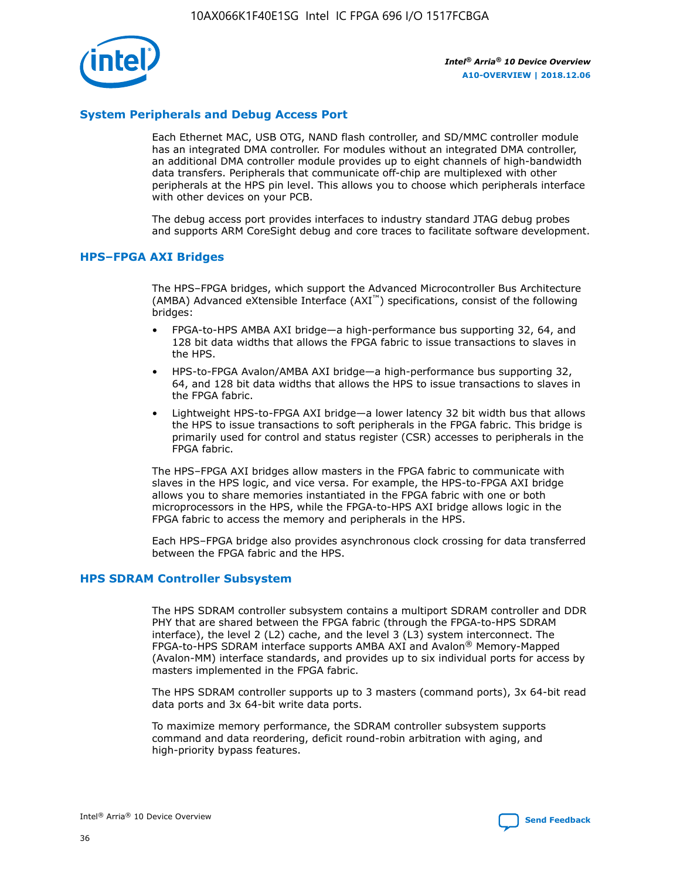## System Peripherals and Debug Access Port

Each Ethernet MAC, USB OTG, NAND flash controller, and SD/MMC controller module has an integrated DMA controller. For modules without an integrated DMA controller, an additional DMA controller module provides up to eight channels of high-bandwidth data transfers. Peripherals that communicate off-chip are multiplexed with other peripherals at the HPS pin level. This allows you to choose which peripherals interface with other devices on your PCB.

The debug access port provides interfaces to industry standard JTAG debug probes and supports ARM CoreSight debug and core traces to facilitate software development.

## HPS–FPGA AXI Bridges

The HPS–FPGA bridges, which support the Advanced Microcontroller Bus Architecture (AMBA) Advanced eXtensible Interface (AXI™) specifications, consist of the following bridges:

- FPGA-to-HPS AMBA AXI bridge—a high-performance bus supporting 32, 64, and 128 bit data widths that allows the FPGA fabric to issue transactions to slaves in the HPS.
- HPS-to-FPGA Avalon/AMBA AXI bridge—a high-performance bus supporting 32, 64, and 128 bit data widths that allows the HPS to issue transactions to slaves in the FPGA fabric.
- Lightweight HPS-to-FPGA AXI bridge—a lower latency 32 bit width bus that allows the HPS to issue transactions to soft peripherals in the FPGA fabric. This bridge is primarily used for control and status register (CSR) accesses to peripherals in the FPGA fabric.

The HPS–FPGA AXI bridges allow masters in the FPGA fabric to communicate with slaves in the HPS logic, and vice versa. For example, the HPS-to-FPGA AXI bridge allows you to share memories instantiated in the FPGA fabric with one or both microprocessors in the HPS, while the FPGA-to-HPS AXI bridge allows logic in the FPGA fabric to access the memory and peripherals in the HPS.

Each HPS–FPGA bridge also provides asynchronous clock crossing for data transferred between the FPGA fabric and the HPS.

## HPS SDRAM Controller Subsystem

The HPS SDRAM controller subsystem contains a multiport SDRAM controller and DDR PHY that are shared between the FPGA fabric (through the FPGA-to-HPS SDRAM interface), the level 2 (L2) cache, and the level 3 (L3) system interconnect. The FPGA-to-HPS SDRAM interface supports AMBA AXI and Avalon® Memory-Mapped (Avalon-MM) interface standards, and provides up to six individual ports for access by masters implemented in the FPGA fabric.

The HPS SDRAM controller supports up to 3 masters (command ports), 3x 64-bit read data ports and 3x 64-bit write data ports.

To maximize memory performance, the SDRAM controller subsystem supports command and data reordering, deficit round-robin arbitration with aging, and high-priority bypass features.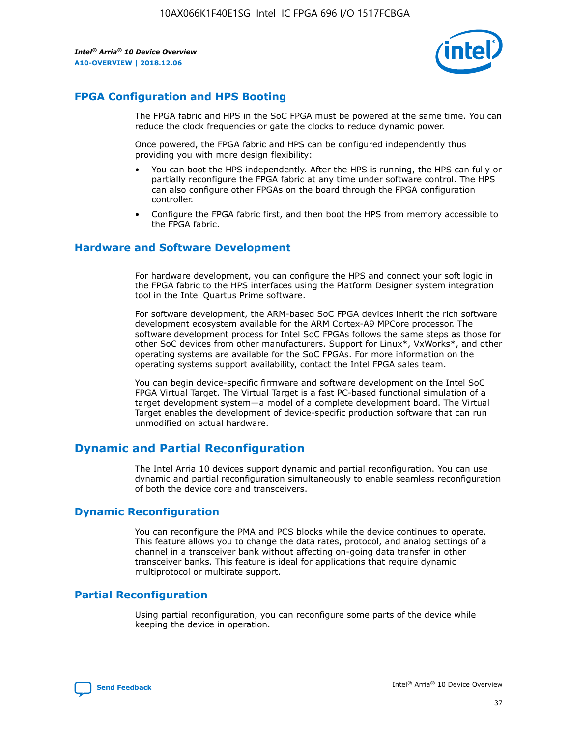## FPGA Configuration and HPS Booting

The FPGA fabric and HPS in the SoC FPGA must be powered at the same time. You can reduce the clock frequencies or gate the clocks to reduce dynamic power.

Once powered, the FPGA fabric and HPS can be configured independently thus providing you with more design flexibility:

- You can boot the HPS independently. After the HPS is running, the HPS can fully or partially reconfigure the FPGA fabric at any time under software control. The HPS can also configure other FPGAs on the board through the FPGA configuration controller.
- Configure the FPGA fabric first, and then boot the HPS from memory accessible to the FPGA fabric.

## Hardware and Software Development

For hardware development, you can configure the HPS and connect your soft logic in the FPGA fabric to the HPS interfaces using the Platform Designer system integration tool in the Intel Quartus Prime software.

For software development, the ARM-based SoC FPGA devices inherit the rich software development ecosystem available for the ARM Cortex-A9 MPCore processor. The software development process for Intel SoC FPGAs follows the same steps as those for other SoC devices from other manufacturers. Support for Linux*, VxWorks*, and other operating systems are available for the SoC FPGAs. For more information on the operating systems support availability, contact the Intel FPGA sales team.

You can begin device-specific firmware and software development on the Intel SoC FPGA Virtual Target. The Virtual Target is a fast PC-based functional simulation of a target development system—a model of a complete development board. The Virtual Target enables the development of device-specific production software that can run unmodified on actual hardware.

# Dynamic and Partial Reconfiguration

The Intel Arria 10 devices support dynamic and partial reconfiguration. You can use dynamic and partial reconfiguration simultaneously to enable seamless reconfiguration of both the device core and transceivers.

## Dynamic Reconfiguration

You can reconfigure the PMA and PCS blocks while the device continues to operate. This feature allows you to change the data rates, protocol, and analog settings of a channel in a transceiver bank without affecting on-going data transfer in other transceiver banks. This feature is ideal for applications that require dynamic multiprotocol or multirate support.

## Partial Reconfiguration

Using partial reconfiguration, you can reconfigure some parts of the device while keeping the device in operation.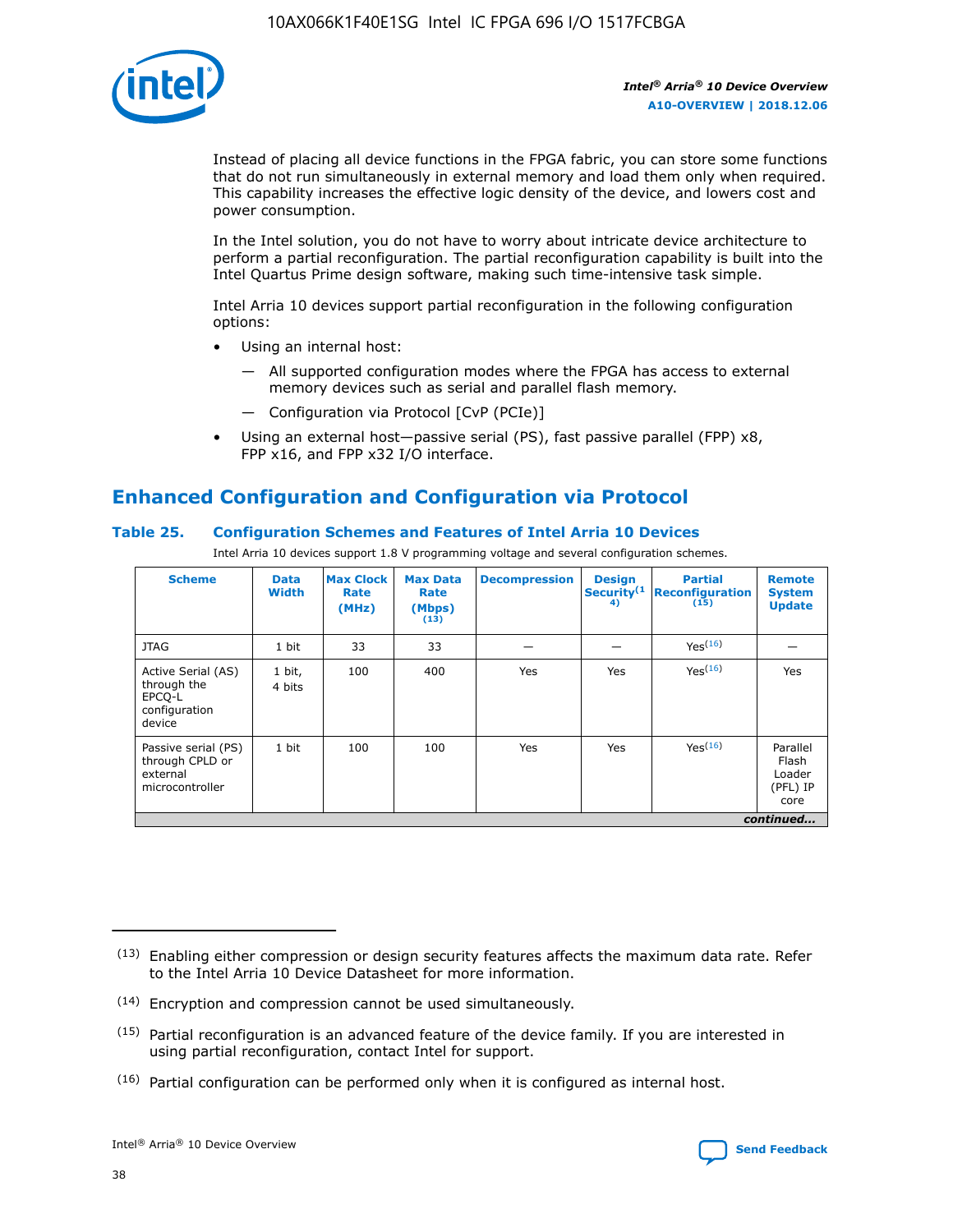Instead of placing all device functions in the FPGA fabric, you can store some functions that do not run simultaneously in external memory and load them only when required. This capability increases the effective logic density of the device, and lowers cost and power consumption.

In the Intel solution, you do not have to worry about intricate device architecture to perform a partial reconfiguration. The partial reconfiguration capability is built into the Intel Quartus Prime design software, making such time-intensive task simple.

Intel Arria 10 devices support partial reconfiguration in the following configuration options:

- Using an internal host:
  - All supported configuration modes where the FPGA has access to external memory devices such as serial and parallel flash memory.
  - Configuration via Protocol [CvP (PCIe)]
- Using an external host—passive serial (PS), fast passive parallel (FPP) x8, FPP x16, and FPP x32 I/O interface.

## Enhanced Configuration and Configuration via Protocol

### Table 25. Configuration Schemes and Features of Intel Arria 10 Devices

Intel Arria 10 devices support 1.8 V programming voltage and several configuration schemes.

| Scheme | Data Width | Max Clock Rate (MHz) | Max Data Rate (Mbps) (13) | Decompression | Design Security (14) | Partial Reconfiguration (15) | Remote System Update |
|---|---|---|---|---|---|---|---|
| JTAG | 1 bit | 33 | 33 | — | — | Yes(16) | — |
| Active Serial (AS) through the EPCQ-L configuration device | 1 bit, 4 bits | 100 | 400 | Yes | Yes | Yes(16) | Yes |
| Passive serial (PS) through CPLD or external microcontroller | 1 bit | 100 | 100 | Yes | Yes | Yes(16) | Parallel Flash Loader (PFL) IP core |

*continued...*

(13) Enabling either compression or design security features affects the maximum data rate. Refer to the Intel Arria 10 Device Datasheet for more information.

(14) Encryption and compression cannot be used simultaneously.

(15) Partial reconfiguration is an advanced feature of the device family. If you are interested in using partial reconfiguration, contact Intel for support.

(16) Partial configuration can be performed only when it is configured as internal host.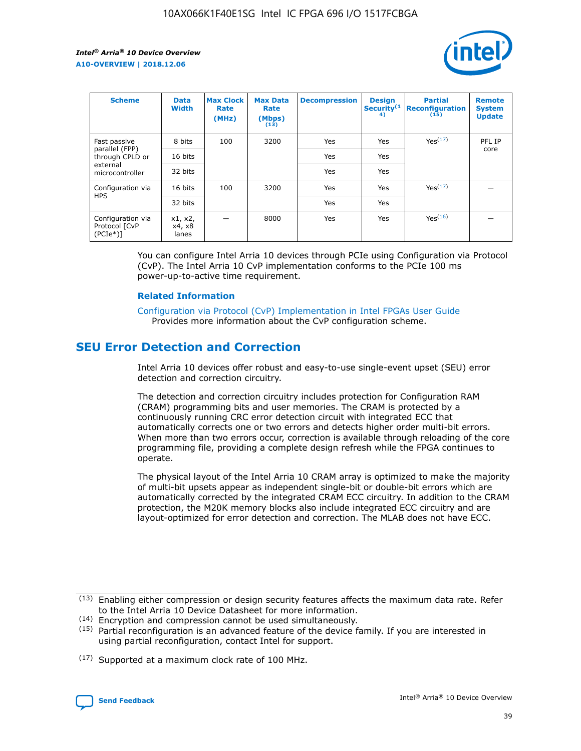| Scheme | Data Width | Max Clock Rate (MHz) | Max Data Rate (Mbps) (13) | Decompression | Design Security (14) | Partial Reconfiguration (15) | Remote System Update |
| --- | --- | --- | --- | --- | --- | --- | --- |
| Fast passive parallel (FPP) through CPLD or external microcontroller | 8 bits | 100 | 3200 | Yes | Yes | Yes(17) | PFL IP core |
| | 16 bits | | | Yes | Yes | | |
| | 32 bits | | | Yes | Yes | | |
| Configuration via HPS | 16 bits | 100 | 3200 | Yes | Yes | Yes(17) | — |
| | 32 bits | | | Yes | Yes | | |
| Configuration via Protocol [CvP (PCIe*)] | x1, x2, x4, x8 lanes | — | 8000 | Yes | Yes | Yes(16) | — |

You can configure Intel Arria 10 devices through PCIe using Configuration via Protocol (CvP). The Intel Arria 10 CvP implementation conforms to the PCIe 100 ms power-up-to-active time requirement.

**Related Information**

Configuration via Protocol (CvP) Implementation in Intel FPGAs User Guide
Provides more information about the CvP configuration scheme.

## SEU Error Detection and Correction

Intel Arria 10 devices offer robust and easy-to-use single-event upset (SEU) error detection and correction circuitry.

The detection and correction circuitry includes protection for Configuration RAM (CRAM) programming bits and user memories. The CRAM is protected by a continuously running CRC error detection circuit with integrated ECC that automatically corrects one or two errors and detects higher order multi-bit errors. When more than two errors occur, correction is available through reloading of the core programming file, providing a complete design refresh while the FPGA continues to operate.

The physical layout of the Intel Arria 10 CRAM array is optimized to make the majority of multi-bit upsets appear as independent single-bit or double-bit errors which are automatically corrected by the integrated CRAM ECC circuitry. In addition to the CRAM protection, the M20K memory blocks also include integrated ECC circuitry and are layout-optimized for error detection and correction. The MLAB does not have ECC.

(13) Enabling either compression or design security features affects the maximum data rate. Refer to the Intel Arria 10 Device Datasheet for more information.

(14) Encryption and compression cannot be used simultaneously.

(15) Partial reconfiguration is an advanced feature of the device family. If you are interested in using partial reconfiguration, contact Intel for support.

(17) Supported at a maximum clock rate of 100 MHz.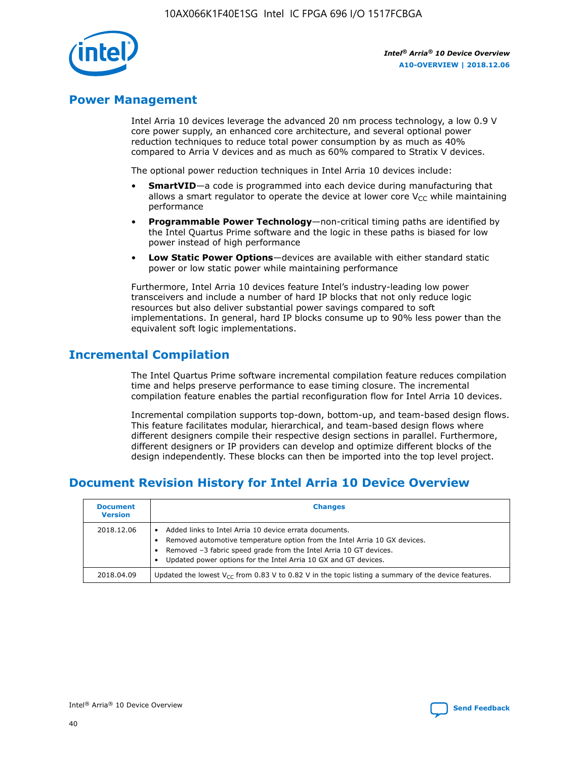## Power Management

Intel Arria 10 devices leverage the advanced 20 nm process technology, a low 0.9 V core power supply, an enhanced core architecture, and several optional power reduction techniques to reduce total power consumption by as much as 40% compared to Arria V devices and as much as 60% compared to Stratix V devices.

The optional power reduction techniques in Intel Arria 10 devices include:

- **SmartVID**—a code is programmed into each device during manufacturing that allows a smart regulator to operate the device at lower core $V_{CC}$ while maintaining performance
- **Programmable Power Technology**—non-critical timing paths are identified by the Intel Quartus Prime software and the logic in these paths is biased for low power instead of high performance
- **Low Static Power Options**—devices are available with either standard static power or low static power while maintaining performance

Furthermore, Intel Arria 10 devices feature Intel's industry-leading low power transceivers and include a number of hard IP blocks that not only reduce logic resources but also deliver substantial power savings compared to soft implementations. In general, hard IP blocks consume up to 90% less power than the equivalent soft logic implementations.

## Incremental Compilation

The Intel Quartus Prime software incremental compilation feature reduces compilation time and helps preserve performance to ease timing closure. The incremental compilation feature enables the partial reconfiguration flow for Intel Arria 10 devices.

Incremental compilation supports top-down, bottom-up, and team-based design flows. This feature facilitates modular, hierarchical, and team-based design flows where different designers compile their respective design sections in parallel. Furthermore, different designers or IP providers can develop and optimize different blocks of the design independently. These blocks can then be imported into the top level project.

## Document Revision History for Intel Arria 10 Device Overview

| Document Version | Changes |
|---|---|
| 2018.12.06 | • Added links to Intel Arria 10 device errata documents.<br>• Removed automotive temperature option from the Intel Arria 10 GX devices.<br>• Removed –3 fabric speed grade from the Intel Arria 10 GT devices.<br>• Updated power options for the Intel Arria 10 GX and GT devices. |
| 2018.04.09 | Updated the lowest $V_{CC}$ from 0.83 V to 0.82 V in the topic listing a summary of the device features. |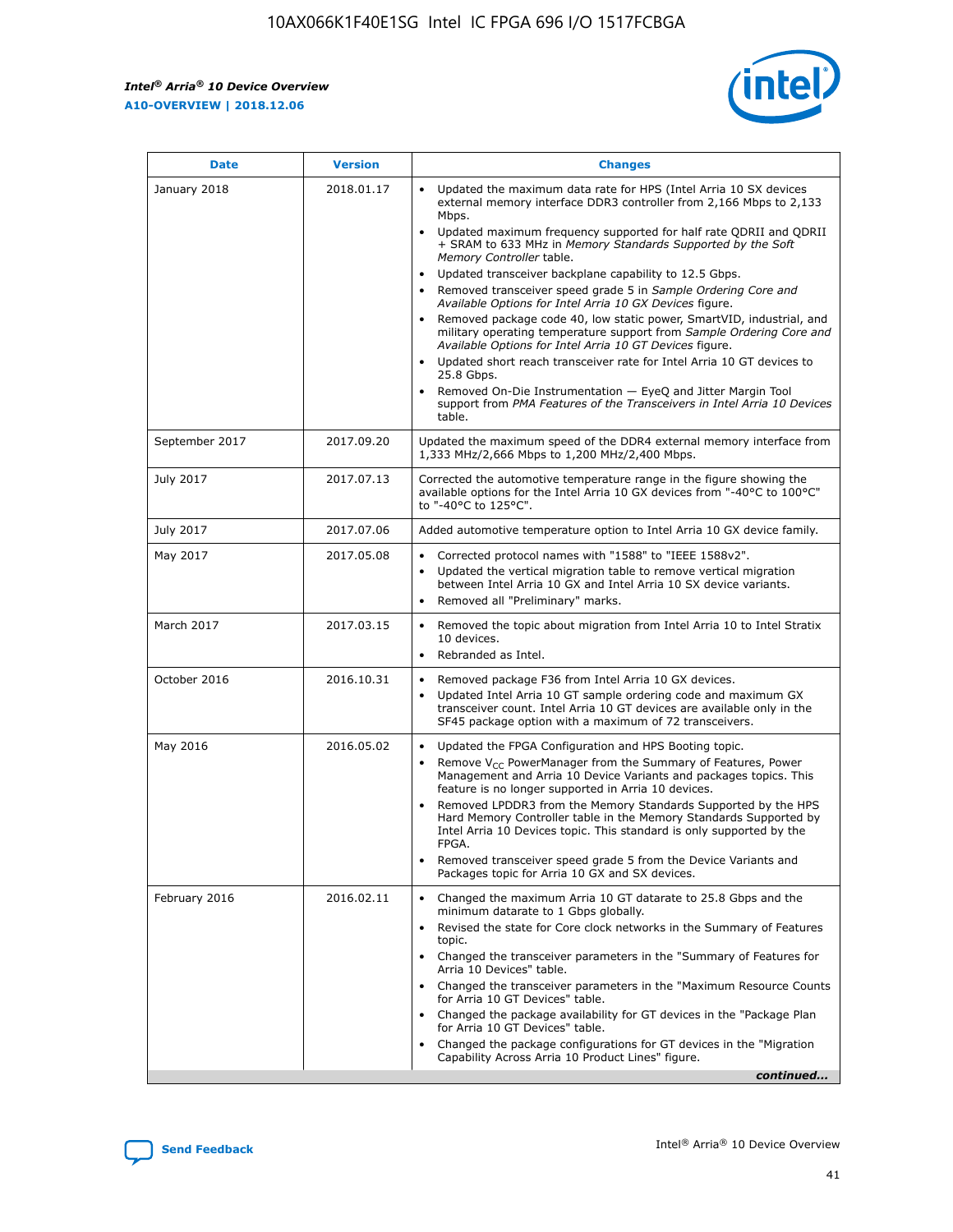| Date | Version | Changes |
| --- | --- | --- |
| January 2018 | 2018.01.17 | • Updated the maximum data rate for HPS (Intel Arria 10 SX devices external memory interface DDR3 controller from 2,166 Mbps to 2,133 Mbps.<br>• Updated maximum frequency supported for half rate QDRII and QDRII + SRAM to 633 MHz in *Memory Standards Supported by the Soft Memory Controller* table.<br>• Updated transceiver backplane capability to 12.5 Gbps.<br>• Removed transceiver speed grade 5 in *Sample Ordering Core and Available Options for Intel Arria 10 GX Devices* figure.<br>• Removed package code 40, low static power, SmartVID, industrial, and military operating temperature support from *Sample Ordering Core and Available Options for Intel Arria 10 GT Devices* figure.<br>• Updated short reach transceiver rate for Intel Arria 10 GT devices to 25.8 Gbps.<br>• Removed On-Die Instrumentation — EyeQ and Jitter Margin Tool support from *PMA Features of the Transceivers in Intel Arria 10 Devices* table. |
| September 2017 | 2017.09.20 | Updated the maximum speed of the DDR4 external memory interface from 1,333 MHz/2,666 Mbps to 1,200 MHz/2,400 Mbps. |
| July 2017 | 2017.07.13 | Corrected the automotive temperature range in the figure showing the available options for the Intel Arria 10 GX devices from "-40°C to 100°C" to "-40°C to 125°C". |
| July 2017 | 2017.07.06 | Added automotive temperature option to Intel Arria 10 GX device family. |
| May 2017 | 2017.05.08 | • Corrected protocol names with "1588" to "IEEE 1588v2".<br>• Updated the vertical migration table to remove vertical migration between Intel Arria 10 GX and Intel Arria 10 SX device variants.<br>• Removed all "Preliminary" marks. |
| March 2017 | 2017.03.15 | • Removed the topic about migration from Intel Arria 10 to Intel Stratix 10 devices.<br>• Rebranded as Intel. |
| October 2016 | 2016.10.31 | • Removed package F36 from Intel Arria 10 GX devices.<br>• Updated Intel Arria 10 GT sample ordering code and maximum GX transceiver count. Intel Arria 10 GT devices are available only in the SF45 package option with a maximum of 72 transceivers. |
| May 2016 | 2016.05.02 | • Updated the FPGA Configuration and HPS Booting topic.<br>• Remove $V_{CC}$ PowerManager from the Summary of Features, Power Management and Arria 10 Device Variants and packages topics. This feature is no longer supported in Arria 10 devices.<br>• Removed LPDDR3 from the Memory Standards Supported by the HPS Hard Memory Controller table in the Memory Standards Supported by Intel Arria 10 Devices topic. This standard is only supported by the FPGA.<br>• Removed transceiver speed grade 5 from the Device Variants and Packages topic for Arria 10 GX and SX devices. |
| February 2016 | 2016.02.11 | • Changed the maximum Arria 10 GT datarate to 25.8 Gbps and the minimum datarate to 1 Gbps globally.<br>• Revised the state for Core clock networks in the Summary of Features topic.<br>• Changed the transceiver parameters in the "Summary of Features for Arria 10 Devices" table.<br>• Changed the transceiver parameters in the "Maximum Resource Counts for Arria 10 GT Devices" table.<br>• Changed the package availability for GT devices in the "Package Plan for Arria 10 GT Devices" table.<br>• Changed the package configurations for GT devices in the "Migration Capability Across Arria 10 Product Lines" figure. |

*continued...*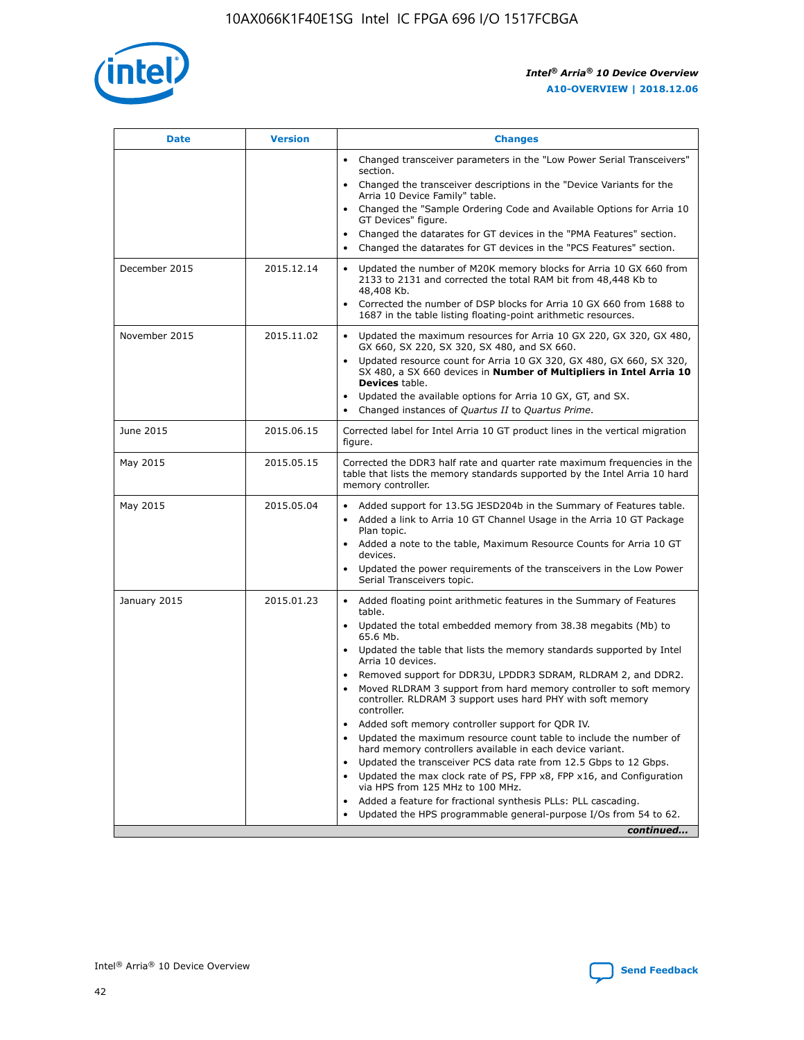| Date | Version | Changes |
| --- | --- | --- |
| | | • Changed transceiver parameters in the "Low Power Serial Transceivers" section.<br>• Changed the transceiver descriptions in the "Device Variants for the Arria 10 Device Family" table.<br>• Changed the "Sample Ordering Code and Available Options for Arria 10 GT Devices" figure.<br>• Changed the datarates for GT devices in the "PMA Features" section.<br>• Changed the datarates for GT devices in the "PCS Features" section. |
| December 2015 | 2015.12.14 | • Updated the number of M20K memory blocks for Arria 10 GX 660 from 2133 to 2131 and corrected the total RAM bit from 48,448 Kb to 48,408 Kb.<br>• Corrected the number of DSP blocks for Arria 10 GX 660 from 1688 to 1687 in the table listing floating-point arithmetic resources. |
| November 2015 | 2015.11.02 | • Updated the maximum resources for Arria 10 GX 220, GX 320, GX 480, GX 660, SX 220, SX 320, SX 480, and SX 660.<br>• Updated resource count for Arria 10 GX 320, GX 480, GX 660, SX 320, SX 480, a SX 660 devices in **Number of Multipliers in Intel Arria 10 Devices** table.<br>• Updated the available options for Arria 10 GX, GT, and SX.<br>• Changed instances of *Quartus II* to *Quartus Prime*. |
| June 2015 | 2015.06.15 | Corrected label for Intel Arria 10 GT product lines in the vertical migration figure. |
| May 2015 | 2015.05.15 | Corrected the DDR3 half rate and quarter rate maximum frequencies in the table that lists the memory standards supported by the Intel Arria 10 hard memory controller. |
| May 2015 | 2015.05.04 | • Added support for 13.5G JESD204b in the Summary of Features table.<br>• Added a link to Arria 10 GT Channel Usage in the Arria 10 GT Package Plan topic.<br>• Added a note to the table, Maximum Resource Counts for Arria 10 GT devices.<br>• Updated the power requirements of the transceivers in the Low Power Serial Transceivers topic. |
| January 2015 | 2015.01.23 | • Added floating point arithmetic features in the Summary of Features table.<br>• Updated the total embedded memory from 38.38 megabits (Mb) to 65.6 Mb.<br>• Updated the table that lists the memory standards supported by Intel Arria 10 devices.<br>• Removed support for DDR3U, LPDDR3 SDRAM, RLDRAM 2, and DDR2.<br>• Moved RLDRAM 3 support from hard memory controller to soft memory controller. RLDRAM 3 support uses hard PHY with soft memory controller.<br>• Added soft memory controller support for QDR IV.<br>• Updated the maximum resource count table to include the number of hard memory controllers available in each device variant.<br>• Updated the transceiver PCS data rate from 12.5 Gbps to 12 Gbps.<br>• Updated the max clock rate of PS, FPP x8, FPP x16, and Configuration via HPS from 125 MHz to 100 MHz.<br>• Added a feature for fractional synthesis PLLs: PLL cascading.<br>• Updated the HPS programmable general-purpose I/Os from 54 to 62. |

*continued...*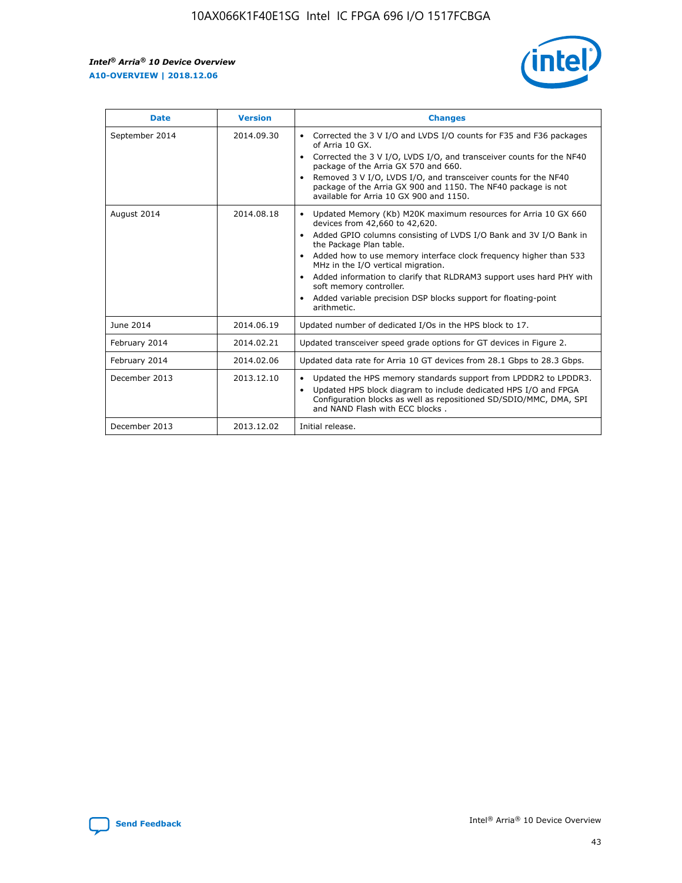| Date | Version | Changes |
| --- | --- | --- |
| September 2014 | 2014.09.30 | • Corrected the 3 V I/O and LVDS I/O counts for F35 and F36 packages of Arria 10 GX.<br>• Corrected the 3 V I/O, LVDS I/O, and transceiver counts for the NF40 package of the Arria GX 570 and 660.<br>• Removed 3 V I/O, LVDS I/O, and transceiver counts for the NF40 package of the Arria GX 900 and 1150. The NF40 package is not available for Arria 10 GX 900 and 1150. |
| August 2014 | 2014.08.18 | • Updated Memory (Kb) M20K maximum resources for Arria 10 GX 660 devices from 42,660 to 42,620.<br>• Added GPIO columns consisting of LVDS I/O Bank and 3V I/O Bank in the Package Plan table.<br>• Added how to use memory interface clock frequency higher than 533 MHz in the I/O vertical migration.<br>• Added information to clarify that RLDRAM3 support uses hard PHY with soft memory controller.<br>• Added variable precision DSP blocks support for floating-point arithmetic. |
| June 2014 | 2014.06.19 | Updated number of dedicated I/Os in the HPS block to 17. |
| February 2014 | 2014.02.21 | Updated transceiver speed grade options for GT devices in Figure 2. |
| February 2014 | 2014.02.06 | Updated data rate for Arria 10 GT devices from 28.1 Gbps to 28.3 Gbps. |
| December 2013 | 2013.12.10 | • Updated the HPS memory standards support from LPDDR2 to LPDDR3.<br>• Updated HPS block diagram to include dedicated HPS I/O and FPGA Configuration blocks as well as repositioned SD/SDIO/MMC, DMA, SPI and NAND Flash with ECC blocks . |
| December 2013 | 2013.12.02 | Initial release. |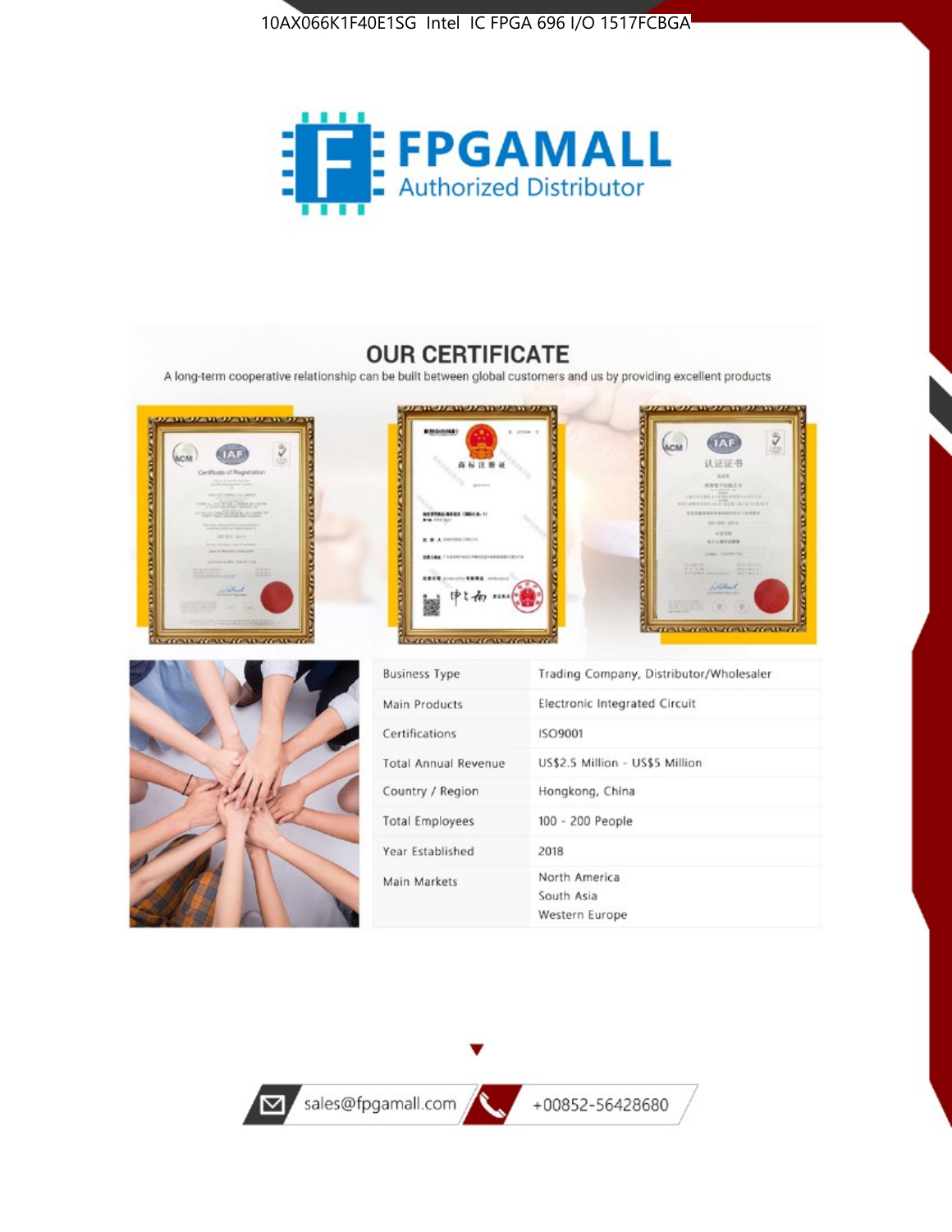FPGAMALL
Authorized Distributor

## OUR CERTIFICATE

A long-term cooperative relationship can be built between global customers and us by providing excellent products

| | |
|---|---|
| Business Type | Trading Company, Distributor/Wholesaler |
| Main Products | Electronic Integrated Circuit |
| Certifications | ISO9001 |
| Total Annual Revenue | US$2.5 Million - US$5 Million |
| Country / Region | Hongkong, China |
| Total Employees | 100 - 200 People |
| Year Established | 2018 |
| Main Markets | North America<br>South Asia<br>Western Europe |

sales@fpgamall.com

+00852-56428680